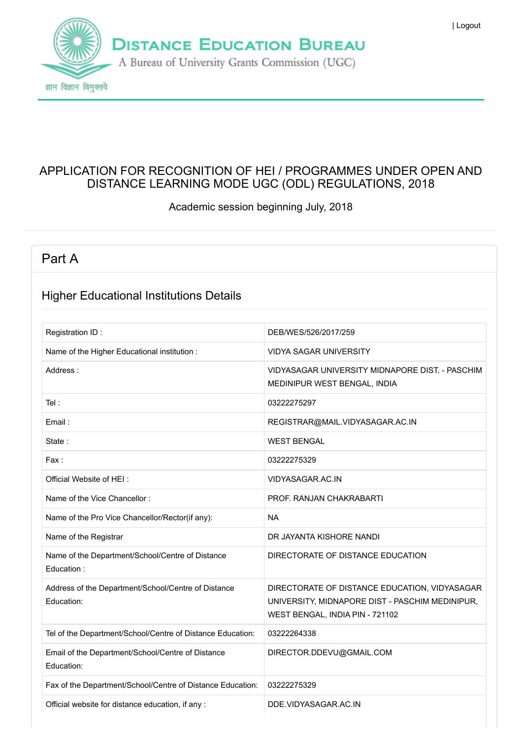| Logout

# DISTANCE EDUCATION BUREAU

A Bureau of University Grants Commission (UGC)

ज्ञान विज्ञान विमुक्तये

## APPLICATION FOR RECOGNITION OF HEI / PROGRAMMES UNDER OPEN AND DISTANCE LEARNING MODE UGC (ODL) REGULATIONS, 2018

Academic session beginning July, 2018

## Part A

### Higher Educational Institutions Details

| | |
|---|---|
| Registration ID : | DEB/WES/526/2017/259 |
| Name of the Higher Educational institution : | VIDYA SAGAR UNIVERSITY |
| Address : | VIDYASAGAR UNIVERSITY MIDNAPORE DIST. - PASCHIM MEDINIPUR WEST BENGAL, INDIA |
| Tel : | 03222275297 |
| Email : | REGISTRAR@MAIL.VIDYASAGAR.AC.IN |
| State : | WEST BENGAL |
| Fax : | 03222275329 |
| Official Website of HEI : | VIDYASAGAR.AC.IN |
| Name of the Vice Chancellor : | PROF. RANJAN CHAKRABARTI |
| Name of the Pro Vice Chancellor/Rector(if any): | NA |
| Name of the Registrar | DR JAYANTA KISHORE NANDI |
| Name of the Department/School/Centre of Distance Education : | DIRECTORATE OF DISTANCE EDUCATION |
| Address of the Department/School/Centre of Distance Education: | DIRECTORATE OF DISTANCE EDUCATION, VIDYASAGAR UNIVERSITY, MIDNAPORE DIST - PASCHIM MEDINIPUR, WEST BENGAL, INDIA PIN - 721102 |
| Tel of the Department/School/Centre of Distance Education: | 03222264338 |
| Email of the Department/School/Centre of Distance Education: | DIRECTOR.DDEVU@GMAIL.COM |
| Fax of the Department/School/Centre of Distance Education: | 03222275329 |
| Official website for distance education, if any : | DDE.VIDYASAGAR.AC.IN |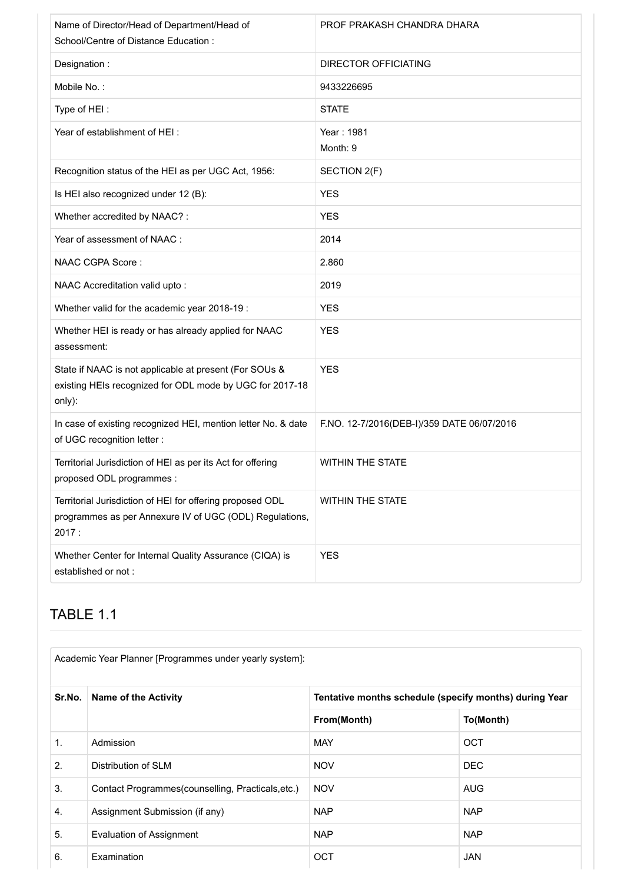| | |
|---|---|
| Name of Director/Head of Department/Head of School/Centre of Distance Education : | PROF PRAKASH CHANDRA DHARA |
| Designation : | DIRECTOR OFFICIATING |
| Mobile No. : | 9433226695 |
| Type of HEI : | STATE |
| Year of establishment of HEI : | Year : 1981<br>Month: 9 |
| Recognition status of the HEI as per UGC Act, 1956: | SECTION 2(F) |
| Is HEI also recognized under 12 (B): | YES |
| Whether accredited by NAAC? : | YES |
| Year of assessment of NAAC : | 2014 |
| NAAC CGPA Score : | 2.860 |
| NAAC Accreditation valid upto : | 2019 |
| Whether valid for the academic year 2018-19 : | YES |
| Whether HEI is ready or has already applied for NAAC assessment: | YES |
| State if NAAC is not applicable at present (For SOUs & existing HEIs recognized for ODL mode by UGC for 2017-18 only): | YES |
| In case of existing recognized HEI, mention letter No. & date of UGC recognition letter : | F.NO. 12-7/2016(DEB-I)/359 DATE 06/07/2016 |
| Territorial Jurisdiction of HEI as per its Act for offering proposed ODL programmes : | WITHIN THE STATE |
| Territorial Jurisdiction of HEI for offering proposed ODL programmes as per Annexure IV of UGC (ODL) Regulations, 2017 : | WITHIN THE STATE |
| Whether Center for Internal Quality Assurance (CIQA) is established or not : | YES |

## TABLE 1.1

Academic Year Planner [Programmes under yearly system]:

| Sr.No. | Name of the Activity | Tentative months schedule (specify months) during Year | |
|---|---|---|---|
| | | From(Month) | To(Month) |
| 1. | Admission | MAY | OCT |
| 2. | Distribution of SLM | NOV | DEC |
| 3. | Contact Programmes(counselling, Practicals,etc.) | NOV | AUG |
| 4. | Assignment Submission (if any) | NAP | NAP |
| 5. | Evaluation of Assignment | NAP | NAP |
| 6. | Examination | OCT | JAN |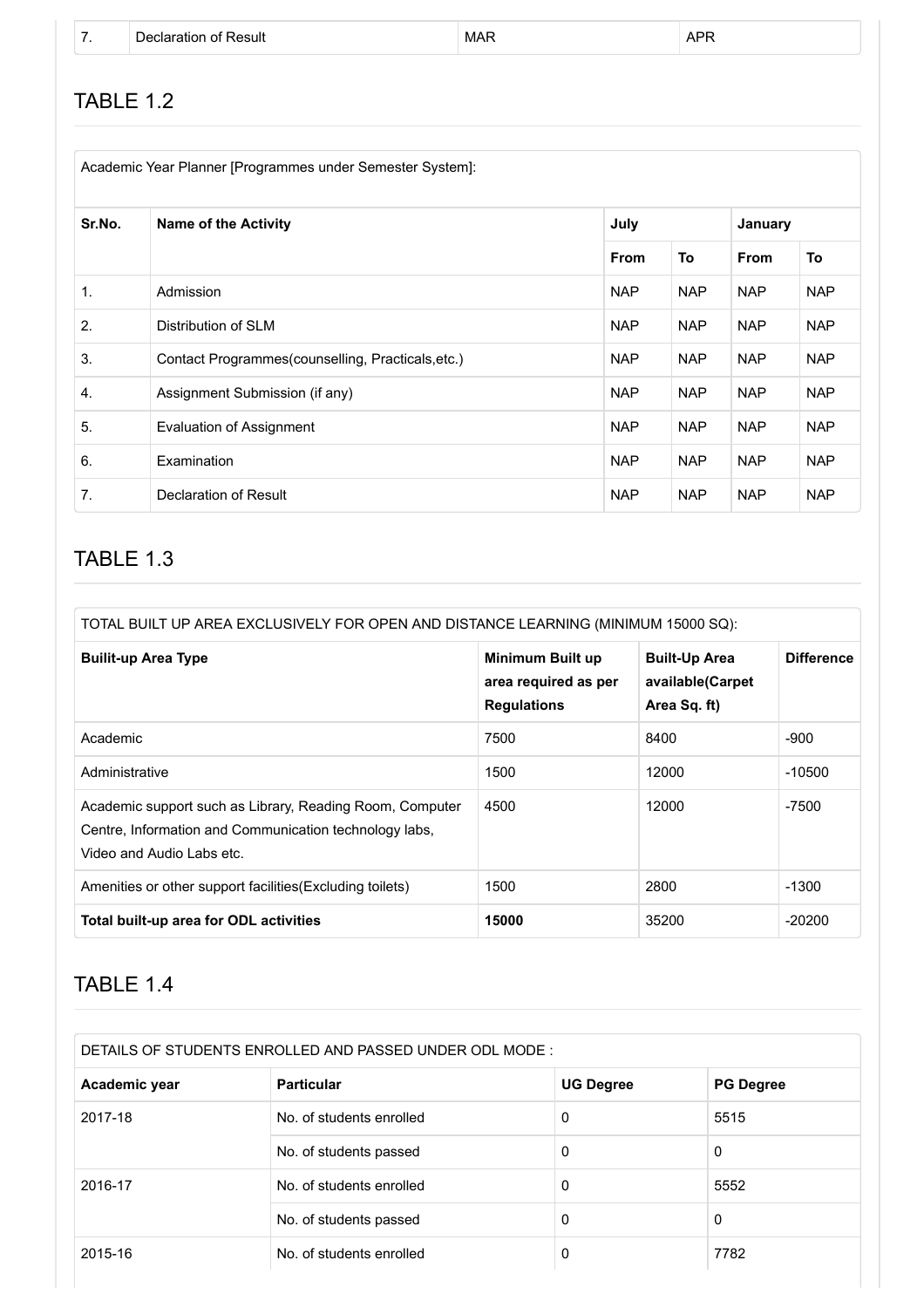| 7. | Declaration of Result | MAR | APR |
|---|---|---|---|

## TABLE 1.2

| Academic Year Planner [Programmes under Semester System]: | | | | | |
|---|---|---|---|---|---|
| **Sr.No.** | **Name of the Activity** | **July** | | **January** | |
| | | **From** | **To** | **From** | **To** |
| 1. | Admission | NAP | NAP | NAP | NAP |
| 2. | Distribution of SLM | NAP | NAP | NAP | NAP |
| 3. | Contact Programmes(counselling, Practicals,etc.) | NAP | NAP | NAP | NAP |
| 4. | Assignment Submission (if any) | NAP | NAP | NAP | NAP |
| 5. | Evaluation of Assignment | NAP | NAP | NAP | NAP |
| 6. | Examination | NAP | NAP | NAP | NAP |
| 7. | Declaration of Result | NAP | NAP | NAP | NAP |

## TABLE 1.3

| TOTAL BUILT UP AREA EXCLUSIVELY FOR OPEN AND DISTANCE LEARNING (MINIMUM 15000 SQ): | | | |
|---|---|---|---|
| **Builit-up Area Type** | **Minimum Built up area required as per Regulations** | **Built-Up Area available(Carpet Area Sq. ft)** | **Difference** |
| Academic | 7500 | 8400 | -900 |
| Administrative | 1500 | 12000 | -10500 |
| Academic support such as Library, Reading Room, Computer Centre, Information and Communication technology labs, Video and Audio Labs etc. | 4500 | 12000 | -7500 |
| Amenities or other support facilities(Excluding toilets) | 1500 | 2800 | -1300 |
| **Total built-up area for ODL activities** | **15000** | 35200 | -20200 |

## TABLE 1.4

| DETAILS OF STUDENTS ENROLLED AND PASSED UNDER ODL MODE : | | | |
|---|---|---|---|
| **Academic year** | **Particular** | **UG Degree** | **PG Degree** |
| 2017-18 | No. of students enrolled | 0 | 5515 |
| | No. of students passed | 0 | 0 |
| 2016-17 | No. of students enrolled | 0 | 5552 |
| | No. of students passed | 0 | 0 |
| 2015-16 | No. of students enrolled | 0 | 7782 |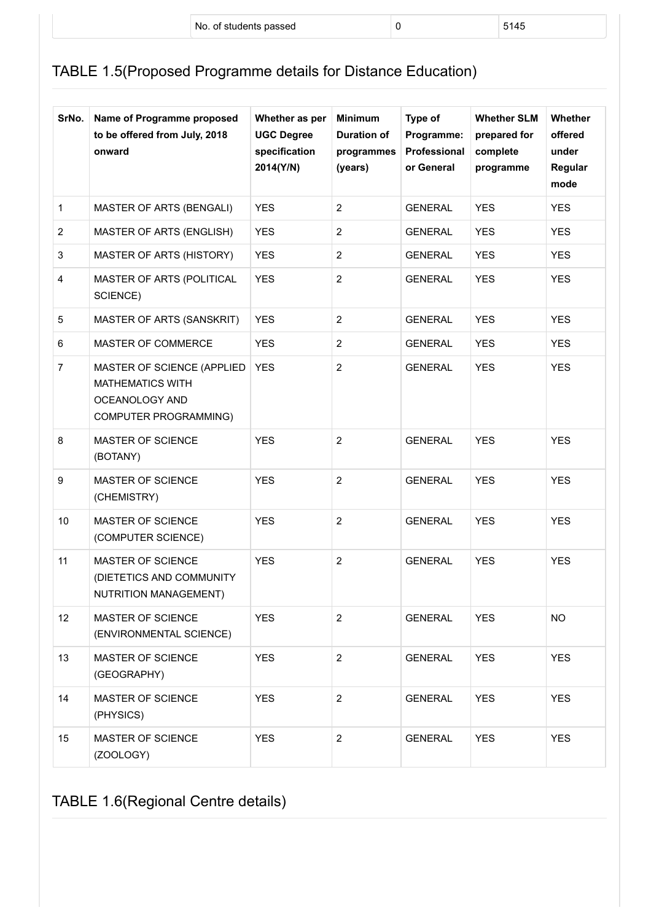| | No. of students passed | 0 | 5145 |
|---|---|---|---|

## TABLE 1.5(Proposed Programme details for Distance Education)

| SrNo. | Name of Programme proposed to be offered from July, 2018 onward | Whether as per UGC Degree specification 2014(Y/N) | Minimum Duration of programmes (years) | Type of Programme: Professional or General | Whether SLM prepared for complete programme | Whether offered under Regular mode |
|---|---|---|---|---|---|---|
| 1 | MASTER OF ARTS (BENGALI) | YES | 2 | GENERAL | YES | YES |
| 2 | MASTER OF ARTS (ENGLISH) | YES | 2 | GENERAL | YES | YES |
| 3 | MASTER OF ARTS (HISTORY) | YES | 2 | GENERAL | YES | YES |
| 4 | MASTER OF ARTS (POLITICAL SCIENCE) | YES | 2 | GENERAL | YES | YES |
| 5 | MASTER OF ARTS (SANSKRIT) | YES | 2 | GENERAL | YES | YES |
| 6 | MASTER OF COMMERCE | YES | 2 | GENERAL | YES | YES |
| 7 | MASTER OF SCIENCE (APPLIED MATHEMATICS WITH OCEANOLOGY AND COMPUTER PROGRAMMING) | YES | 2 | GENERAL | YES | YES |
| 8 | MASTER OF SCIENCE (BOTANY) | YES | 2 | GENERAL | YES | YES |
| 9 | MASTER OF SCIENCE (CHEMISTRY) | YES | 2 | GENERAL | YES | YES |
| 10 | MASTER OF SCIENCE (COMPUTER SCIENCE) | YES | 2 | GENERAL | YES | YES |
| 11 | MASTER OF SCIENCE (DIETETICS AND COMMUNITY NUTRITION MANAGEMENT) | YES | 2 | GENERAL | YES | YES |
| 12 | MASTER OF SCIENCE (ENVIRONMENTAL SCIENCE) | YES | 2 | GENERAL | YES | NO |
| 13 | MASTER OF SCIENCE (GEOGRAPHY) | YES | 2 | GENERAL | YES | YES |
| 14 | MASTER OF SCIENCE (PHYSICS) | YES | 2 | GENERAL | YES | YES |
| 15 | MASTER OF SCIENCE (ZOOLOGY) | YES | 2 | GENERAL | YES | YES |

## TABLE 1.6(Regional Centre details)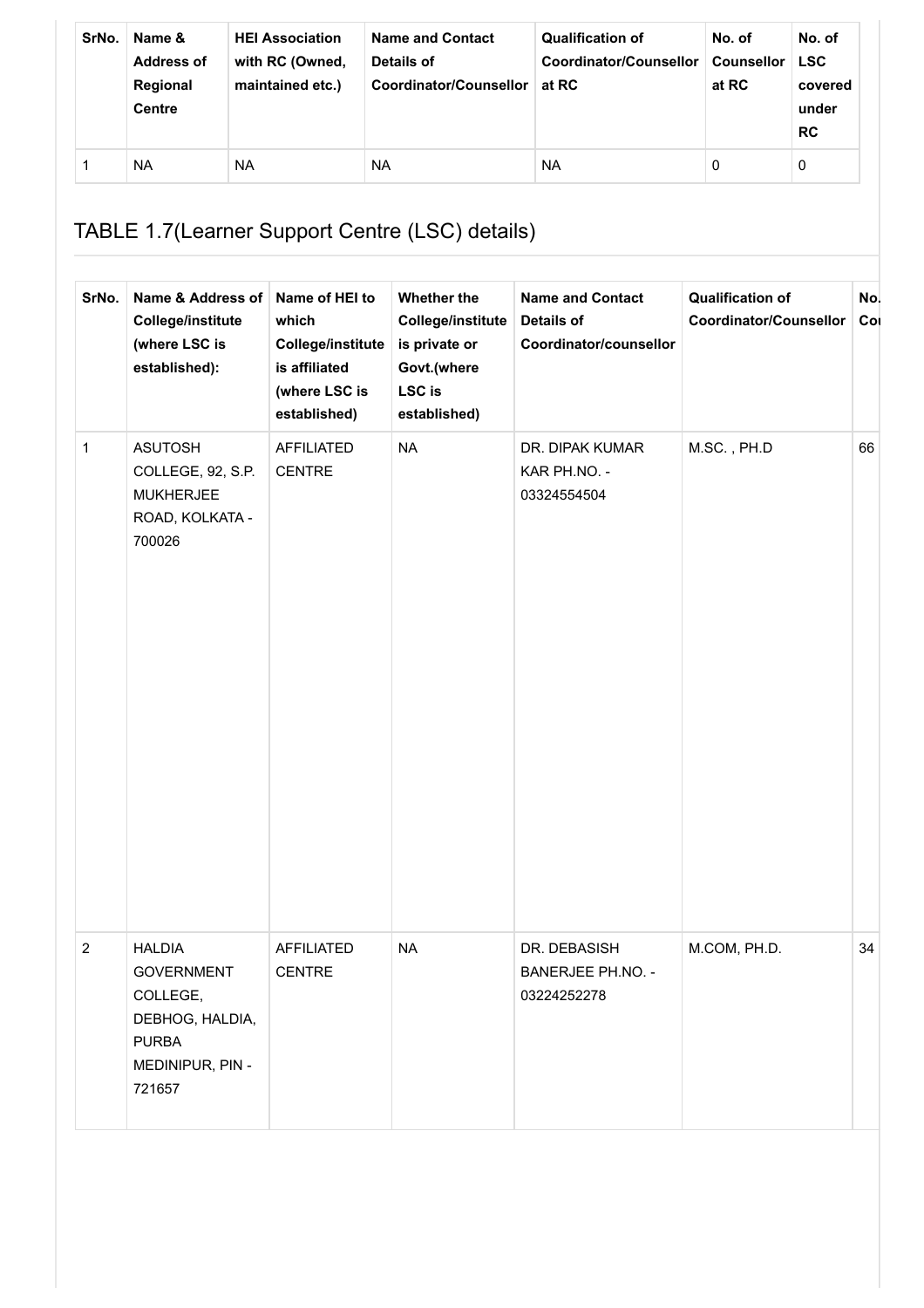| SrNo. | Name & Address of Regional Centre | HEI Association with RC (Owned, maintained etc.) | Name and Contact Details of Coordinator/Counsellor | Qualification of Coordinator/Counsellor at RC | No. of Counsellor at RC | No. of LSC covered under RC |
|---|---|---|---|---|---|---|
| 1 | NA | NA | NA | NA | 0 | 0 |

## TABLE 1.7(Learner Support Centre (LSC) details)

| SrNo. | Name & Address of College/institute (where LSC is established): | Name of HEI to which College/institute is affiliated (where LSC is established) | Whether the College/institute is private or Govt.(where LSC is established) | Name and Contact Details of Coordinator/counsellor | Qualification of Coordinator/Counsellor | No. Co |
|---|---|---|---|---|---|---|
| 1 | ASUTOSH COLLEGE, 92, S.P. MUKHERJEE ROAD, KOLKATA - 700026 | AFFILIATED CENTRE | NA | DR. DIPAK KUMAR KAR PH.NO. - 03324554504 | M.SC. , PH.D | 66 |
| 2 | HALDIA GOVERNMENT COLLEGE, DEBHOG, HALDIA, PURBA MEDINIPUR, PIN - 721657 | AFFILIATED CENTRE | NA | DR. DEBASISH BANERJEE PH.NO. - 03224252278 | M.COM, PH.D. | 34 |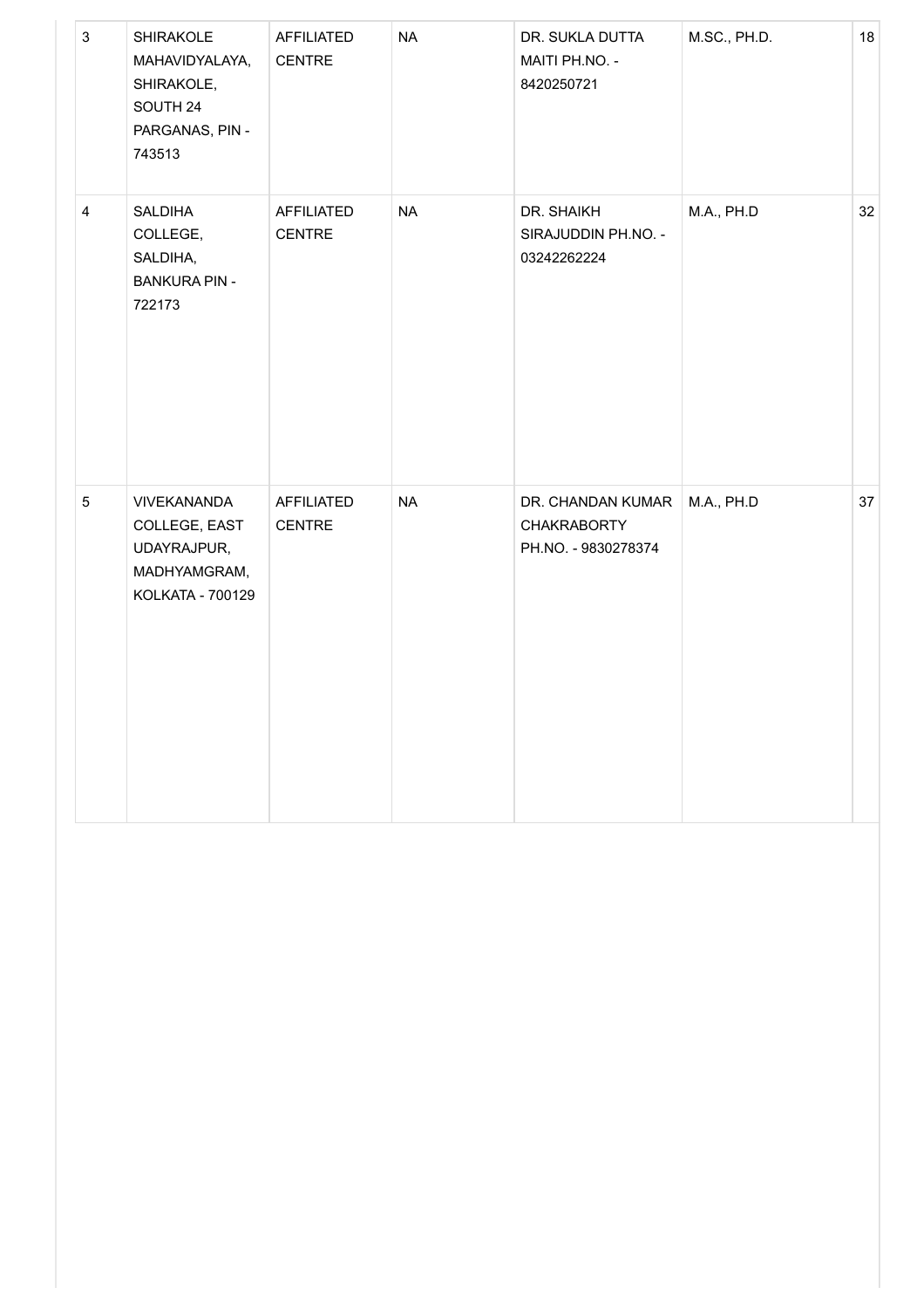| | | | | | | |
|---|---|---|---|---|---|---|
| 3 | SHIRAKOLE MAHAVIDYALAYA, SHIRAKOLE, SOUTH 24 PARGANAS, PIN - 743513 | AFFILIATED CENTRE | NA | DR. SUKLA DUTTA MAITI PH.NO. - 8420250721 | M.SC., PH.D. | 18 |
| 4 | SALDIHA COLLEGE, SALDIHA, BANKURA PIN - 722173 | AFFILIATED CENTRE | NA | DR. SHAIKH SIRAJUDDIN PH.NO. - 03242262224 | M.A., PH.D | 32 |
| 5 | VIVEKANANDA COLLEGE, EAST UDAYRAJPUR, MADHYAMGRAM, KOLKATA - 700129 | AFFILIATED CENTRE | NA | DR. CHANDAN KUMAR CHAKRABORTY PH.NO. - 9830278374 | M.A., PH.D | 37 |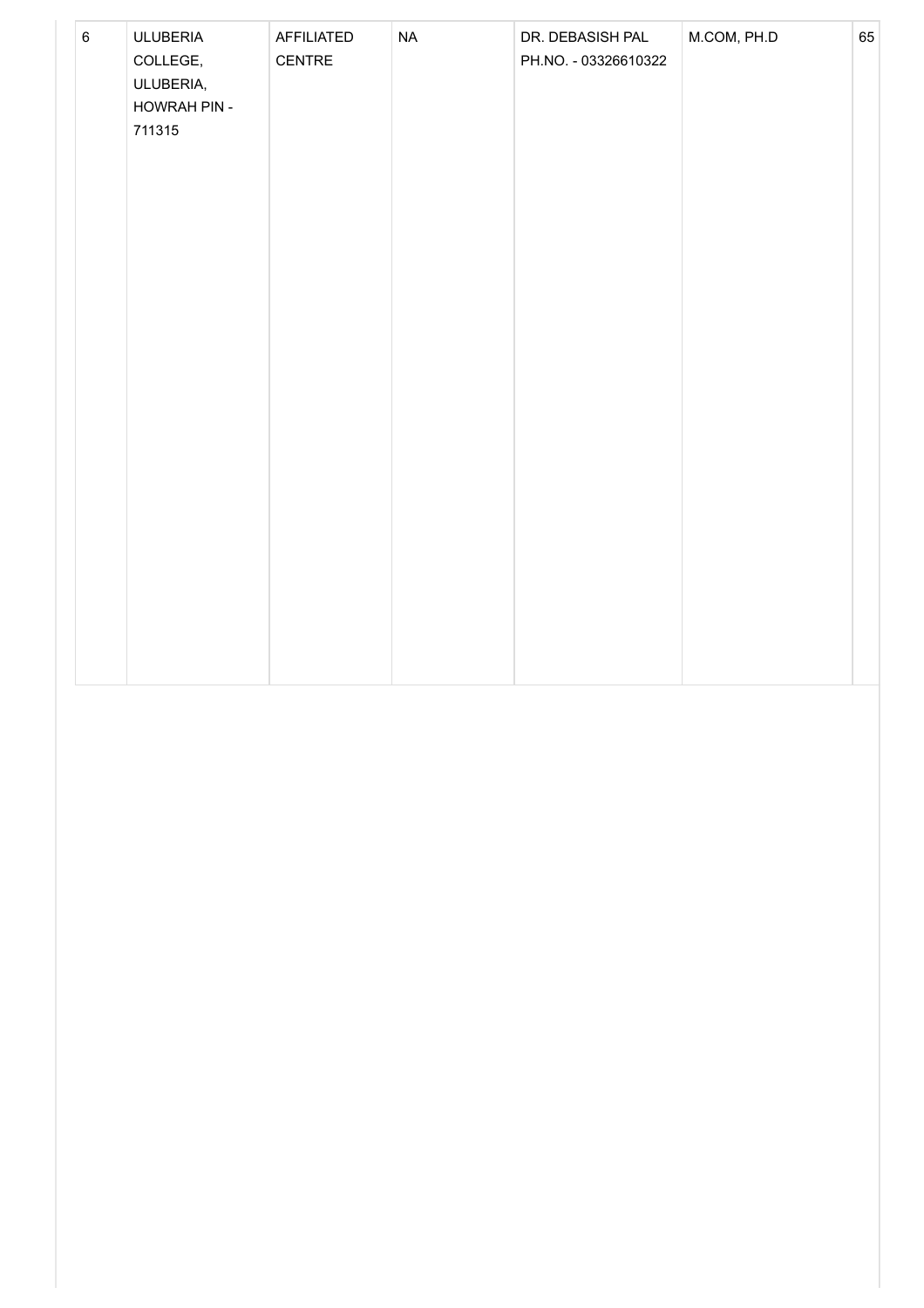| 6 | ULUBERIA COLLEGE, ULUBERIA, HOWRAH PIN - 711315 | AFFILIATED CENTRE | NA | DR. DEBASISH PAL PH.NO. - 03326610322 | M.COM, PH.D | 65 |
|---|---|---|---|---|---|---|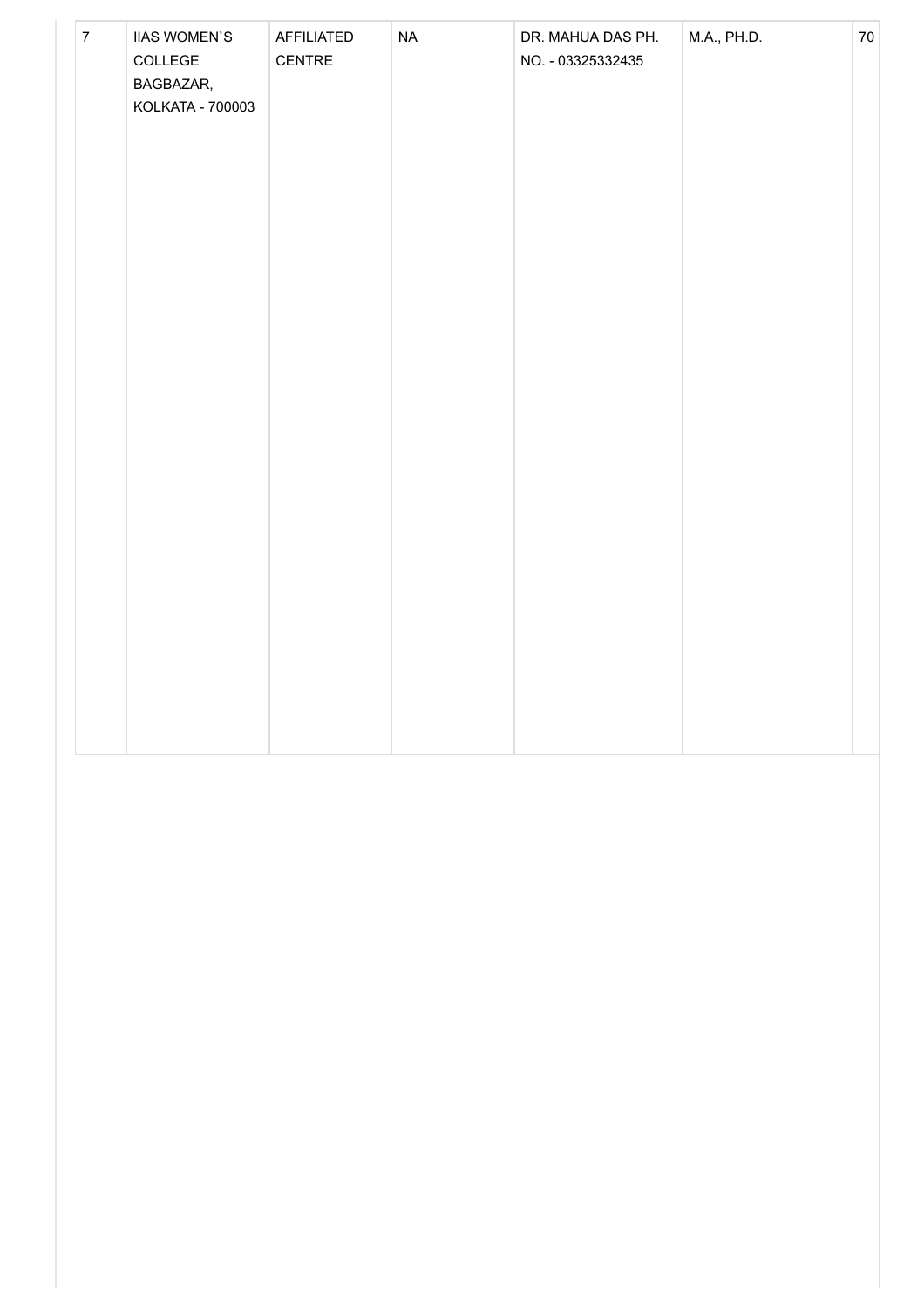| 7 | IIAS WOMEN`S COLLEGE BAGBAZAR, KOLKATA - 700003 | AFFILIATED CENTRE | NA | DR. MAHUA DAS PH. NO. - 03325332435 | M.A., PH.D. | 70 |
|---|---|---|---|---|---|---|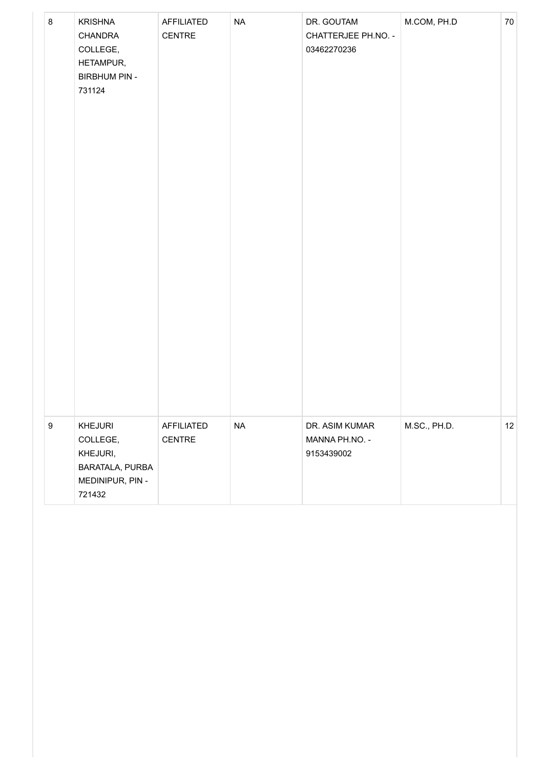| | | | | | | |
|---|---|---|---|---|---|---|
| 8 | KRISHNA CHANDRA COLLEGE, HETAMPUR, BIRBHUM PIN - 731124 | AFFILIATED CENTRE | NA | DR. GOUTAM CHATTERJEE PH.NO. - 03462270236 | M.COM, PH.D | 70 |
| 9 | KHEJURI COLLEGE, KHEJURI, BARATALA, PURBA MEDINIPUR, PIN - 721432 | AFFILIATED CENTRE | NA | DR. ASIM KUMAR MANNA PH.NO. - 9153439002 | M.SC., PH.D. | 12 |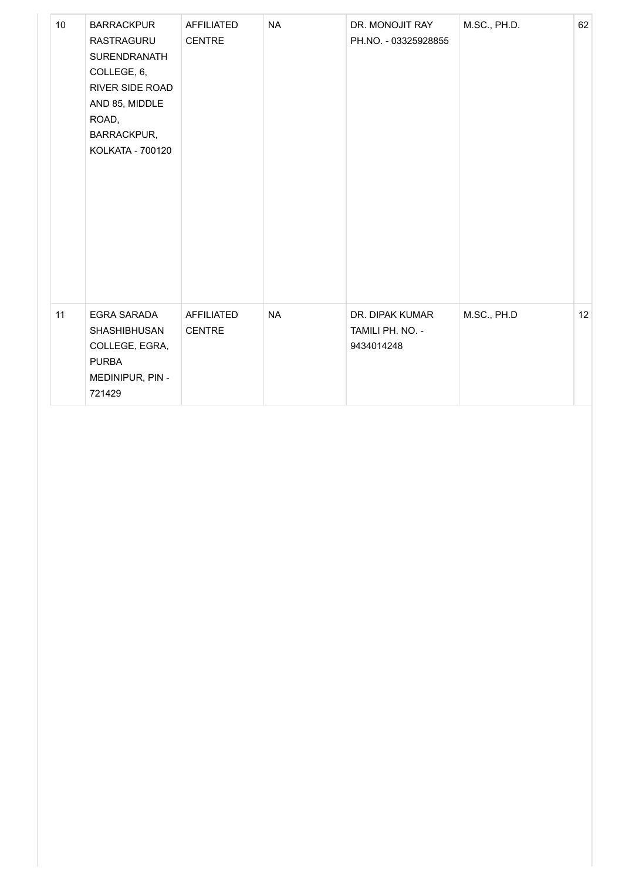| 10 | BARRACKPUR RASTRAGURU SURENDRANATH COLLEGE, 6, RIVER SIDE ROAD AND 85, MIDDLE ROAD, BARRACKPUR, KOLKATA - 700120 | AFFILIATED CENTRE | NA | DR. MONOJIT RAY PH.NO. - 03325928855 | M.SC., PH.D. | 62 |
|---|---|---|---|---|---|---|
| 11 | EGRA SARADA SHASHIBHUSAN COLLEGE, EGRA, PURBA MEDINIPUR, PIN - 721429 | AFFILIATED CENTRE | NA | DR. DIPAK KUMAR TAMILI PH. NO. - 9434014248 | M.SC., PH.D | 12 |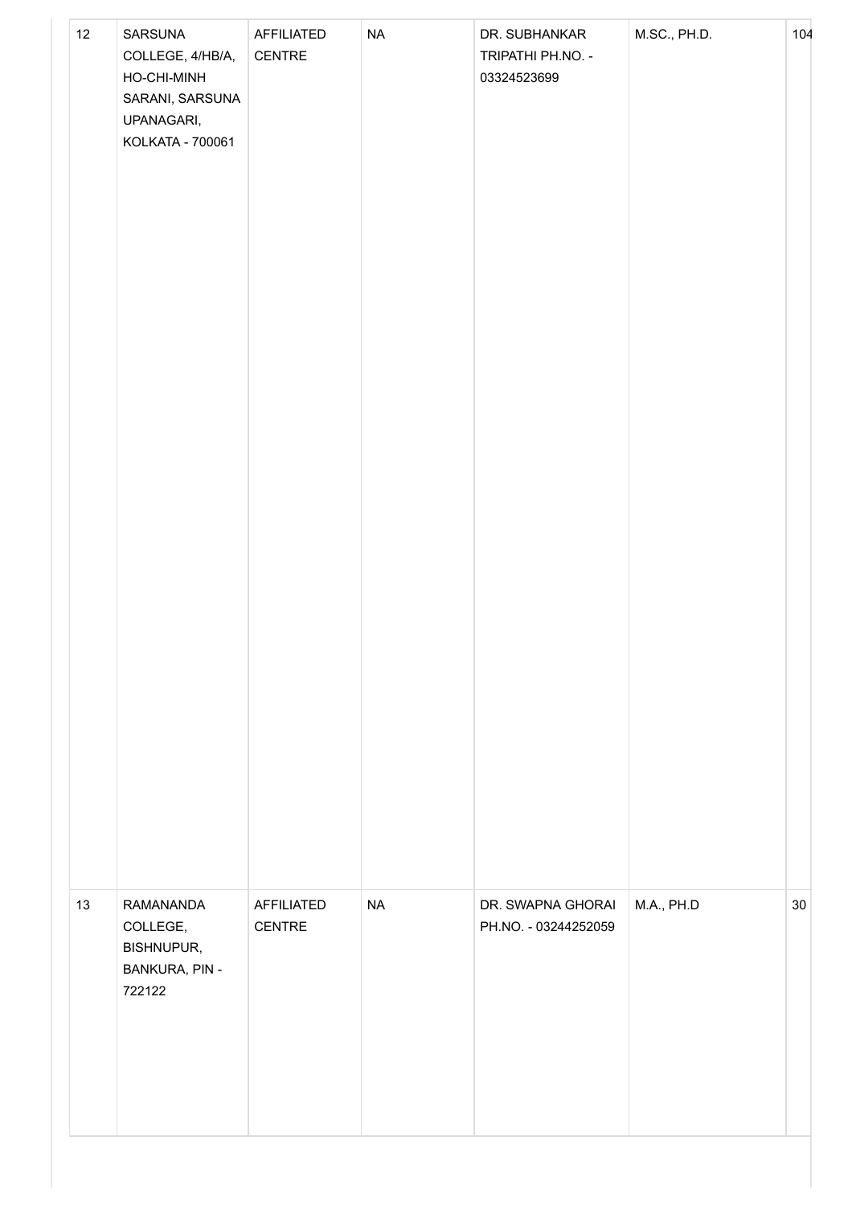| | | | | | | |
|---|---|---|---|---|---|---|
| 12 | SARSUNA COLLEGE, 4/HB/A, HO-CHI-MINH SARANI, SARSUNA UPANAGARI, KOLKATA - 700061 | AFFILIATED CENTRE | NA | DR. SUBHANKAR TRIPATHI PH.NO. - 03324523699 | M.SC., PH.D. | 104 |
| 13 | RAMANANDA COLLEGE, BISHNUPUR, BANKURA, PIN - 722122 | AFFILIATED CENTRE | NA | DR. SWAPNA GHORAI PH.NO. - 03244252059 | M.A., PH.D | 30 |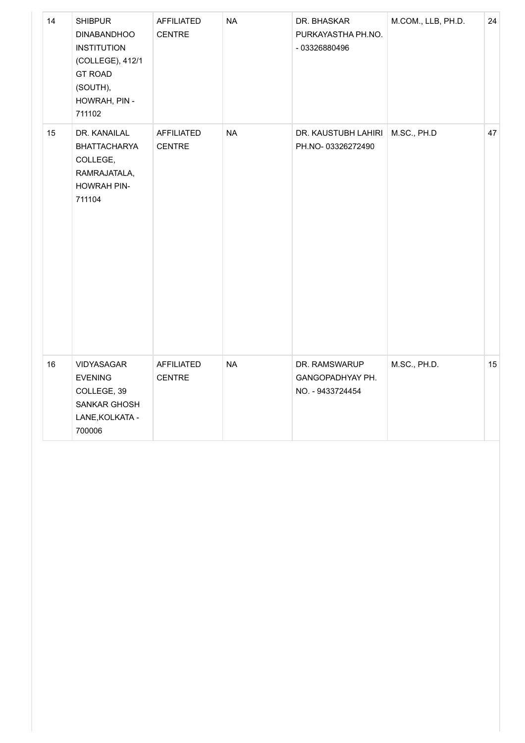| | | | | | | |
|---|---|---|---|---|---|---|
| 14 | SHIBPUR DINABANDHOO INSTITUTION (COLLEGE), 412/1 GT ROAD (SOUTH), HOWRAH, PIN - 711102 | AFFILIATED CENTRE | NA | DR. BHASKAR PURKAYASTHA PH.NO. - 03326880496 | M.COM., LLB, PH.D. | 24 |
| 15 | DR. KANAILAL BHATTACHARYA COLLEGE, RAMRAJATALA, HOWRAH PIN-711104 | AFFILIATED CENTRE | NA | DR. KAUSTUBH LAHIRI PH.NO- 03326272490 | M.SC., PH.D | 47 |
| 16 | VIDYASAGAR EVENING COLLEGE, 39 SANKAR GHOSH LANE,KOLKATA - 700006 | AFFILIATED CENTRE | NA | DR. RAMSWARUP GANGOPADHYAY PH. NO. - 9433724454 | M.SC., PH.D. | 15 |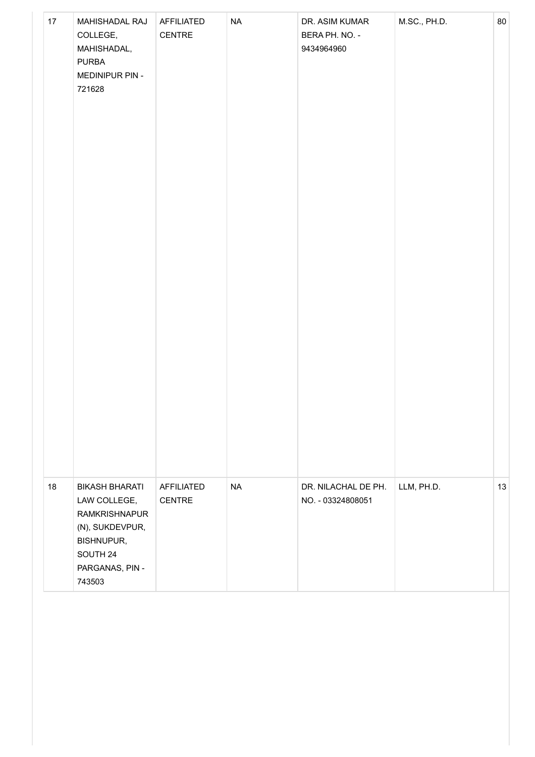| | | | | | | |
|---|---|---|---|---|---|---|
| 17 | MAHISHADAL RAJ COLLEGE, MAHISHADAL, PURBA MEDINIPUR PIN - 721628 | AFFILIATED CENTRE | NA | DR. ASIM KUMAR BERA PH. NO. - 9434964960 | M.SC., PH.D. | 80 |
| 18 | BIKASH BHARATI LAW COLLEGE, RAMKRISHNAPUR (N), SUKDEVPUR, BISHNUPUR, SOUTH 24 PARGANAS, PIN - 743503 | AFFILIATED CENTRE | NA | DR. NILACHAL DE PH. NO. - 03324808051 | LLM, PH.D. | 13 |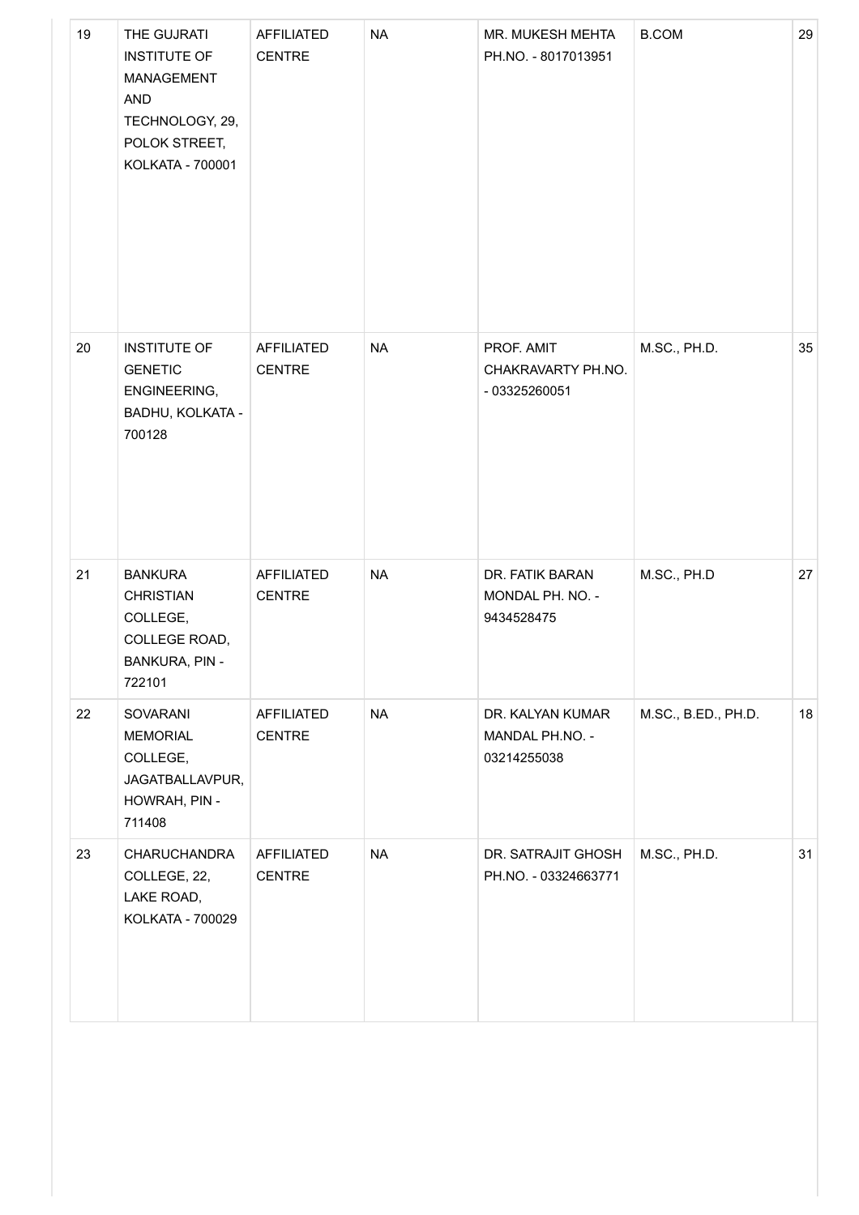| 19 | THE GUJRATI INSTITUTE OF MANAGEMENT AND TECHNOLOGY, 29, POLOK STREET, KOLKATA - 700001 | AFFILIATED CENTRE | NA | MR. MUKESH MEHTA PH.NO. - 8017013951 | B.COM | 29 |
|---|---|---|---|---|---|---|
| 20 | INSTITUTE OF GENETIC ENGINEERING, BADHU, KOLKATA - 700128 | AFFILIATED CENTRE | NA | PROF. AMIT CHAKRAVARTY PH.NO. - 03325260051 | M.SC., PH.D. | 35 |
| 21 | BANKURA CHRISTIAN COLLEGE, COLLEGE ROAD, BANKURA, PIN - 722101 | AFFILIATED CENTRE | NA | DR. FATIK BARAN MONDAL PH. NO. - 9434528475 | M.SC., PH.D | 27 |
| 22 | SOVARANI MEMORIAL COLLEGE, JAGATBALLAVPUR, HOWRAH, PIN - 711408 | AFFILIATED CENTRE | NA | DR. KALYAN KUMAR MANDAL PH.NO. - 03214255038 | M.SC., B.ED., PH.D. | 18 |
| 23 | CHARUCHANDRA COLLEGE, 22, LAKE ROAD, KOLKATA - 700029 | AFFILIATED CENTRE | NA | DR. SATRAJIT GHOSH PH.NO. - 03324663771 | M.SC., PH.D. | 31 |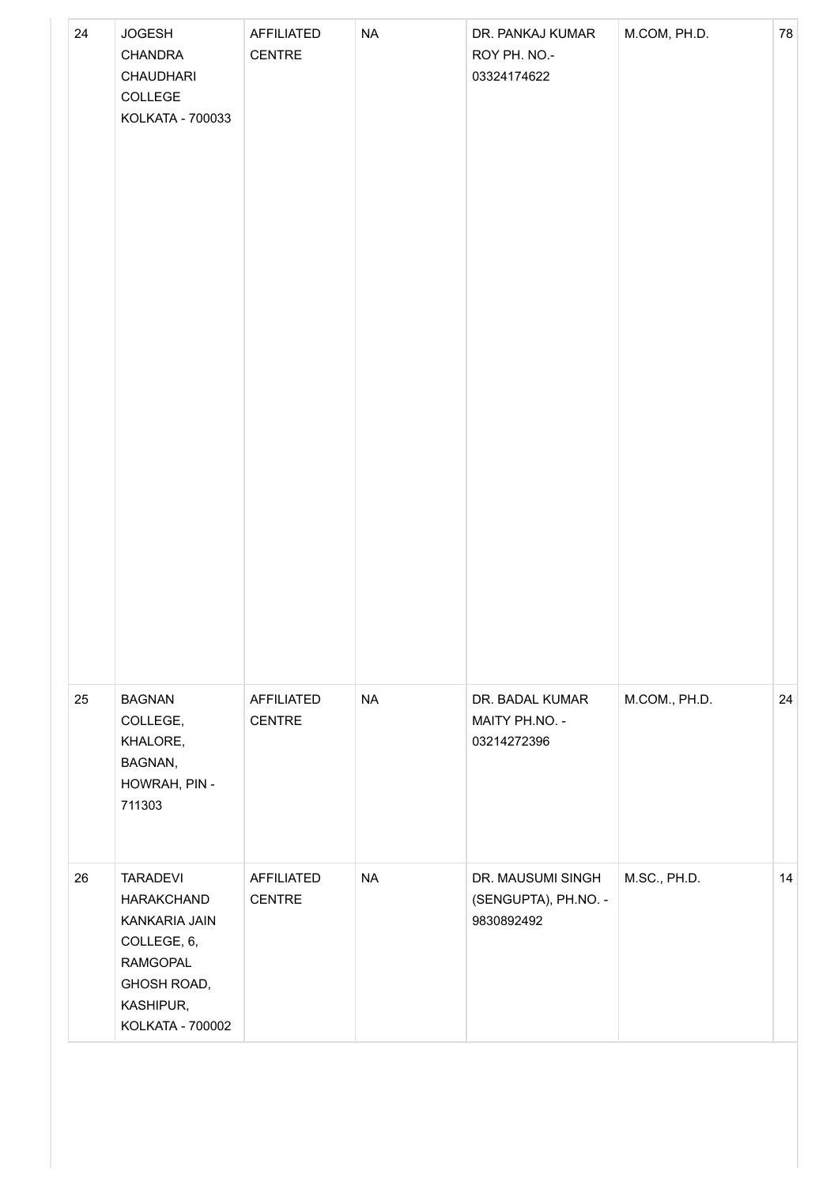| 24 | JOGESH CHANDRA CHAUDHARI COLLEGE KOLKATA - 700033 | AFFILIATED CENTRE | NA | DR. PANKAJ KUMAR ROY PH. NO.- 03324174622 | M.COM, PH.D. | 78 |
|---|---|---|---|---|---|---|
| 25 | BAGNAN COLLEGE, KHALORE, BAGNAN, HOWRAH, PIN - 711303 | AFFILIATED CENTRE | NA | DR. BADAL KUMAR MAITY PH.NO. - 03214272396 | M.COM., PH.D. | 24 |
| 26 | TARADEVI HARAKCHAND KANKARIA JAIN COLLEGE, 6, RAMGOPAL GHOSH ROAD, KASHIPUR, KOLKATA - 700002 | AFFILIATED CENTRE | NA | DR. MAUSUMI SINGH (SENGUPTA), PH.NO. - 9830892492 | M.SC., PH.D. | 14 |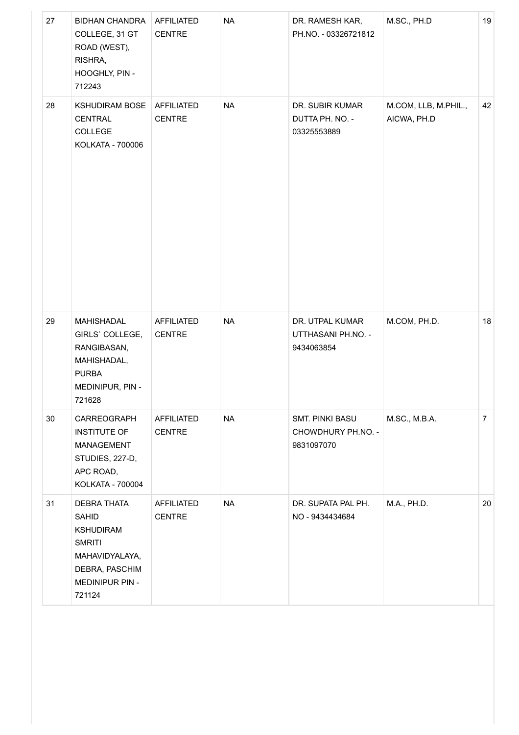| 27 | BIDHAN CHANDRA COLLEGE, 31 GT ROAD (WEST), RISHRA, HOOGHLY, PIN - 712243 | AFFILIATED CENTRE | NA | DR. RAMESH KAR, PH.NO. - 03326721812 | M.SC., PH.D | 19 |
|---|---|---|---|---|---|---|
| 28 | KSHUDIRAM BOSE CENTRAL COLLEGE KOLKATA - 700006 | AFFILIATED CENTRE | NA | DR. SUBIR KUMAR DUTTA PH. NO. - 03325553889 | M.COM, LLB, M.PHIL., AICWA, PH.D | 42 |
| 29 | MAHISHADAL GIRLS` COLLEGE, RANGIBASAN, MAHISHADAL, PURBA MEDINIPUR, PIN - 721628 | AFFILIATED CENTRE | NA | DR. UTPAL KUMAR UTTHASANI PH.NO. - 9434063854 | M.COM, PH.D. | 18 |
| 30 | CARREOGRAPH INSTITUTE OF MANAGEMENT STUDIES, 227-D, APC ROAD, KOLKATA - 700004 | AFFILIATED CENTRE | NA | SMT. PINKI BASU CHOWDHURY PH.NO. - 9831097070 | M.SC., M.B.A. | 7 |
| 31 | DEBRA THATA SAHID KSHUDIRAM SMRITI MAHAVIDYALAYA, DEBRA, PASCHIM MEDINIPUR PIN - 721124 | AFFILIATED CENTRE | NA | DR. SUPATA PAL PH. NO - 9434434684 | M.A., PH.D. | 20 |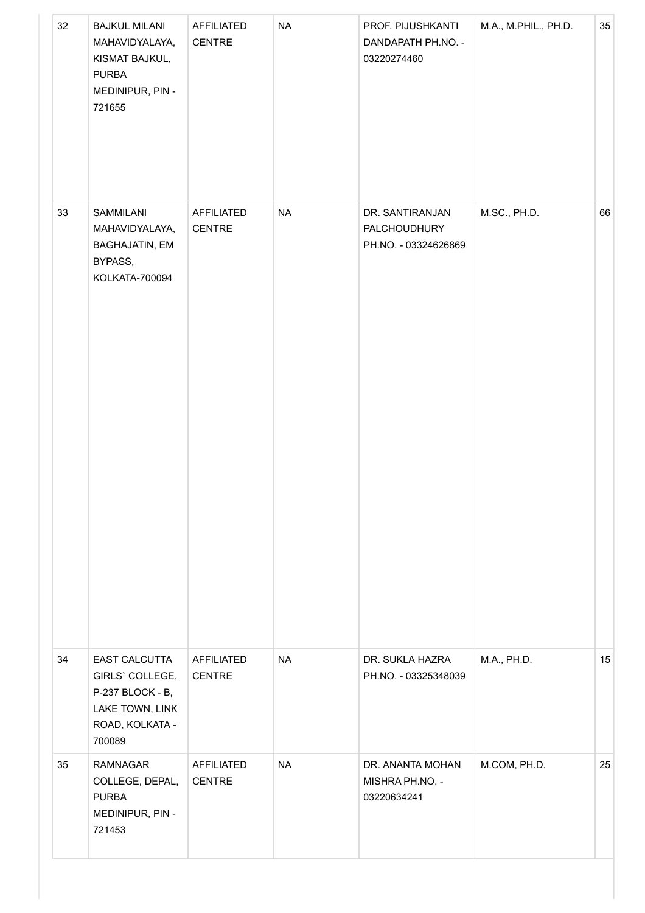| 32 | BAJKUL MILANI MAHAVIDYALAYA, KISMAT BAJKUL, PURBA MEDINIPUR, PIN - 721655 | AFFILIATED CENTRE | NA | PROF. PIJUSHKANTI DANDAPATH PH.NO. - 03220274460 | M.A., M.PHIL., PH.D. | 35 |
|---|---|---|---|---|---|---|
| 33 | SAMMILANI MAHAVIDYALAYA, BAGHAJATIN, EM BYPASS, KOLKATA-700094 | AFFILIATED CENTRE | NA | DR. SANTIRANJAN PALCHOUDHURY PH.NO. - 03324626869 | M.SC., PH.D. | 66 |
| 34 | EAST CALCUTTA GIRLS` COLLEGE, P-237 BLOCK - B, LAKE TOWN, LINK ROAD, KOLKATA - 700089 | AFFILIATED CENTRE | NA | DR. SUKLA HAZRA PH.NO. - 03325348039 | M.A., PH.D. | 15 |
| 35 | RAMNAGAR COLLEGE, DEPAL, PURBA MEDINIPUR, PIN - 721453 | AFFILIATED CENTRE | NA | DR. ANANTA MOHAN MISHRA PH.NO. - 03220634241 | M.COM, PH.D. | 25 |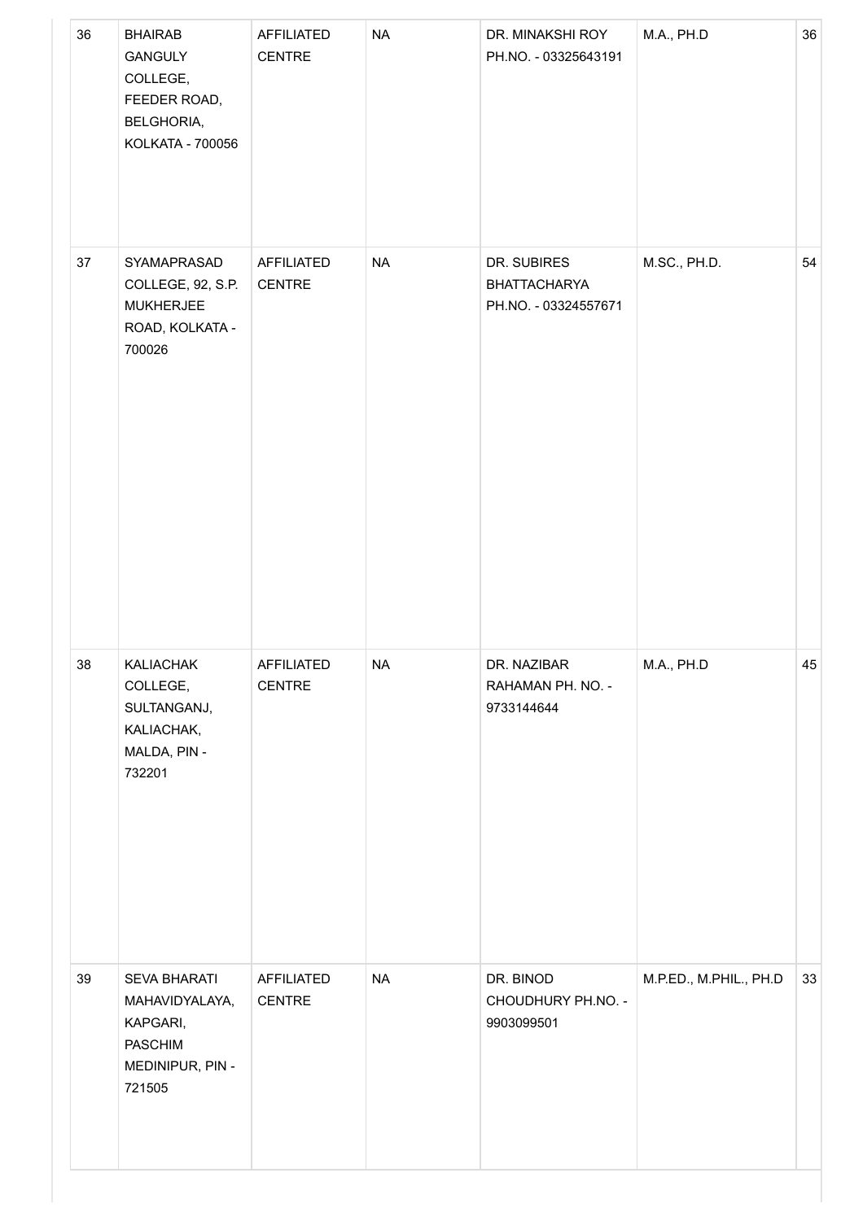| 36 | BHAIRAB GANGULY COLLEGE, FEEDER ROAD, BELGHORIA, KOLKATA - 700056 | AFFILIATED CENTRE | NA | DR. MINAKSHI ROY PH.NO. - 03325643191 | M.A., PH.D | 36 |
|---|---|---|---|---|---|---|
| 37 | SYAMAPRASAD COLLEGE, 92, S.P. MUKHERJEE ROAD, KOLKATA - 700026 | AFFILIATED CENTRE | NA | DR. SUBIRES BHATTACHARYA PH.NO. - 03324557671 | M.SC., PH.D. | 54 |
| 38 | KALIACHAK COLLEGE, SULTANGANJ, KALIACHAK, MALDA, PIN - 732201 | AFFILIATED CENTRE | NA | DR. NAZIBAR RAHAMAN PH. NO. - 9733144644 | M.A., PH.D | 45 |
| 39 | SEVA BHARATI MAHAVIDYALAYA, KAPGARI, PASCHIM MEDINIPUR, PIN - 721505 | AFFILIATED CENTRE | NA | DR. BINOD CHOUDHURY PH.NO. - 9903099501 | M.P.ED., M.PHIL., PH.D | 33 |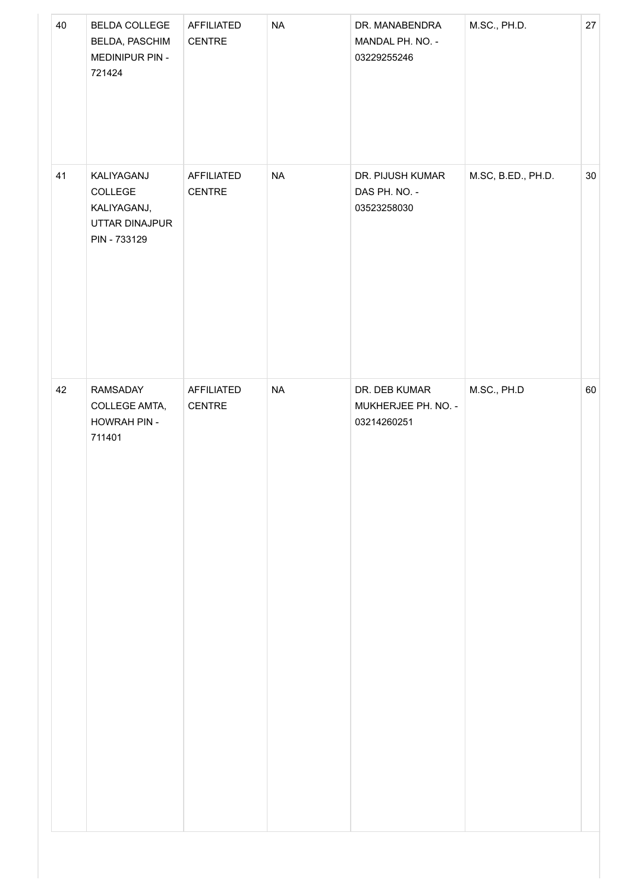| 40 | BELDA COLLEGE BELDA, PASCHIM MEDINIPUR PIN - 721424 | AFFILIATED CENTRE | NA | DR. MANABENDRA MANDAL PH. NO. - 03229255246 | M.SC., PH.D. | 27 |
|---|---|---|---|---|---|---|
| 41 | KALIYAGANJ COLLEGE KALIYAGANJ, UTTAR DINAJPUR PIN - 733129 | AFFILIATED CENTRE | NA | DR. PIJUSH KUMAR DAS PH. NO. - 03523258030 | M.SC, B.ED., PH.D. | 30 |
| 42 | RAMSADAY COLLEGE AMTA, HOWRAH PIN - 711401 | AFFILIATED CENTRE | NA | DR. DEB KUMAR MUKHERJEE PH. NO. - 03214260251 | M.SC., PH.D | 60 |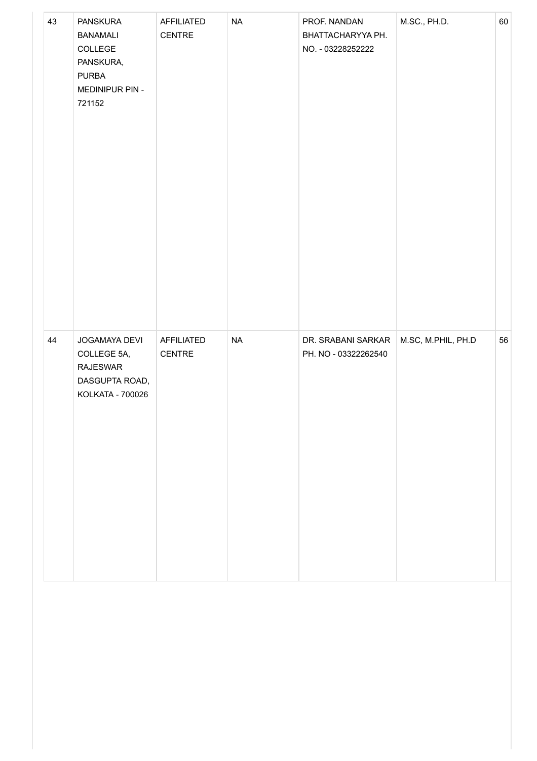| | | | | | | |
|---|---|---|---|---|---|---|
| 43 | PANSKURA BANAMALI COLLEGE PANSKURA, PURBA MEDINIPUR PIN - 721152 | AFFILIATED CENTRE | NA | PROF. NANDAN BHATTACHARYYA PH. NO. - 03228252222 | M.SC., PH.D. | 60 |
| 44 | JOGAMAYA DEVI COLLEGE 5A, RAJESWAR DASGUPTA ROAD, KOLKATA - 700026 | AFFILIATED CENTRE | NA | DR. SRABANI SARKAR PH. NO - 03322262540 | M.SC, M.PHIL, PH.D | 56 |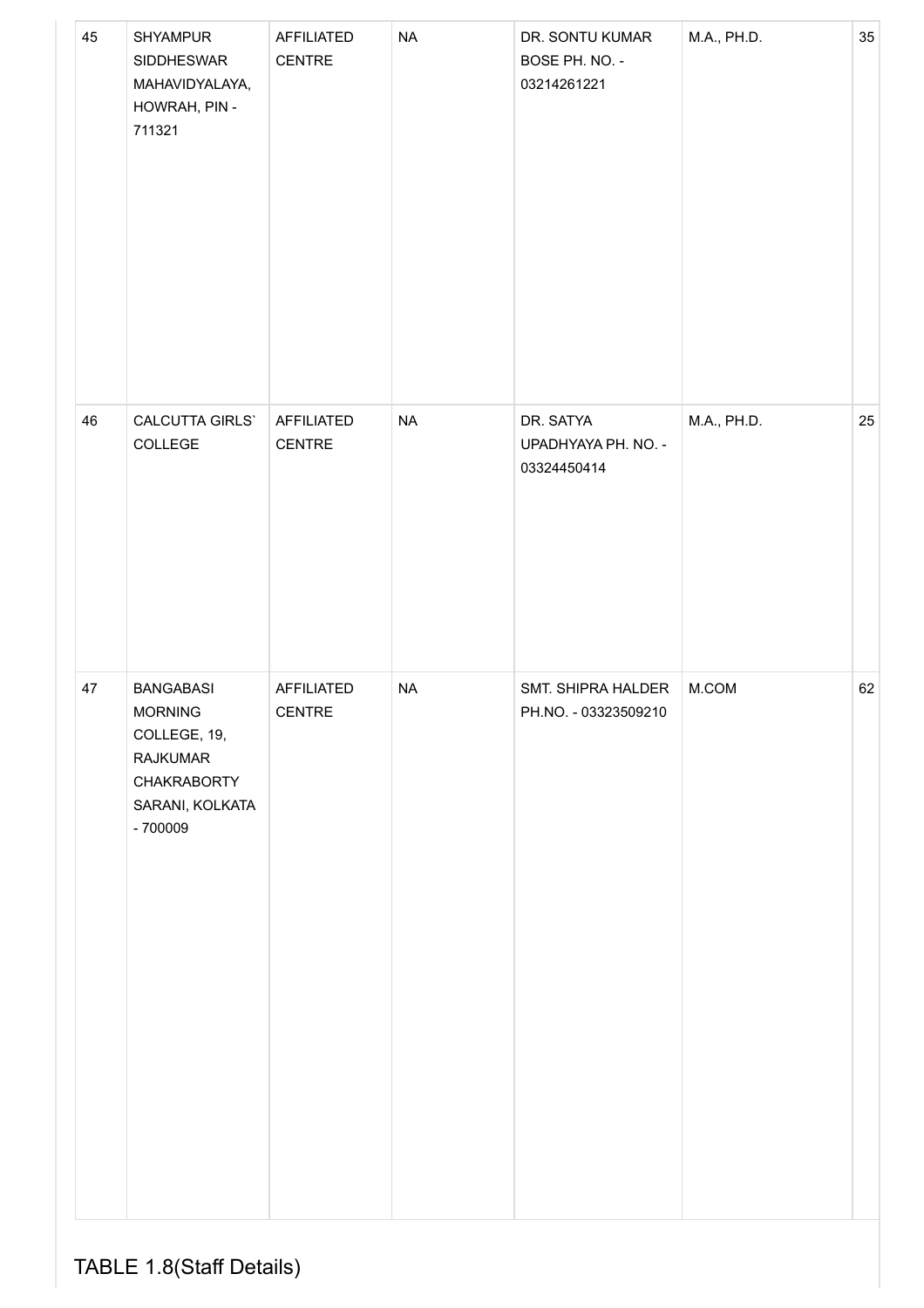| 45 | SHYAMPUR SIDDHESWAR MAHAVIDYALAYA, HOWRAH, PIN - 711321 | AFFILIATED CENTRE | NA | DR. SONTU KUMAR BOSE PH. NO. - 03214261221 | M.A., PH.D. | 35 |
|---|---|---|---|---|---|---|
| 46 | CALCUTTA GIRLS` COLLEGE | AFFILIATED CENTRE | NA | DR. SATYA UPADHYAYA PH. NO. - 03324450414 | M.A., PH.D. | 25 |
| 47 | BANGABASI MORNING COLLEGE, 19, RAJKUMAR CHAKRABORTY SARANI, KOLKATA - 700009 | AFFILIATED CENTRE | NA | SMT. SHIPRA HALDER PH.NO. - 03323509210 | M.COM | 62 |

TABLE 1.8(Staff Details)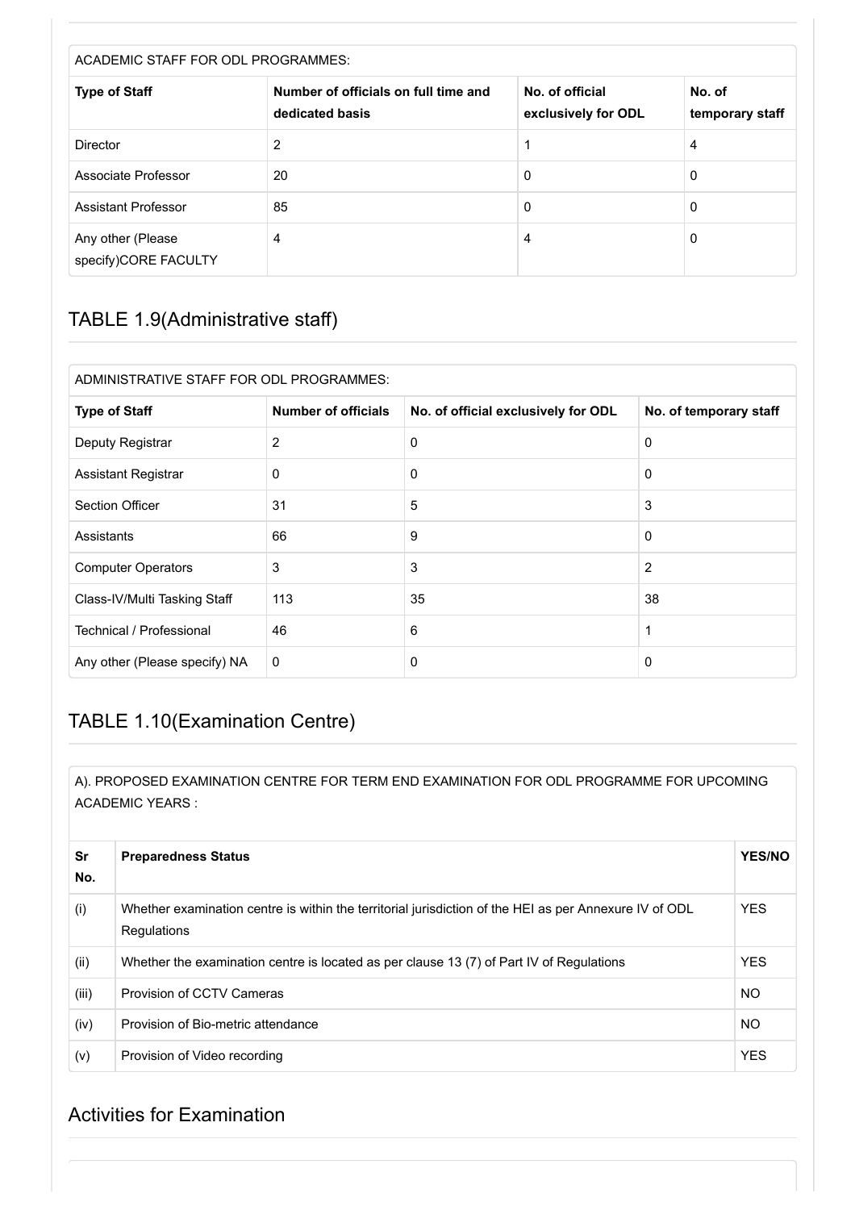| ACADEMIC STAFF FOR ODL PROGRAMMES: | | | |
|---|---|---|---|
| **Type of Staff** | **Number of officials on full time and dedicated basis** | **No. of official exclusively for ODL** | **No. of temporary staff** |
| Director | 2 | 1 | 4 |
| Associate Professor | 20 | 0 | 0 |
| Assistant Professor | 85 | 0 | 0 |
| Any other (Please specify)CORE FACULTY | 4 | 4 | 0 |

## TABLE 1.9(Administrative staff)

| ADMINISTRATIVE STAFF FOR ODL PROGRAMMES: | | | |
|---|---|---|---|
| **Type of Staff** | **Number of officials** | **No. of official exclusively for ODL** | **No. of temporary staff** |
| Deputy Registrar | 2 | 0 | 0 |
| Assistant Registrar | 0 | 0 | 0 |
| Section Officer | 31 | 5 | 3 |
| Assistants | 66 | 9 | 0 |
| Computer Operators | 3 | 3 | 2 |
| Class-IV/Multi Tasking Staff | 113 | 35 | 38 |
| Technical / Professional | 46 | 6 | 1 |
| Any other (Please specify) NA | 0 | 0 | 0 |

## TABLE 1.10(Examination Centre)

A). PROPOSED EXAMINATION CENTRE FOR TERM END EXAMINATION FOR ODL PROGRAMME FOR UPCOMING ACADEMIC YEARS :

| Sr No. | Preparedness Status | YES/NO |
|---|---|---|
| (i) | Whether examination centre is within the territorial jurisdiction of the HEI as per Annexure IV of ODL Regulations | YES |
| (ii) | Whether the examination centre is located as per clause 13 (7) of Part IV of Regulations | YES |
| (iii) | Provision of CCTV Cameras | NO |
| (iv) | Provision of Bio-metric attendance | NO |
| (v) | Provision of Video recording | YES |

## Activities for Examination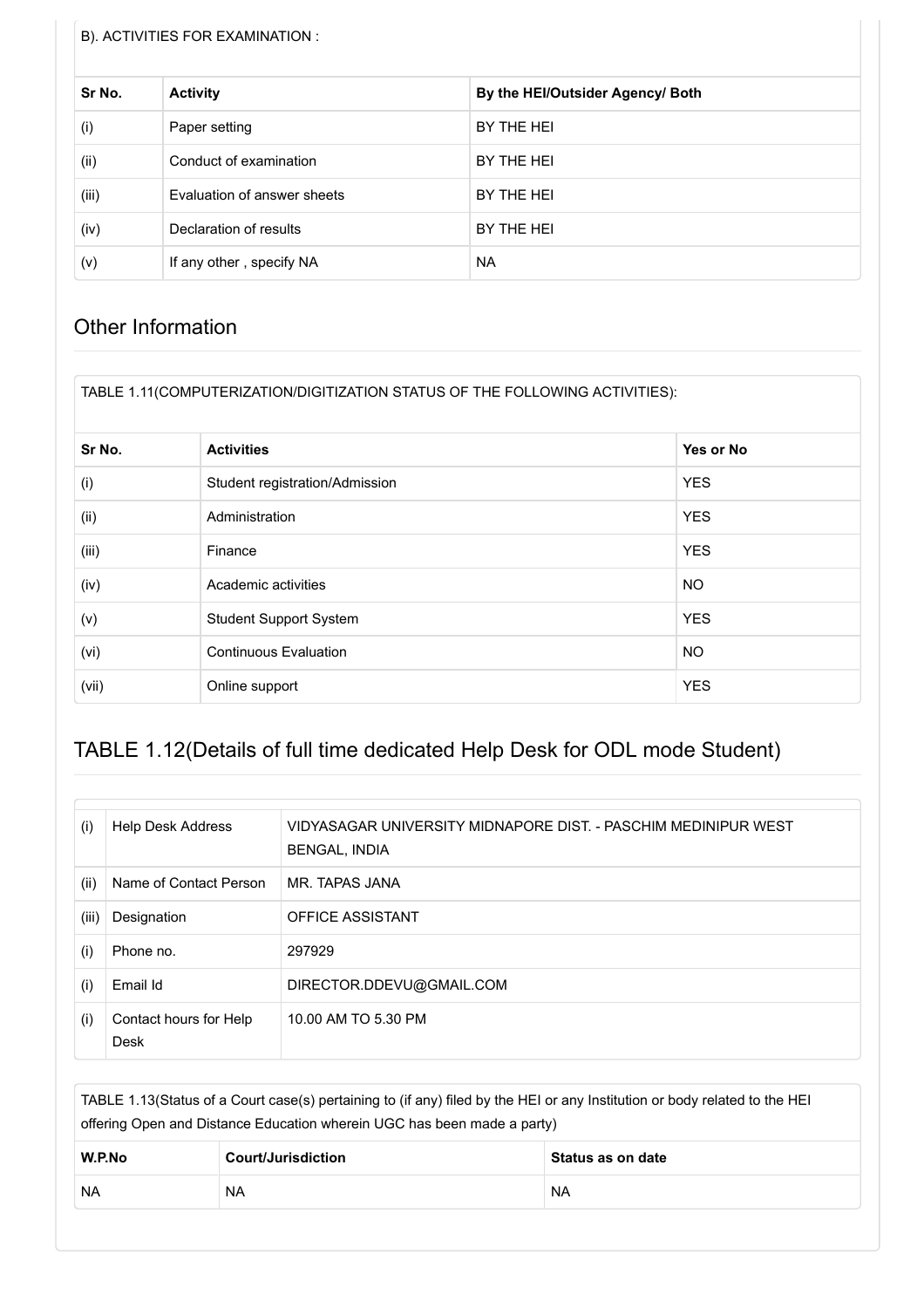B). ACTIVITIES FOR EXAMINATION :

| Sr No. | Activity | By the HEI/Outsider Agency/ Both |
|---|---|---|
| (i) | Paper setting | BY THE HEI |
| (ii) | Conduct of examination | BY THE HEI |
| (iii) | Evaluation of answer sheets | BY THE HEI |
| (iv) | Declaration of results | BY THE HEI |
| (v) | If any other , specify NA | NA |

## Other Information

TABLE 1.11(COMPUTERIZATION/DIGITIZATION STATUS OF THE FOLLOWING ACTIVITIES):

| Sr No. | Activities | Yes or No |
|---|---|---|
| (i) | Student registration/Admission | YES |
| (ii) | Administration | YES |
| (iii) | Finance | YES |
| (iv) | Academic activities | NO |
| (v) | Student Support System | YES |
| (vi) | Continuous Evaluation | NO |
| (vii) | Online support | YES |

## TABLE 1.12(Details of full time dedicated Help Desk for ODL mode Student)

| | | |
|---|---|---|
| (i) | Help Desk Address | VIDYASAGAR UNIVERSITY MIDNAPORE DIST. - PASCHIM MEDINIPUR WEST BENGAL, INDIA |
| (ii) | Name of Contact Person | MR. TAPAS JANA |
| (iii) | Designation | OFFICE ASSISTANT |
| (i) | Phone no. | 297929 |
| (i) | Email Id | DIRECTOR.DDEVU@GMAIL.COM |
| (i) | Contact hours for Help Desk | 10.00 AM TO 5.30 PM |

TABLE 1.13(Status of a Court case(s) pertaining to (if any) filed by the HEI or any Institution or body related to the HEI offering Open and Distance Education wherein UGC has been made a party)

| W.P.No | Court/Jurisdiction | Status as on date |
|---|---|---|
| NA | NA | NA |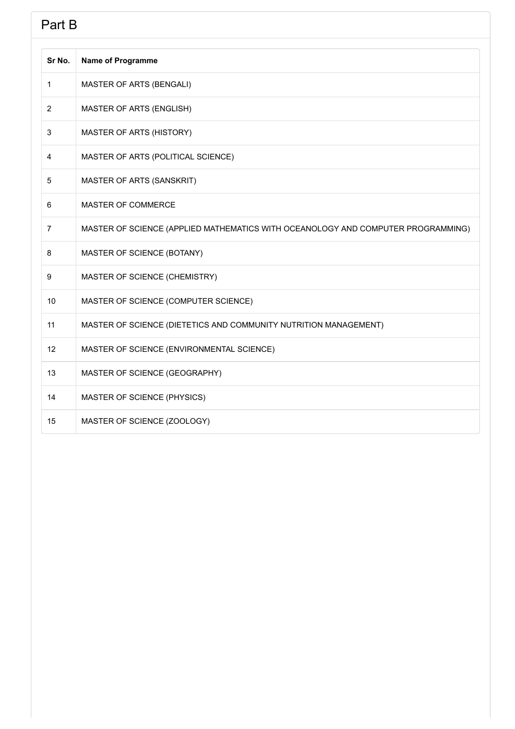## Part B

| Sr No. | Name of Programme |
|---|---|
| 1 | MASTER OF ARTS (BENGALI) |
| 2 | MASTER OF ARTS (ENGLISH) |
| 3 | MASTER OF ARTS (HISTORY) |
| 4 | MASTER OF ARTS (POLITICAL SCIENCE) |
| 5 | MASTER OF ARTS (SANSKRIT) |
| 6 | MASTER OF COMMERCE |
| 7 | MASTER OF SCIENCE (APPLIED MATHEMATICS WITH OCEANOLOGY AND COMPUTER PROGRAMMING) |
| 8 | MASTER OF SCIENCE (BOTANY) |
| 9 | MASTER OF SCIENCE (CHEMISTRY) |
| 10 | MASTER OF SCIENCE (COMPUTER SCIENCE) |
| 11 | MASTER OF SCIENCE (DIETETICS AND COMMUNITY NUTRITION MANAGEMENT) |
| 12 | MASTER OF SCIENCE (ENVIRONMENTAL SCIENCE) |
| 13 | MASTER OF SCIENCE (GEOGRAPHY) |
| 14 | MASTER OF SCIENCE (PHYSICS) |
| 15 | MASTER OF SCIENCE (ZOOLOGY) |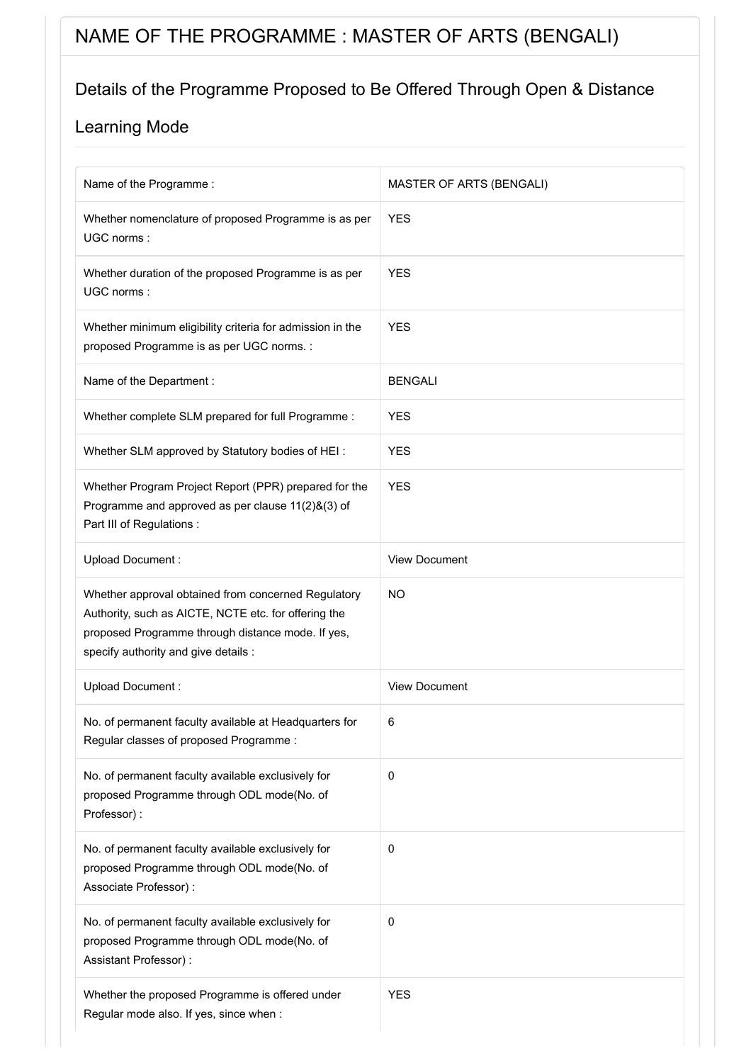# NAME OF THE PROGRAMME : MASTER OF ARTS (BENGALI)

## Details of the Programme Proposed to Be Offered Through Open & Distance Learning Mode

| | |
|---|---|
| Name of the Programme : | MASTER OF ARTS (BENGALI) |
| Whether nomenclature of proposed Programme is as per UGC norms : | YES |
| Whether duration of the proposed Programme is as per UGC norms : | YES |
| Whether minimum eligibility criteria for admission in the proposed Programme is as per UGC norms. : | YES |
| Name of the Department : | BENGALI |
| Whether complete SLM prepared for full Programme : | YES |
| Whether SLM approved by Statutory bodies of HEI : | YES |
| Whether Program Project Report (PPR) prepared for the Programme and approved as per clause 11(2)&(3) of Part III of Regulations : | YES |
| Upload Document : | View Document |
| Whether approval obtained from concerned Regulatory Authority, such as AICTE, NCTE etc. for offering the proposed Programme through distance mode. If yes, specify authority and give details : | NO |
| Upload Document : | View Document |
| No. of permanent faculty available at Headquarters for Regular classes of proposed Programme : | 6 |
| No. of permanent faculty available exclusively for proposed Programme through ODL mode(No. of Professor) : | 0 |
| No. of permanent faculty available exclusively for proposed Programme through ODL mode(No. of Associate Professor) : | 0 |
| No. of permanent faculty available exclusively for proposed Programme through ODL mode(No. of Assistant Professor) : | 0 |
| Whether the proposed Programme is offered under Regular mode also. If yes, since when : | YES |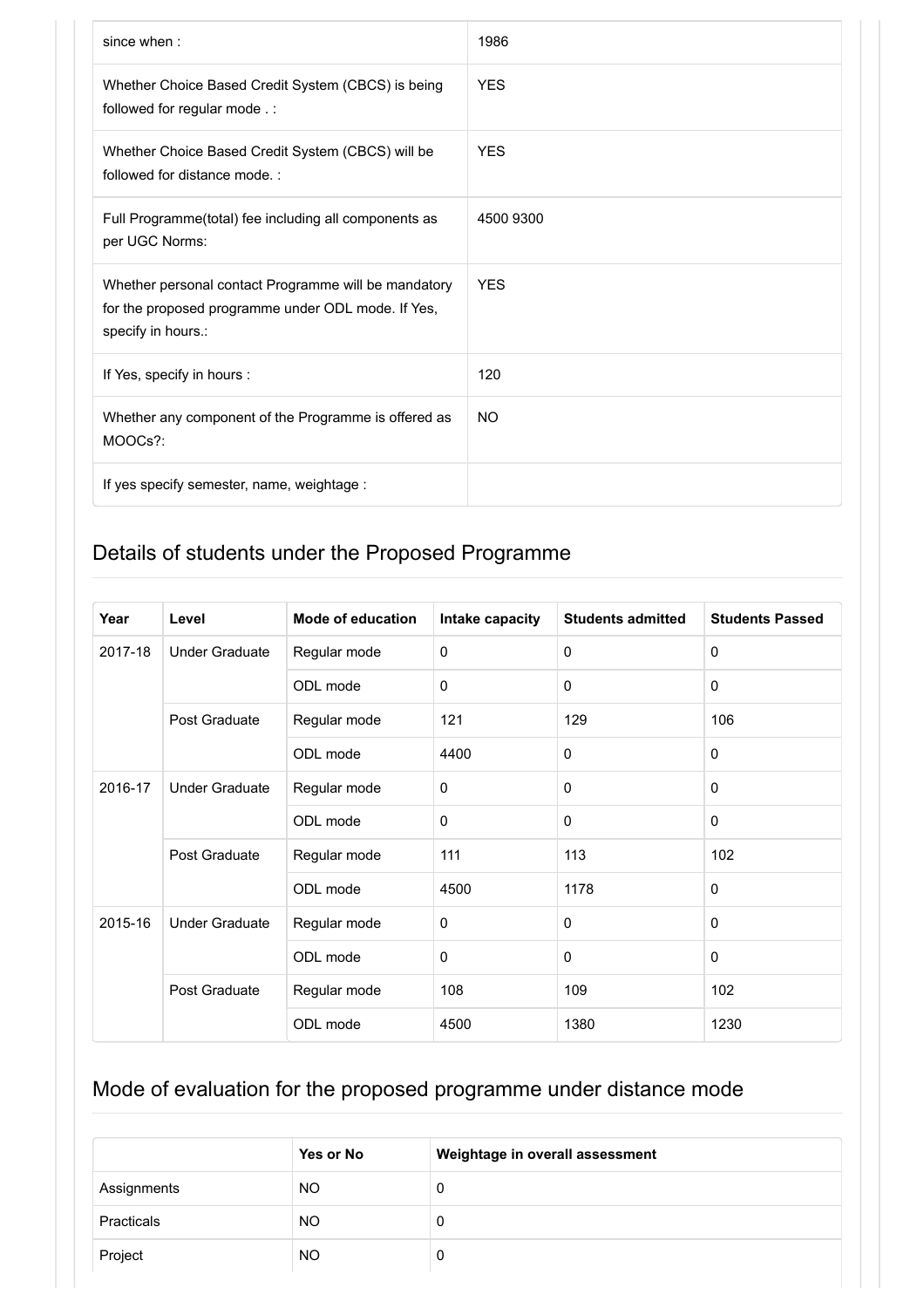| | |
|---|---|
| since when : | 1986 |
| Whether Choice Based Credit System (CBCS) is being followed for regular mode . : | YES |
| Whether Choice Based Credit System (CBCS) will be followed for distance mode. : | YES |
| Full Programme(total) fee including all components as per UGC Norms: | 4500 9300 |
| Whether personal contact Programme will be mandatory for the proposed programme under ODL mode. If Yes, specify in hours.: | YES |
| If Yes, specify in hours : | 120 |
| Whether any component of the Programme is offered as MOOCs?: | NO |
| If yes specify semester, name, weightage : | |

## Details of students under the Proposed Programme

| Year | Level | Mode of education | Intake capacity | Students admitted | Students Passed |
|---|---|---|---|---|---|
| 2017-18 | Under Graduate | Regular mode | 0 | 0 | 0 |
| | | ODL mode | 0 | 0 | 0 |
| | Post Graduate | Regular mode | 121 | 129 | 106 |
| | | ODL mode | 4400 | 0 | 0 |
| 2016-17 | Under Graduate | Regular mode | 0 | 0 | 0 |
| | | ODL mode | 0 | 0 | 0 |
| | Post Graduate | Regular mode | 111 | 113 | 102 |
| | | ODL mode | 4500 | 1178 | 0 |
| 2015-16 | Under Graduate | Regular mode | 0 | 0 | 0 |
| | | ODL mode | 0 | 0 | 0 |
| | Post Graduate | Regular mode | 108 | 109 | 102 |
| | | ODL mode | 4500 | 1380 | 1230 |

## Mode of evaluation for the proposed programme under distance mode

| | Yes or No | Weightage in overall assessment |
|---|---|---|
| Assignments | NO | 0 |
| Practicals | NO | 0 |
| Project | NO | 0 |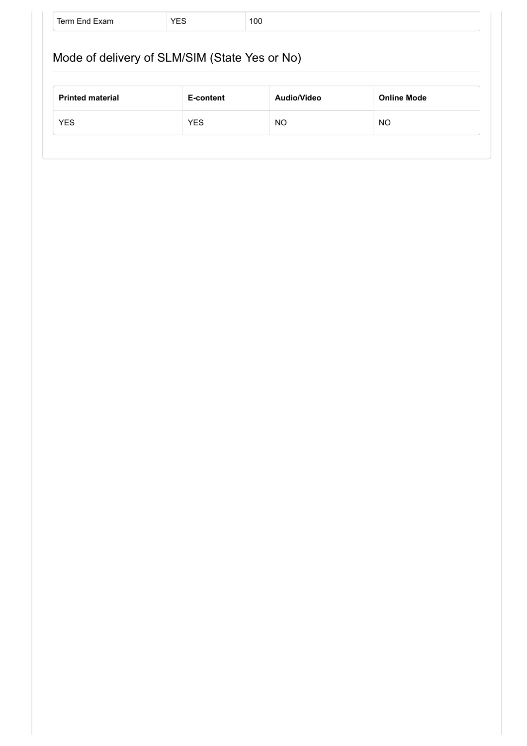| Term End Exam | YES | 100 |
|---|---|---|

## Mode of delivery of SLM/SIM (State Yes or No)

| Printed material | E-content | Audio/Video | Online Mode |
|---|---|---|---|
| YES | YES | NO | NO |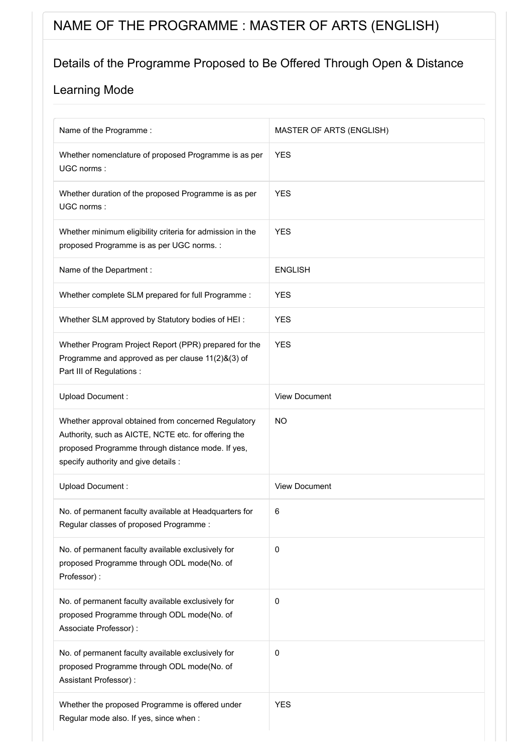# NAME OF THE PROGRAMME : MASTER OF ARTS (ENGLISH)

## Details of the Programme Proposed to Be Offered Through Open & Distance Learning Mode

| | |
|---|---|
| Name of the Programme : | MASTER OF ARTS (ENGLISH) |
| Whether nomenclature of proposed Programme is as per UGC norms : | YES |
| Whether duration of the proposed Programme is as per UGC norms : | YES |
| Whether minimum eligibility criteria for admission in the proposed Programme is as per UGC norms. : | YES |
| Name of the Department : | ENGLISH |
| Whether complete SLM prepared for full Programme : | YES |
| Whether SLM approved by Statutory bodies of HEI : | YES |
| Whether Program Project Report (PPR) prepared for the Programme and approved as per clause 11(2)&(3) of Part III of Regulations : | YES |
| Upload Document : | View Document |
| Whether approval obtained from concerned Regulatory Authority, such as AICTE, NCTE etc. for offering the proposed Programme through distance mode. If yes, specify authority and give details : | NO |
| Upload Document : | View Document |
| No. of permanent faculty available at Headquarters for Regular classes of proposed Programme : | 6 |
| No. of permanent faculty available exclusively for proposed Programme through ODL mode(No. of Professor) : | 0 |
| No. of permanent faculty available exclusively for proposed Programme through ODL mode(No. of Associate Professor) : | 0 |
| No. of permanent faculty available exclusively for proposed Programme through ODL mode(No. of Assistant Professor) : | 0 |
| Whether the proposed Programme is offered under Regular mode also. If yes, since when : | YES |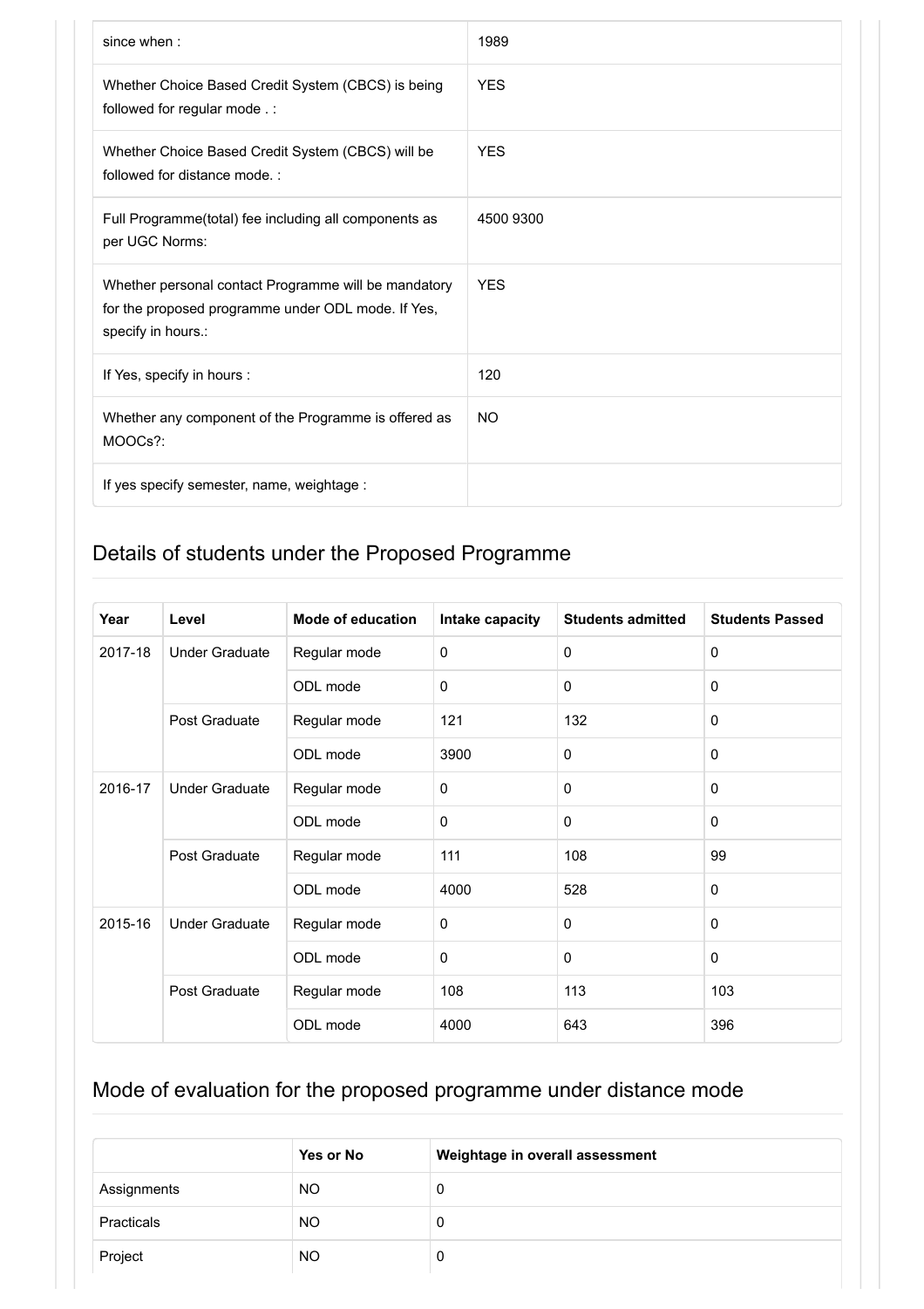| | |
|---|---|
| since when : | 1989 |
| Whether Choice Based Credit System (CBCS) is being followed for regular mode . : | YES |
| Whether Choice Based Credit System (CBCS) will be followed for distance mode. : | YES |
| Full Programme(total) fee including all components as per UGC Norms: | 4500 9300 |
| Whether personal contact Programme will be mandatory for the proposed programme under ODL mode. If Yes, specify in hours.: | YES |
| If Yes, specify in hours : | 120 |
| Whether any component of the Programme is offered as MOOCs?: | NO |
| If yes specify semester, name, weightage : | |

## Details of students under the Proposed Programme

| Year | Level | Mode of education | Intake capacity | Students admitted | Students Passed |
|---|---|---|---|---|---|
| 2017-18 | Under Graduate | Regular mode | 0 | 0 | 0 |
| | | ODL mode | 0 | 0 | 0 |
| | Post Graduate | Regular mode | 121 | 132 | 0 |
| | | ODL mode | 3900 | 0 | 0 |
| 2016-17 | Under Graduate | Regular mode | 0 | 0 | 0 |
| | | ODL mode | 0 | 0 | 0 |
| | Post Graduate | Regular mode | 111 | 108 | 99 |
| | | ODL mode | 4000 | 528 | 0 |
| 2015-16 | Under Graduate | Regular mode | 0 | 0 | 0 |
| | | ODL mode | 0 | 0 | 0 |
| | Post Graduate | Regular mode | 108 | 113 | 103 |
| | | ODL mode | 4000 | 643 | 396 |

## Mode of evaluation for the proposed programme under distance mode

| | Yes or No | Weightage in overall assessment |
|---|---|---|
| Assignments | NO | 0 |
| Practicals | NO | 0 |
| Project | NO | 0 |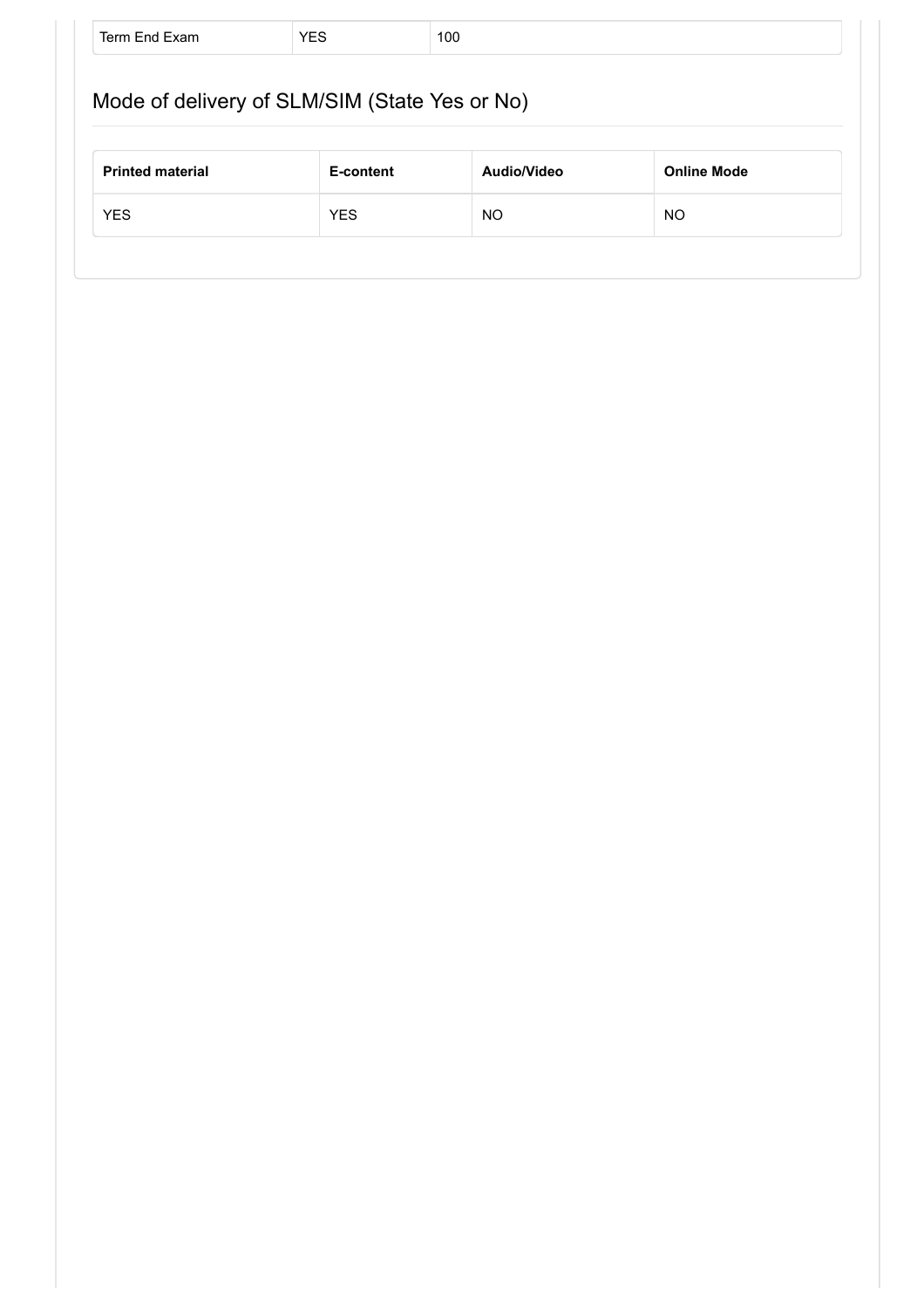| Term End Exam | YES | 100 |
|---|---|---|

## Mode of delivery of SLM/SIM (State Yes or No)

| Printed material | E-content | Audio/Video | Online Mode |
|---|---|---|---|
| YES | YES | NO | NO |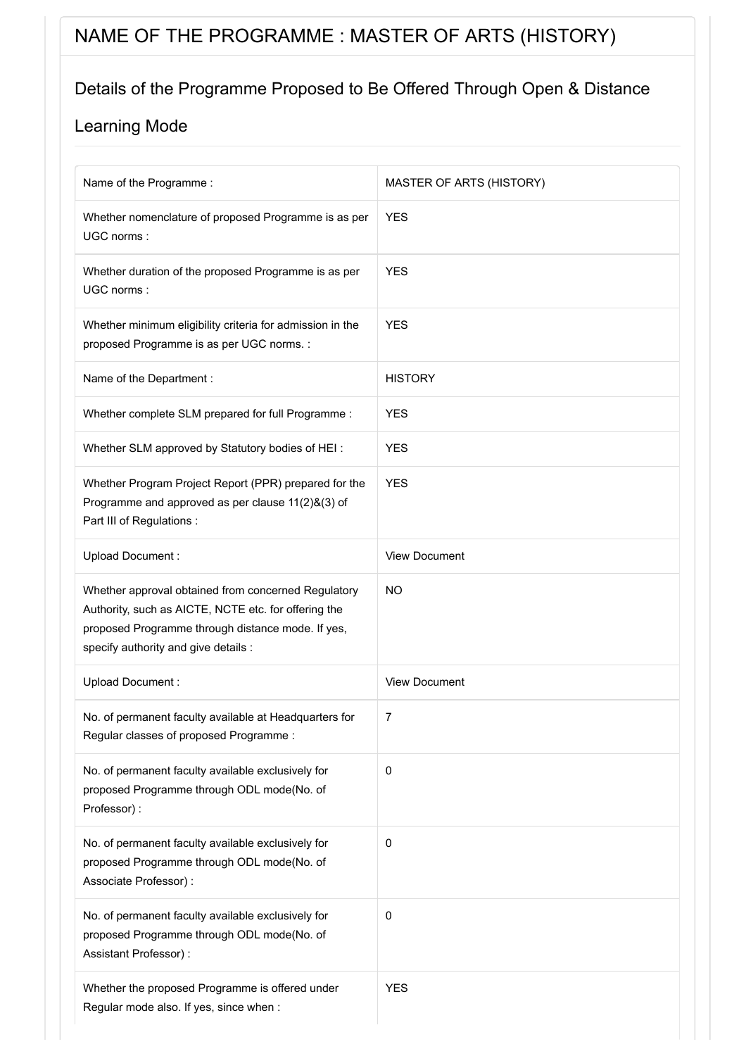# NAME OF THE PROGRAMME : MASTER OF ARTS (HISTORY)

## Details of the Programme Proposed to Be Offered Through Open & Distance Learning Mode

| | |
|---|---|
| Name of the Programme : | MASTER OF ARTS (HISTORY) |
| Whether nomenclature of proposed Programme is as per UGC norms : | YES |
| Whether duration of the proposed Programme is as per UGC norms : | YES |
| Whether minimum eligibility criteria for admission in the proposed Programme is as per UGC norms. : | YES |
| Name of the Department : | HISTORY |
| Whether complete SLM prepared for full Programme : | YES |
| Whether SLM approved by Statutory bodies of HEI : | YES |
| Whether Program Project Report (PPR) prepared for the Programme and approved as per clause 11(2)&(3) of Part III of Regulations : | YES |
| Upload Document : | View Document |
| Whether approval obtained from concerned Regulatory Authority, such as AICTE, NCTE etc. for offering the proposed Programme through distance mode. If yes, specify authority and give details : | NO |
| Upload Document : | View Document |
| No. of permanent faculty available at Headquarters for Regular classes of proposed Programme : | 7 |
| No. of permanent faculty available exclusively for proposed Programme through ODL mode(No. of Professor) : | 0 |
| No. of permanent faculty available exclusively for proposed Programme through ODL mode(No. of Associate Professor) : | 0 |
| No. of permanent faculty available exclusively for proposed Programme through ODL mode(No. of Assistant Professor) : | 0 |
| Whether the proposed Programme is offered under Regular mode also. If yes, since when : | YES |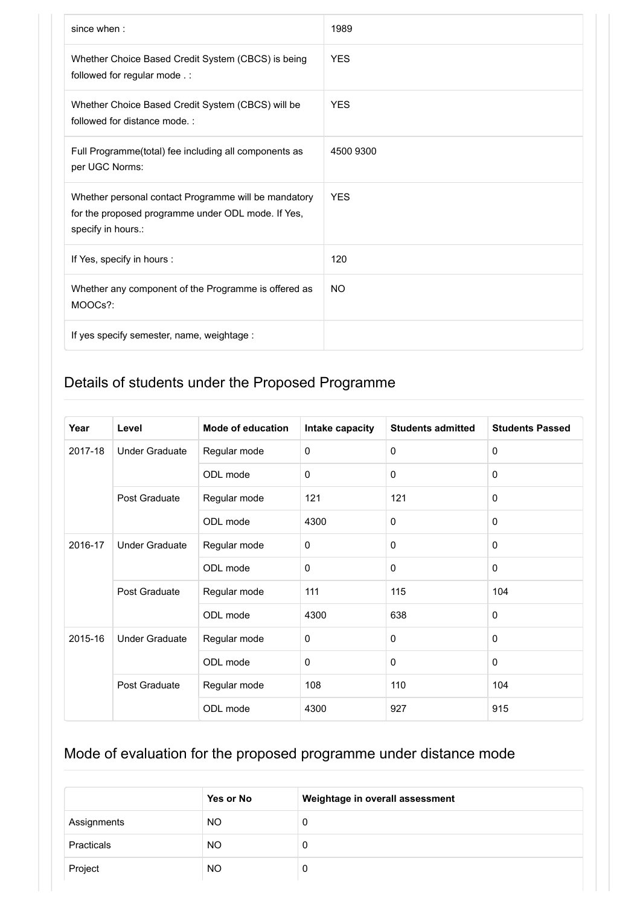| | |
|---|---|
| since when : | 1989 |
| Whether Choice Based Credit System (CBCS) is being followed for regular mode . : | YES |
| Whether Choice Based Credit System (CBCS) will be followed for distance mode. : | YES |
| Full Programme(total) fee including all components as per UGC Norms: | 4500 9300 |
| Whether personal contact Programme will be mandatory for the proposed programme under ODL mode. If Yes, specify in hours.: | YES |
| If Yes, specify in hours : | 120 |
| Whether any component of the Programme is offered as MOOCs?: | NO |
| If yes specify semester, name, weightage : | |

## Details of students under the Proposed Programme

| Year | Level | Mode of education | Intake capacity | Students admitted | Students Passed |
|---|---|---|---|---|---|
| 2017-18 | Under Graduate | Regular mode | 0 | 0 | 0 |
| | | ODL mode | 0 | 0 | 0 |
| | Post Graduate | Regular mode | 121 | 121 | 0 |
| | | ODL mode | 4300 | 0 | 0 |
| 2016-17 | Under Graduate | Regular mode | 0 | 0 | 0 |
| | | ODL mode | 0 | 0 | 0 |
| | Post Graduate | Regular mode | 111 | 115 | 104 |
| | | ODL mode | 4300 | 638 | 0 |
| 2015-16 | Under Graduate | Regular mode | 0 | 0 | 0 |
| | | ODL mode | 0 | 0 | 0 |
| | Post Graduate | Regular mode | 108 | 110 | 104 |
| | | ODL mode | 4300 | 927 | 915 |

## Mode of evaluation for the proposed programme under distance mode

| | Yes or No | Weightage in overall assessment |
|---|---|---|
| Assignments | NO | 0 |
| Practicals | NO | 0 |
| Project | NO | 0 |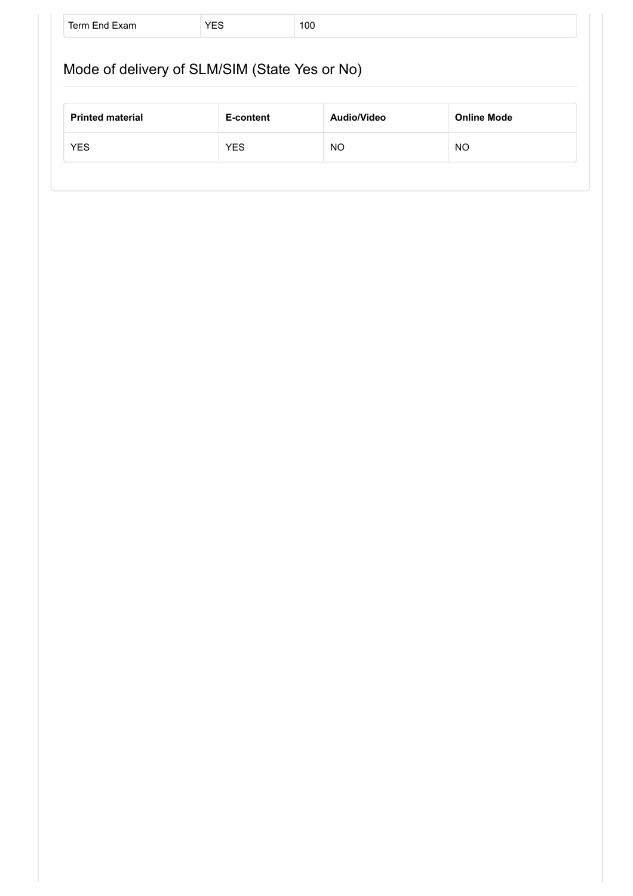| Term End Exam | YES | 100 |
|---|---|---|

## Mode of delivery of SLM/SIM (State Yes or No)

| Printed material | E-content | Audio/Video | Online Mode |
|---|---|---|---|
| YES | YES | NO | NO |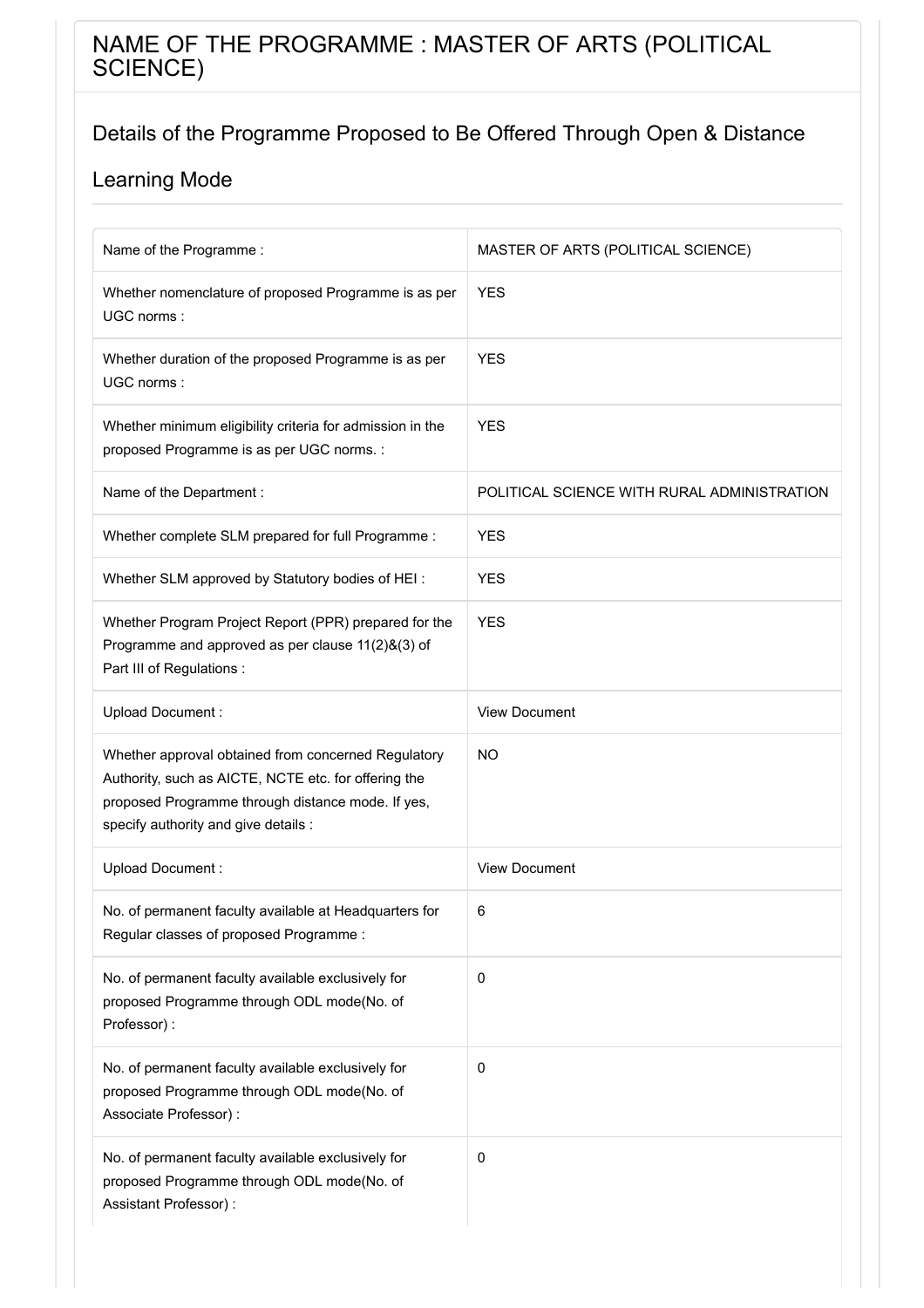# NAME OF THE PROGRAMME : MASTER OF ARTS (POLITICAL SCIENCE)

## Details of the Programme Proposed to Be Offered Through Open & Distance Learning Mode

| | |
|---|---|
| Name of the Programme : | MASTER OF ARTS (POLITICAL SCIENCE) |
| Whether nomenclature of proposed Programme is as per UGC norms : | YES |
| Whether duration of the proposed Programme is as per UGC norms : | YES |
| Whether minimum eligibility criteria for admission in the proposed Programme is as per UGC norms. : | YES |
| Name of the Department : | POLITICAL SCIENCE WITH RURAL ADMINISTRATION |
| Whether complete SLM prepared for full Programme : | YES |
| Whether SLM approved by Statutory bodies of HEI : | YES |
| Whether Program Project Report (PPR) prepared for the Programme and approved as per clause 11(2)&(3) of Part III of Regulations : | YES |
| Upload Document : | View Document |
| Whether approval obtained from concerned Regulatory Authority, such as AICTE, NCTE etc. for offering the proposed Programme through distance mode. If yes, specify authority and give details : | NO |
| Upload Document : | View Document |
| No. of permanent faculty available at Headquarters for Regular classes of proposed Programme : | 6 |
| No. of permanent faculty available exclusively for proposed Programme through ODL mode(No. of Professor) : | 0 |
| No. of permanent faculty available exclusively for proposed Programme through ODL mode(No. of Associate Professor) : | 0 |
| No. of permanent faculty available exclusively for proposed Programme through ODL mode(No. of Assistant Professor) : | 0 |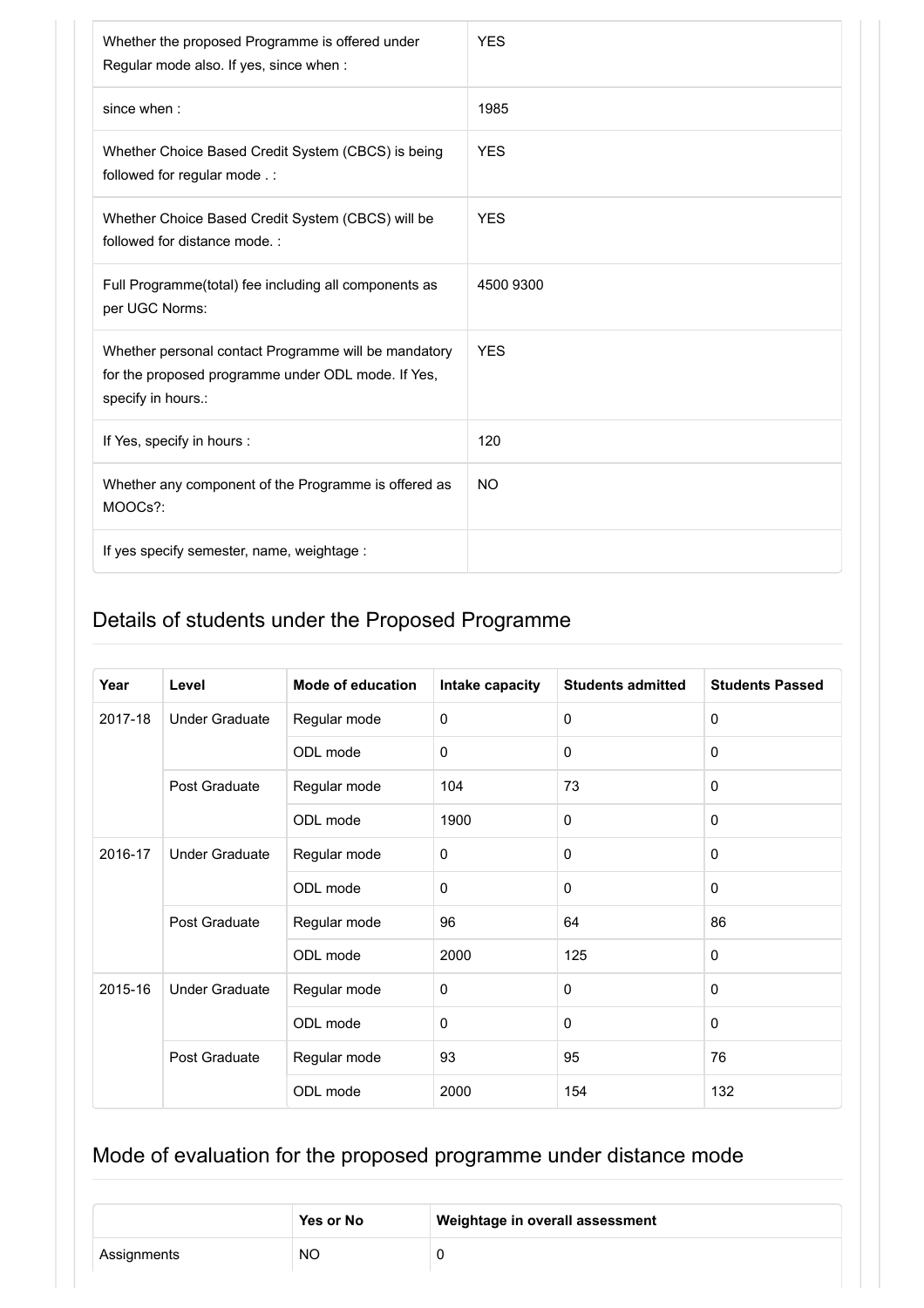| | |
|---|---|
| Whether the proposed Programme is offered under Regular mode also. If yes, since when : | YES |
| since when : | 1985 |
| Whether Choice Based Credit System (CBCS) is being followed for regular mode . : | YES |
| Whether Choice Based Credit System (CBCS) will be followed for distance mode. : | YES |
| Full Programme(total) fee including all components as per UGC Norms: | 4500 9300 |
| Whether personal contact Programme will be mandatory for the proposed programme under ODL mode. If Yes, specify in hours.: | YES |
| If Yes, specify in hours : | 120 |
| Whether any component of the Programme is offered as MOOCs?: | NO |
| If yes specify semester, name, weightage : | |

## Details of students under the Proposed Programme

| Year | Level | Mode of education | Intake capacity | Students admitted | Students Passed |
|---|---|---|---|---|---|
| 2017-18 | Under Graduate | Regular mode | 0 | 0 | 0 |
| | | ODL mode | 0 | 0 | 0 |
| | Post Graduate | Regular mode | 104 | 73 | 0 |
| | | ODL mode | 1900 | 0 | 0 |
| 2016-17 | Under Graduate | Regular mode | 0 | 0 | 0 |
| | | ODL mode | 0 | 0 | 0 |
| | Post Graduate | Regular mode | 96 | 64 | 86 |
| | | ODL mode | 2000 | 125 | 0 |
| 2015-16 | Under Graduate | Regular mode | 0 | 0 | 0 |
| | | ODL mode | 0 | 0 | 0 |
| | Post Graduate | Regular mode | 93 | 95 | 76 |
| | | ODL mode | 2000 | 154 | 132 |

## Mode of evaluation for the proposed programme under distance mode

| | Yes or No | Weightage in overall assessment |
|---|---|---|
| Assignments | NO | 0 |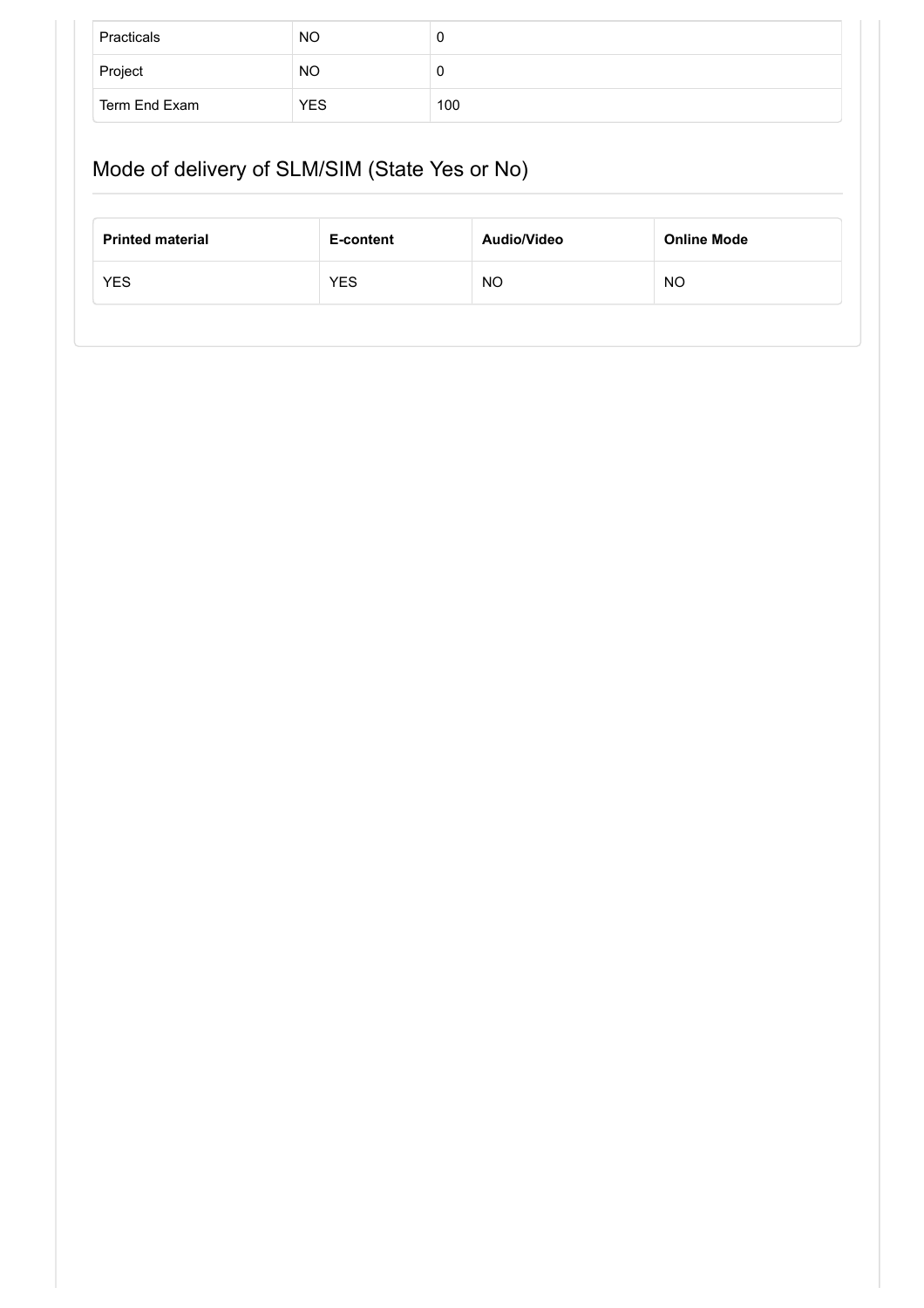| Practicals | NO | 0 |
| --- | --- | --- |
| Project | NO | 0 |
| Term End Exam | YES | 100 |

## Mode of delivery of SLM/SIM (State Yes or No)

| Printed material | E-content | Audio/Video | Online Mode |
| --- | --- | --- | --- |
| YES | YES | NO | NO |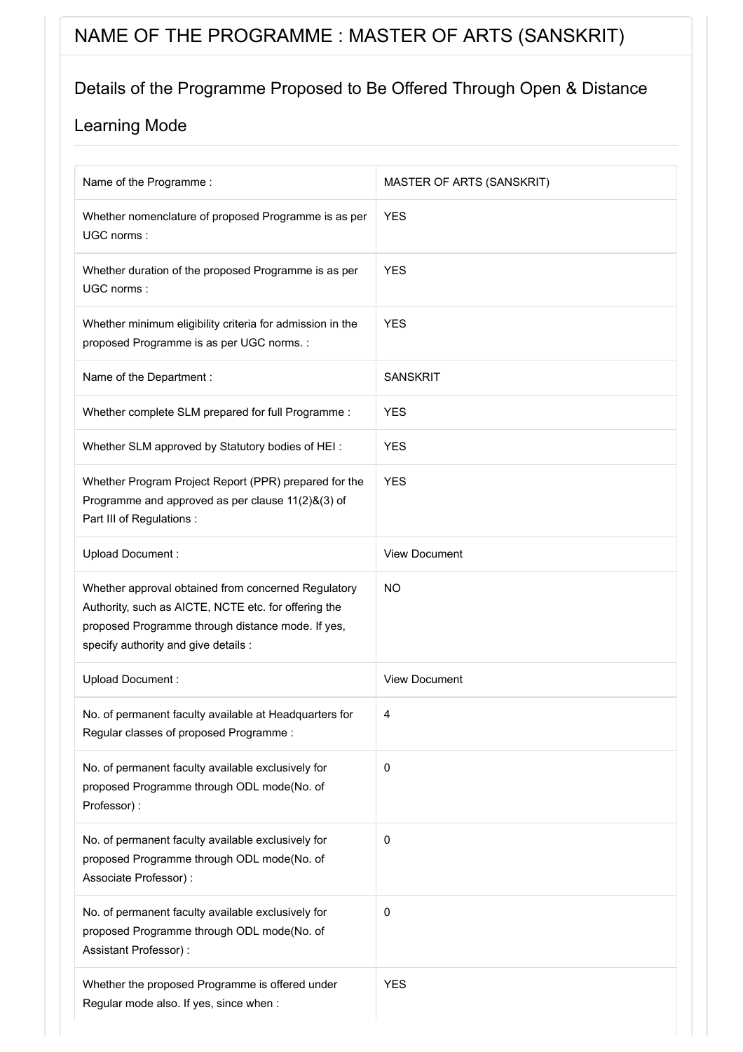# NAME OF THE PROGRAMME : MASTER OF ARTS (SANSKRIT)

## Details of the Programme Proposed to Be Offered Through Open & Distance Learning Mode

| | |
|---|---|
| Name of the Programme : | MASTER OF ARTS (SANSKRIT) |
| Whether nomenclature of proposed Programme is as per UGC norms : | YES |
| Whether duration of the proposed Programme is as per UGC norms : | YES |
| Whether minimum eligibility criteria for admission in the proposed Programme is as per UGC norms. : | YES |
| Name of the Department : | SANSKRIT |
| Whether complete SLM prepared for full Programme : | YES |
| Whether SLM approved by Statutory bodies of HEI : | YES |
| Whether Program Project Report (PPR) prepared for the Programme and approved as per clause 11(2)&(3) of Part III of Regulations : | YES |
| Upload Document : | View Document |
| Whether approval obtained from concerned Regulatory Authority, such as AICTE, NCTE etc. for offering the proposed Programme through distance mode. If yes, specify authority and give details : | NO |
| Upload Document : | View Document |
| No. of permanent faculty available at Headquarters for Regular classes of proposed Programme : | 4 |
| No. of permanent faculty available exclusively for proposed Programme through ODL mode(No. of Professor) : | 0 |
| No. of permanent faculty available exclusively for proposed Programme through ODL mode(No. of Associate Professor) : | 0 |
| No. of permanent faculty available exclusively for proposed Programme through ODL mode(No. of Assistant Professor) : | 0 |
| Whether the proposed Programme is offered under Regular mode also. If yes, since when : | YES |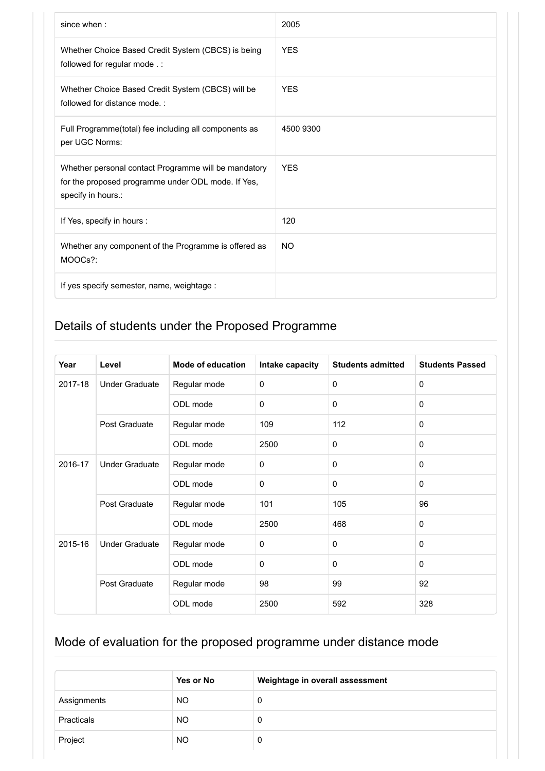| since when : | 2005 |
|---|---|
| Whether Choice Based Credit System (CBCS) is being followed for regular mode . : | YES |
| Whether Choice Based Credit System (CBCS) will be followed for distance mode. : | YES |
| Full Programme(total) fee including all components as per UGC Norms: | 4500 9300 |
| Whether personal contact Programme will be mandatory for the proposed programme under ODL mode. If Yes, specify in hours.: | YES |
| If Yes, specify in hours : | 120 |
| Whether any component of the Programme is offered as MOOCs?: | NO |
| If yes specify semester, name, weightage : | |

## Details of students under the Proposed Programme

| Year | Level | Mode of education | Intake capacity | Students admitted | Students Passed |
|---|---|---|---|---|---|
| 2017-18 | Under Graduate | Regular mode | 0 | 0 | 0 |
| | | ODL mode | 0 | 0 | 0 |
| | Post Graduate | Regular mode | 109 | 112 | 0 |
| | | ODL mode | 2500 | 0 | 0 |
| 2016-17 | Under Graduate | Regular mode | 0 | 0 | 0 |
| | | ODL mode | 0 | 0 | 0 |
| | Post Graduate | Regular mode | 101 | 105 | 96 |
| | | ODL mode | 2500 | 468 | 0 |
| 2015-16 | Under Graduate | Regular mode | 0 | 0 | 0 |
| | | ODL mode | 0 | 0 | 0 |
| | Post Graduate | Regular mode | 98 | 99 | 92 |
| | | ODL mode | 2500 | 592 | 328 |

## Mode of evaluation for the proposed programme under distance mode

| | Yes or No | Weightage in overall assessment |
|---|---|---|
| Assignments | NO | 0 |
| Practicals | NO | 0 |
| Project | NO | 0 |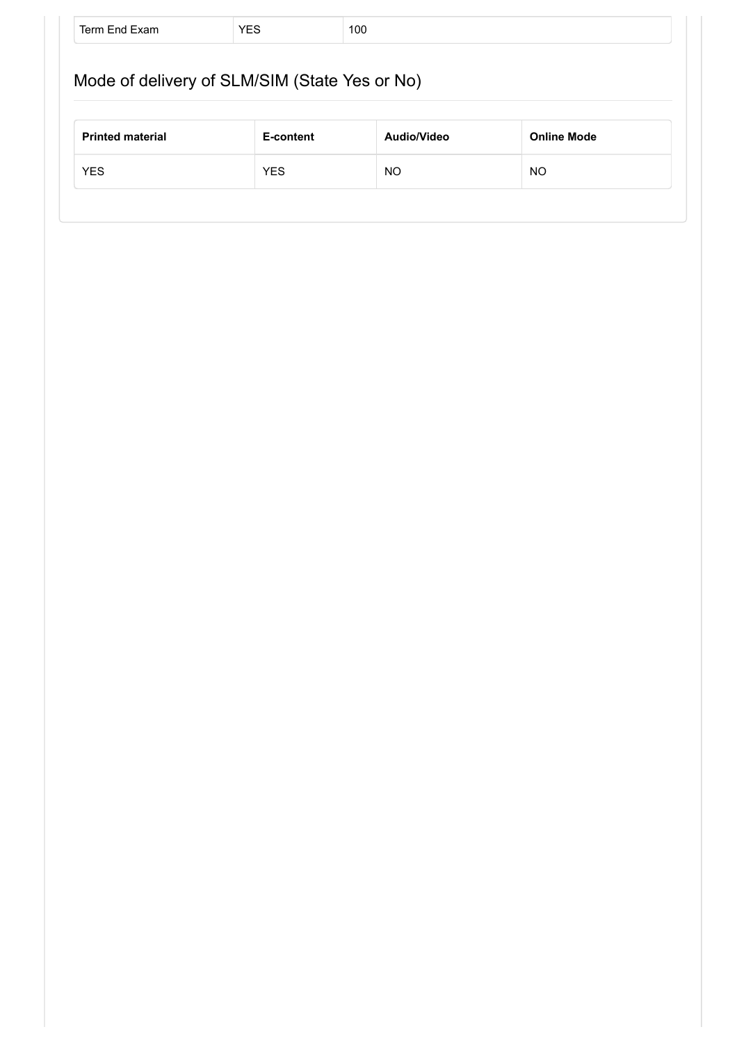| Term End Exam | YES | 100 |
|---|---|---|

## Mode of delivery of SLM/SIM (State Yes or No)

| Printed material | E-content | Audio/Video | Online Mode |
|---|---|---|---|
| YES | YES | NO | NO |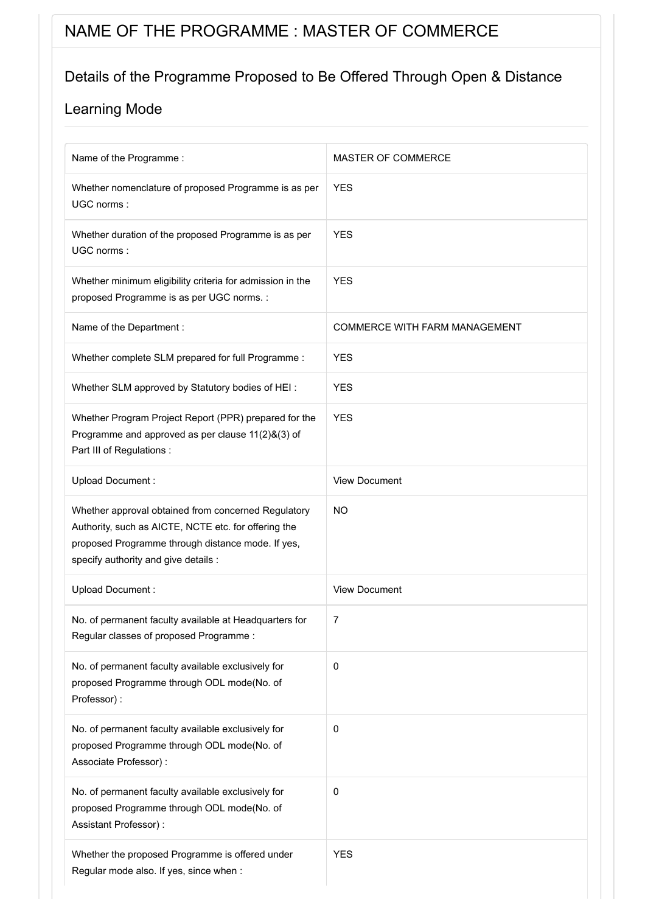# NAME OF THE PROGRAMME : MASTER OF COMMERCE

## Details of the Programme Proposed to Be Offered Through Open & Distance Learning Mode

| | |
|---|---|
| Name of the Programme : | MASTER OF COMMERCE |
| Whether nomenclature of proposed Programme is as per UGC norms : | YES |
| Whether duration of the proposed Programme is as per UGC norms : | YES |
| Whether minimum eligibility criteria for admission in the proposed Programme is as per UGC norms. : | YES |
| Name of the Department : | COMMERCE WITH FARM MANAGEMENT |
| Whether complete SLM prepared for full Programme : | YES |
| Whether SLM approved by Statutory bodies of HEI : | YES |
| Whether Program Project Report (PPR) prepared for the Programme and approved as per clause 11(2)&(3) of Part III of Regulations : | YES |
| Upload Document : | View Document |
| Whether approval obtained from concerned Regulatory Authority, such as AICTE, NCTE etc. for offering the proposed Programme through distance mode. If yes, specify authority and give details : | NO |
| Upload Document : | View Document |
| No. of permanent faculty available at Headquarters for Regular classes of proposed Programme : | 7 |
| No. of permanent faculty available exclusively for proposed Programme through ODL mode(No. of Professor) : | 0 |
| No. of permanent faculty available exclusively for proposed Programme through ODL mode(No. of Associate Professor) : | 0 |
| No. of permanent faculty available exclusively for proposed Programme through ODL mode(No. of Assistant Professor) : | 0 |
| Whether the proposed Programme is offered under Regular mode also. If yes, since when : | YES |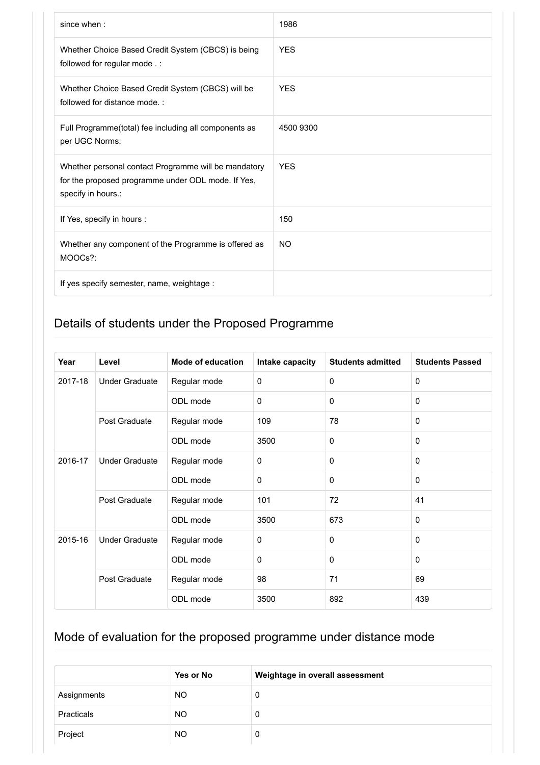| | |
|---|---|
| since when : | 1986 |
| Whether Choice Based Credit System (CBCS) is being followed for regular mode . : | YES |
| Whether Choice Based Credit System (CBCS) will be followed for distance mode. : | YES |
| Full Programme(total) fee including all components as per UGC Norms: | 4500 9300 |
| Whether personal contact Programme will be mandatory for the proposed programme under ODL mode. If Yes, specify in hours.: | YES |
| If Yes, specify in hours : | 150 |
| Whether any component of the Programme is offered as MOOCs?: | NO |
| If yes specify semester, name, weightage : | |

## Details of students under the Proposed Programme

| Year | Level | Mode of education | Intake capacity | Students admitted | Students Passed |
|---|---|---|---|---|---|
| 2017-18 | Under Graduate | Regular mode | 0 | 0 | 0 |
| | | ODL mode | 0 | 0 | 0 |
| | Post Graduate | Regular mode | 109 | 78 | 0 |
| | | ODL mode | 3500 | 0 | 0 |
| 2016-17 | Under Graduate | Regular mode | 0 | 0 | 0 |
| | | ODL mode | 0 | 0 | 0 |
| | Post Graduate | Regular mode | 101 | 72 | 41 |
| | | ODL mode | 3500 | 673 | 0 |
| 2015-16 | Under Graduate | Regular mode | 0 | 0 | 0 |
| | | ODL mode | 0 | 0 | 0 |
| | Post Graduate | Regular mode | 98 | 71 | 69 |
| | | ODL mode | 3500 | 892 | 439 |

## Mode of evaluation for the proposed programme under distance mode

| | Yes or No | Weightage in overall assessment |
|---|---|---|
| Assignments | NO | 0 |
| Practicals | NO | 0 |
| Project | NO | 0 |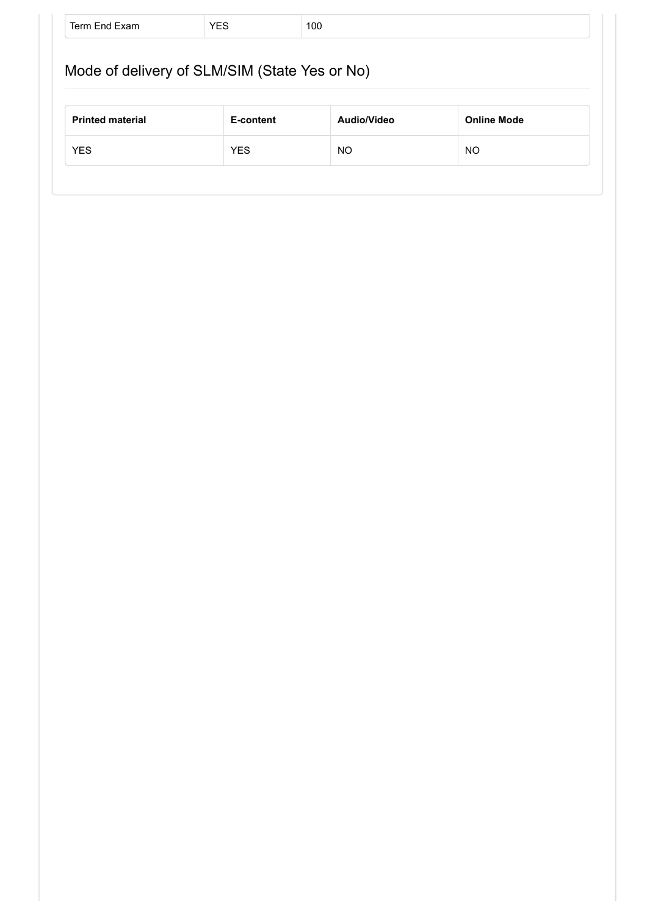| Term End Exam | YES | 100 |
|---|---|---|

## Mode of delivery of SLM/SIM (State Yes or No)

| **Printed material** | **E-content** | **Audio/Video** | **Online Mode** |
|---|---|---|---|
| YES | YES | NO | NO |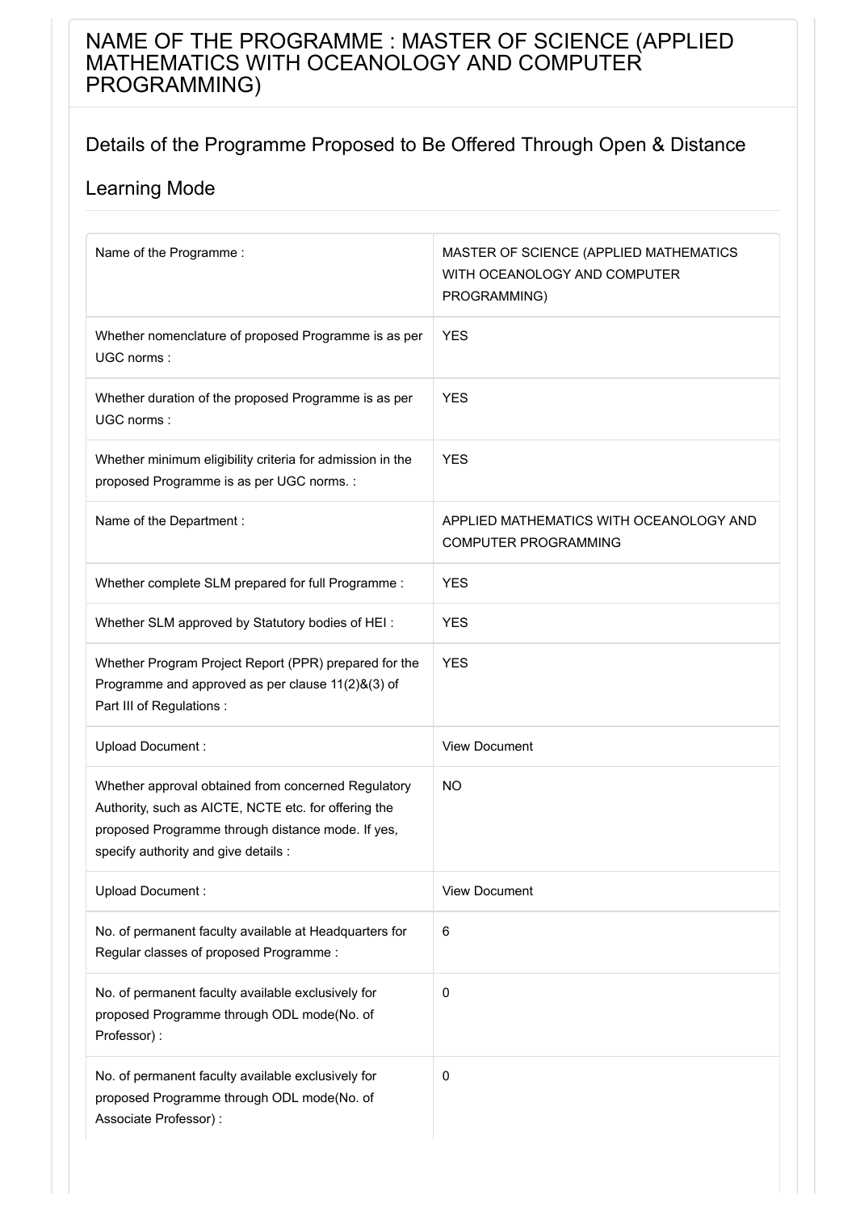# NAME OF THE PROGRAMME : MASTER OF SCIENCE (APPLIED MATHEMATICS WITH OCEANOLOGY AND COMPUTER PROGRAMMING)

## Details of the Programme Proposed to Be Offered Through Open & Distance Learning Mode

| | |
|---|---|
| Name of the Programme : | MASTER OF SCIENCE (APPLIED MATHEMATICS WITH OCEANOLOGY AND COMPUTER PROGRAMMING) |
| Whether nomenclature of proposed Programme is as per UGC norms : | YES |
| Whether duration of the proposed Programme is as per UGC norms : | YES |
| Whether minimum eligibility criteria for admission in the proposed Programme is as per UGC norms. : | YES |
| Name of the Department : | APPLIED MATHEMATICS WITH OCEANOLOGY AND COMPUTER PROGRAMMING |
| Whether complete SLM prepared for full Programme : | YES |
| Whether SLM approved by Statutory bodies of HEI : | YES |
| Whether Program Project Report (PPR) prepared for the Programme and approved as per clause 11(2)&(3) of Part III of Regulations : | YES |
| Upload Document : | View Document |
| Whether approval obtained from concerned Regulatory Authority, such as AICTE, NCTE etc. for offering the proposed Programme through distance mode. If yes, specify authority and give details : | NO |
| Upload Document : | View Document |
| No. of permanent faculty available at Headquarters for Regular classes of proposed Programme : | 6 |
| No. of permanent faculty available exclusively for proposed Programme through ODL mode(No. of Professor) : | 0 |
| No. of permanent faculty available exclusively for proposed Programme through ODL mode(No. of Associate Professor) : | 0 |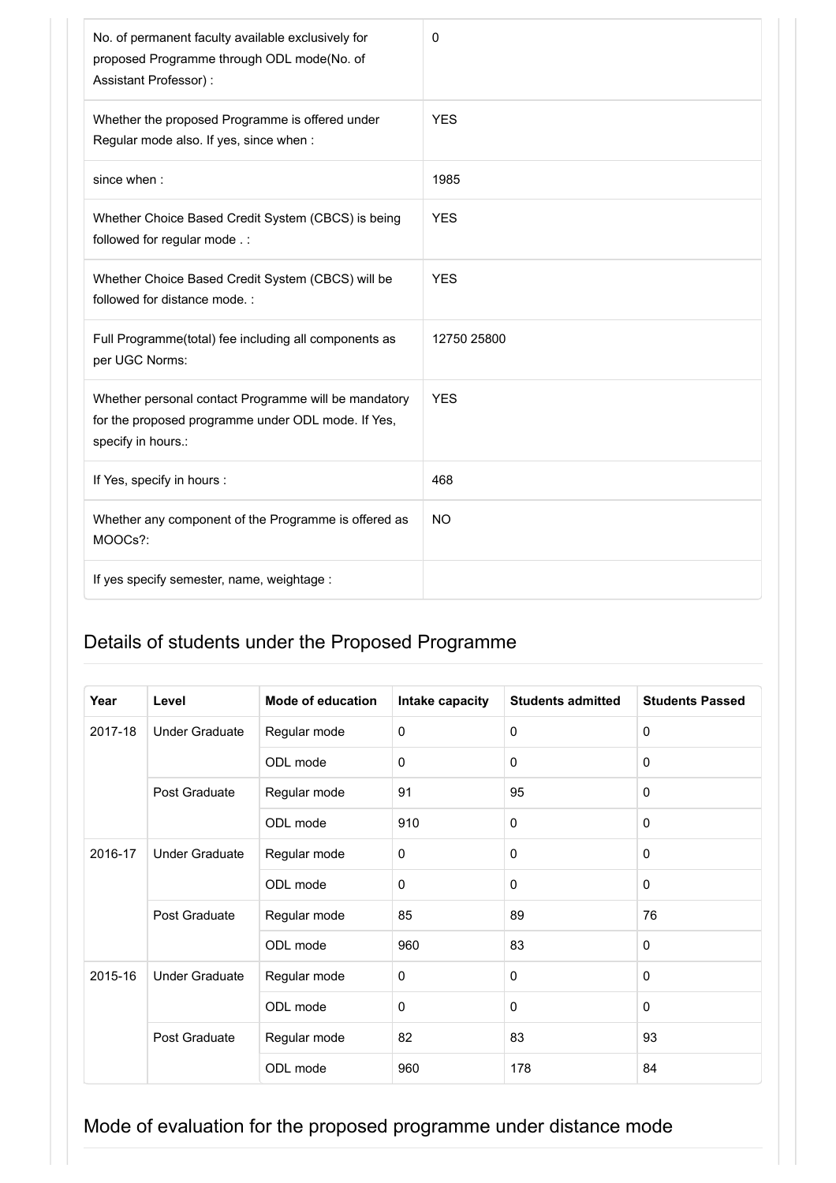| | |
|---|---|
| No. of permanent faculty available exclusively for proposed Programme through ODL mode(No. of Assistant Professor) : | 0 |
| Whether the proposed Programme is offered under Regular mode also. If yes, since when : | YES |
| since when : | 1985 |
| Whether Choice Based Credit System (CBCS) is being followed for regular mode . : | YES |
| Whether Choice Based Credit System (CBCS) will be followed for distance mode. : | YES |
| Full Programme(total) fee including all components as per UGC Norms: | 12750 25800 |
| Whether personal contact Programme will be mandatory for the proposed programme under ODL mode. If Yes, specify in hours.: | YES |
| If Yes, specify in hours : | 468 |
| Whether any component of the Programme is offered as MOOCs?: | NO |
| If yes specify semester, name, weightage : | |

## Details of students under the Proposed Programme

| Year | Level | Mode of education | Intake capacity | Students admitted | Students Passed |
|---|---|---|---|---|---|
| 2017-18 | Under Graduate | Regular mode | 0 | 0 | 0 |
| | | ODL mode | 0 | 0 | 0 |
| | Post Graduate | Regular mode | 91 | 95 | 0 |
| | | ODL mode | 910 | 0 | 0 |
| 2016-17 | Under Graduate | Regular mode | 0 | 0 | 0 |
| | | ODL mode | 0 | 0 | 0 |
| | Post Graduate | Regular mode | 85 | 89 | 76 |
| | | ODL mode | 960 | 83 | 0 |
| 2015-16 | Under Graduate | Regular mode | 0 | 0 | 0 |
| | | ODL mode | 0 | 0 | 0 |
| | Post Graduate | Regular mode | 82 | 83 | 93 |
| | | ODL mode | 960 | 178 | 84 |

## Mode of evaluation for the proposed programme under distance mode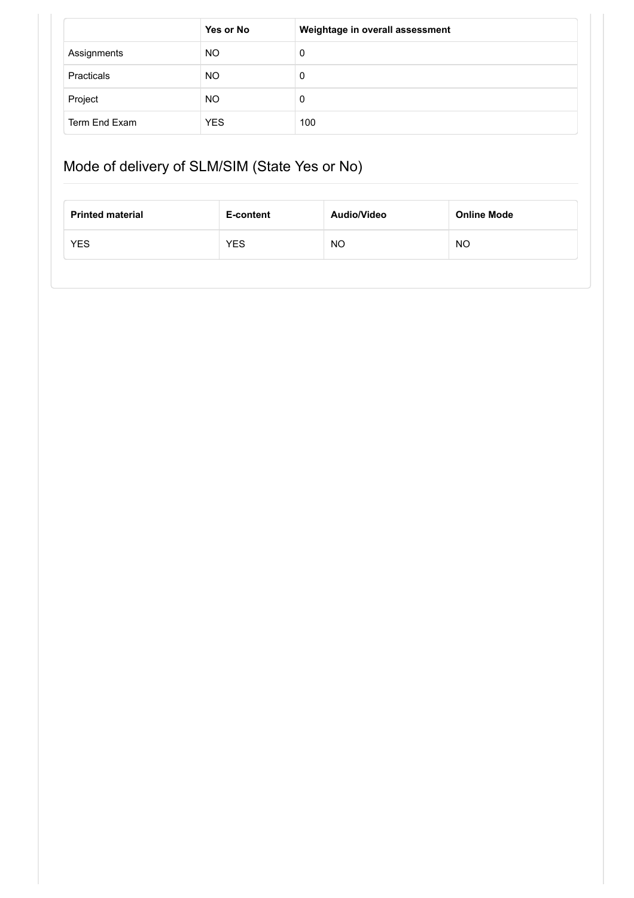| | Yes or No | Weightage in overall assessment |
|---|---|---|
| Assignments | NO | 0 |
| Practicals | NO | 0 |
| Project | NO | 0 |
| Term End Exam | YES | 100 |

## Mode of delivery of SLM/SIM (State Yes or No)

| Printed material | E-content | Audio/Video | Online Mode |
|---|---|---|---|
| YES | YES | NO | NO |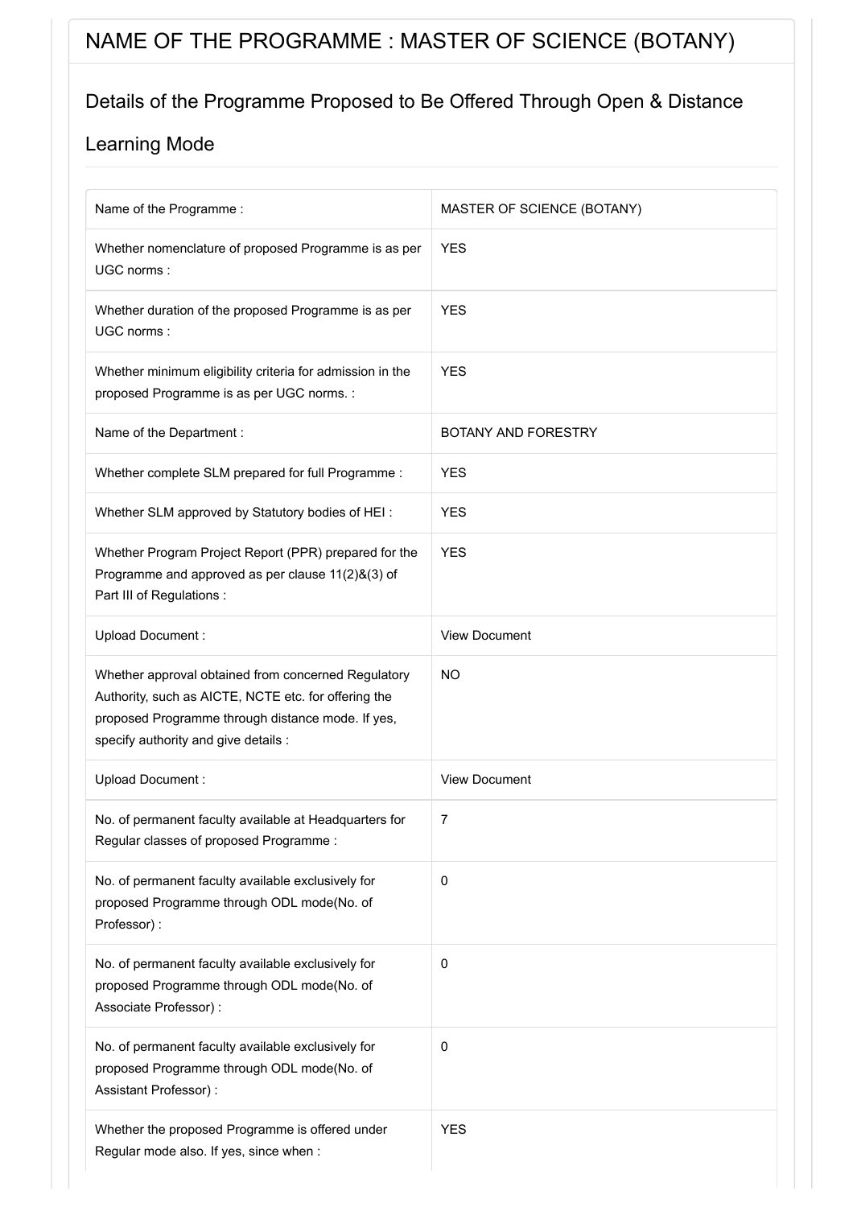# NAME OF THE PROGRAMME : MASTER OF SCIENCE (BOTANY)

## Details of the Programme Proposed to Be Offered Through Open & Distance Learning Mode

| | |
|---|---|
| Name of the Programme : | MASTER OF SCIENCE (BOTANY) |
| Whether nomenclature of proposed Programme is as per UGC norms : | YES |
| Whether duration of the proposed Programme is as per UGC norms : | YES |
| Whether minimum eligibility criteria for admission in the proposed Programme is as per UGC norms. : | YES |
| Name of the Department : | BOTANY AND FORESTRY |
| Whether complete SLM prepared for full Programme : | YES |
| Whether SLM approved by Statutory bodies of HEI : | YES |
| Whether Program Project Report (PPR) prepared for the Programme and approved as per clause 11(2)&(3) of Part III of Regulations : | YES |
| Upload Document : | View Document |
| Whether approval obtained from concerned Regulatory Authority, such as AICTE, NCTE etc. for offering the proposed Programme through distance mode. If yes, specify authority and give details : | NO |
| Upload Document : | View Document |
| No. of permanent faculty available at Headquarters for Regular classes of proposed Programme : | 7 |
| No. of permanent faculty available exclusively for proposed Programme through ODL mode(No. of Professor) : | 0 |
| No. of permanent faculty available exclusively for proposed Programme through ODL mode(No. of Associate Professor) : | 0 |
| No. of permanent faculty available exclusively for proposed Programme through ODL mode(No. of Assistant Professor) : | 0 |
| Whether the proposed Programme is offered under Regular mode also. If yes, since when : | YES |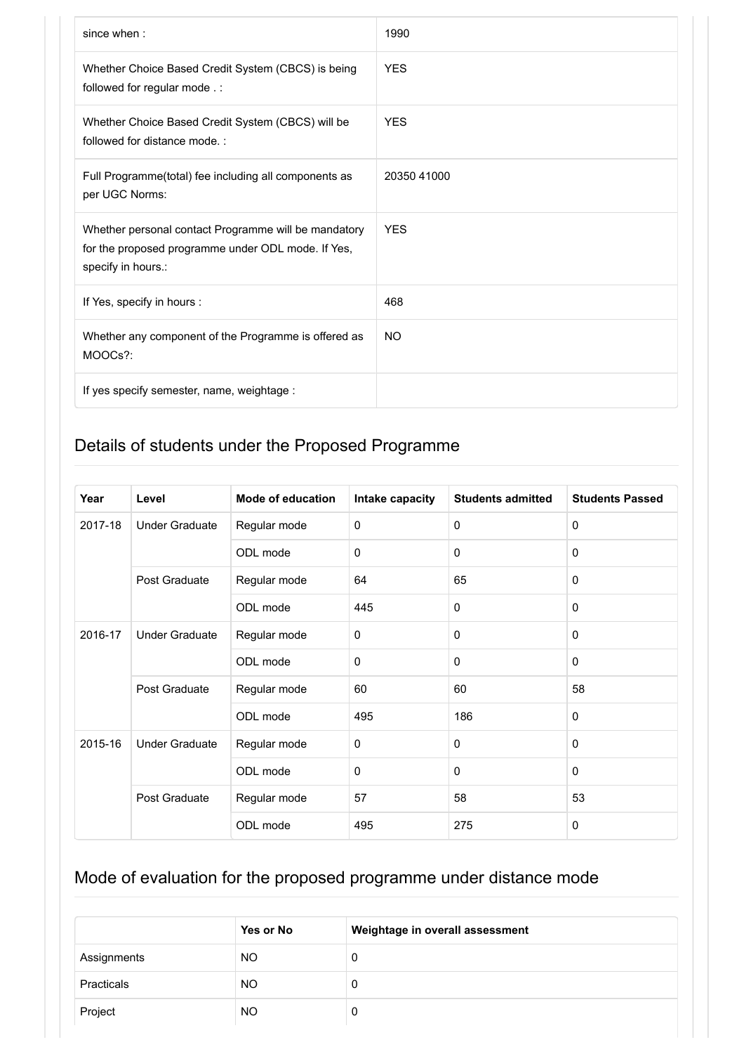| | |
|---|---|
| since when : | 1990 |
| Whether Choice Based Credit System (CBCS) is being followed for regular mode . : | YES |
| Whether Choice Based Credit System (CBCS) will be followed for distance mode. : | YES |
| Full Programme(total) fee including all components as per UGC Norms: | 20350 41000 |
| Whether personal contact Programme will be mandatory for the proposed programme under ODL mode. If Yes, specify in hours.: | YES |
| If Yes, specify in hours : | 468 |
| Whether any component of the Programme is offered as MOOCs?: | NO |
| If yes specify semester, name, weightage : | |

## Details of students under the Proposed Programme

| Year | Level | Mode of education | Intake capacity | Students admitted | Students Passed |
|---|---|---|---|---|---|
| 2017-18 | Under Graduate | Regular mode | 0 | 0 | 0 |
| | | ODL mode | 0 | 0 | 0 |
| | Post Graduate | Regular mode | 64 | 65 | 0 |
| | | ODL mode | 445 | 0 | 0 |
| 2016-17 | Under Graduate | Regular mode | 0 | 0 | 0 |
| | | ODL mode | 0 | 0 | 0 |
| | Post Graduate | Regular mode | 60 | 60 | 58 |
| | | ODL mode | 495 | 186 | 0 |
| 2015-16 | Under Graduate | Regular mode | 0 | 0 | 0 |
| | | ODL mode | 0 | 0 | 0 |
| | Post Graduate | Regular mode | 57 | 58 | 53 |
| | | ODL mode | 495 | 275 | 0 |

## Mode of evaluation for the proposed programme under distance mode

| | Yes or No | Weightage in overall assessment |
|---|---|---|
| Assignments | NO | 0 |
| Practicals | NO | 0 |
| Project | NO | 0 |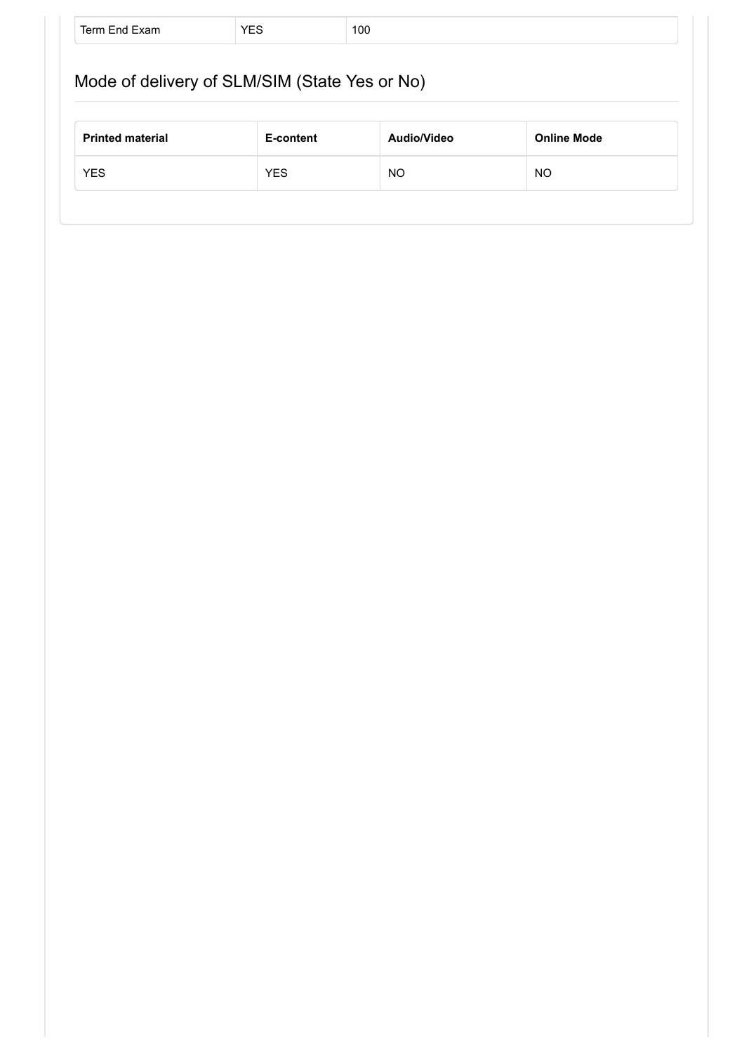| Term End Exam | YES | 100 |
|---|---|---|

## Mode of delivery of SLM/SIM (State Yes or No)

| Printed material | E-content | Audio/Video | Online Mode |
|---|---|---|---|
| YES | YES | NO | NO |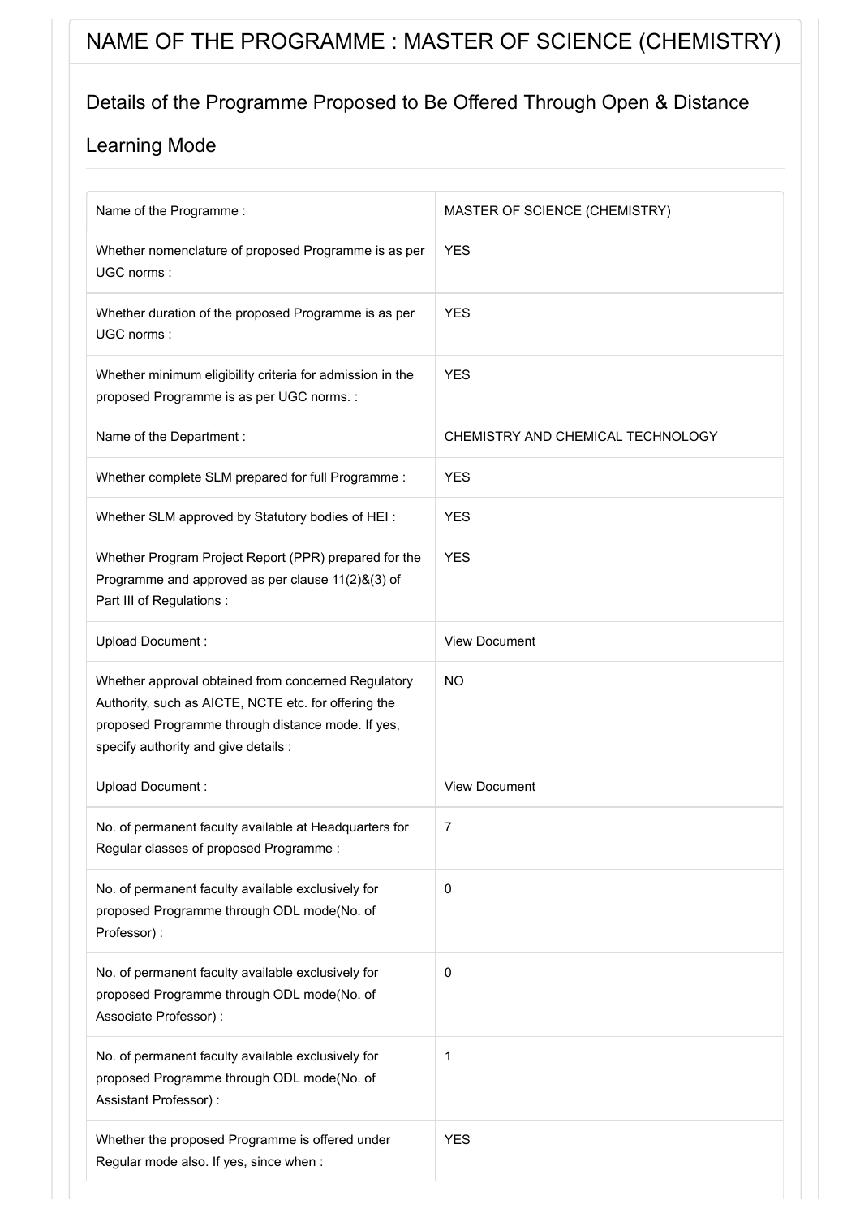# NAME OF THE PROGRAMME : MASTER OF SCIENCE (CHEMISTRY)

## Details of the Programme Proposed to Be Offered Through Open & Distance Learning Mode

| | |
|---|---|
| Name of the Programme : | MASTER OF SCIENCE (CHEMISTRY) |
| Whether nomenclature of proposed Programme is as per UGC norms : | YES |
| Whether duration of the proposed Programme is as per UGC norms : | YES |
| Whether minimum eligibility criteria for admission in the proposed Programme is as per UGC norms. : | YES |
| Name of the Department : | CHEMISTRY AND CHEMICAL TECHNOLOGY |
| Whether complete SLM prepared for full Programme : | YES |
| Whether SLM approved by Statutory bodies of HEI : | YES |
| Whether Program Project Report (PPR) prepared for the Programme and approved as per clause 11(2)&(3) of Part III of Regulations : | YES |
| Upload Document : | View Document |
| Whether approval obtained from concerned Regulatory Authority, such as AICTE, NCTE etc. for offering the proposed Programme through distance mode. If yes, specify authority and give details : | NO |
| Upload Document : | View Document |
| No. of permanent faculty available at Headquarters for Regular classes of proposed Programme : | 7 |
| No. of permanent faculty available exclusively for proposed Programme through ODL mode(No. of Professor) : | 0 |
| No. of permanent faculty available exclusively for proposed Programme through ODL mode(No. of Associate Professor) : | 0 |
| No. of permanent faculty available exclusively for proposed Programme through ODL mode(No. of Assistant Professor) : | 1 |
| Whether the proposed Programme is offered under Regular mode also. If yes, since when : | YES |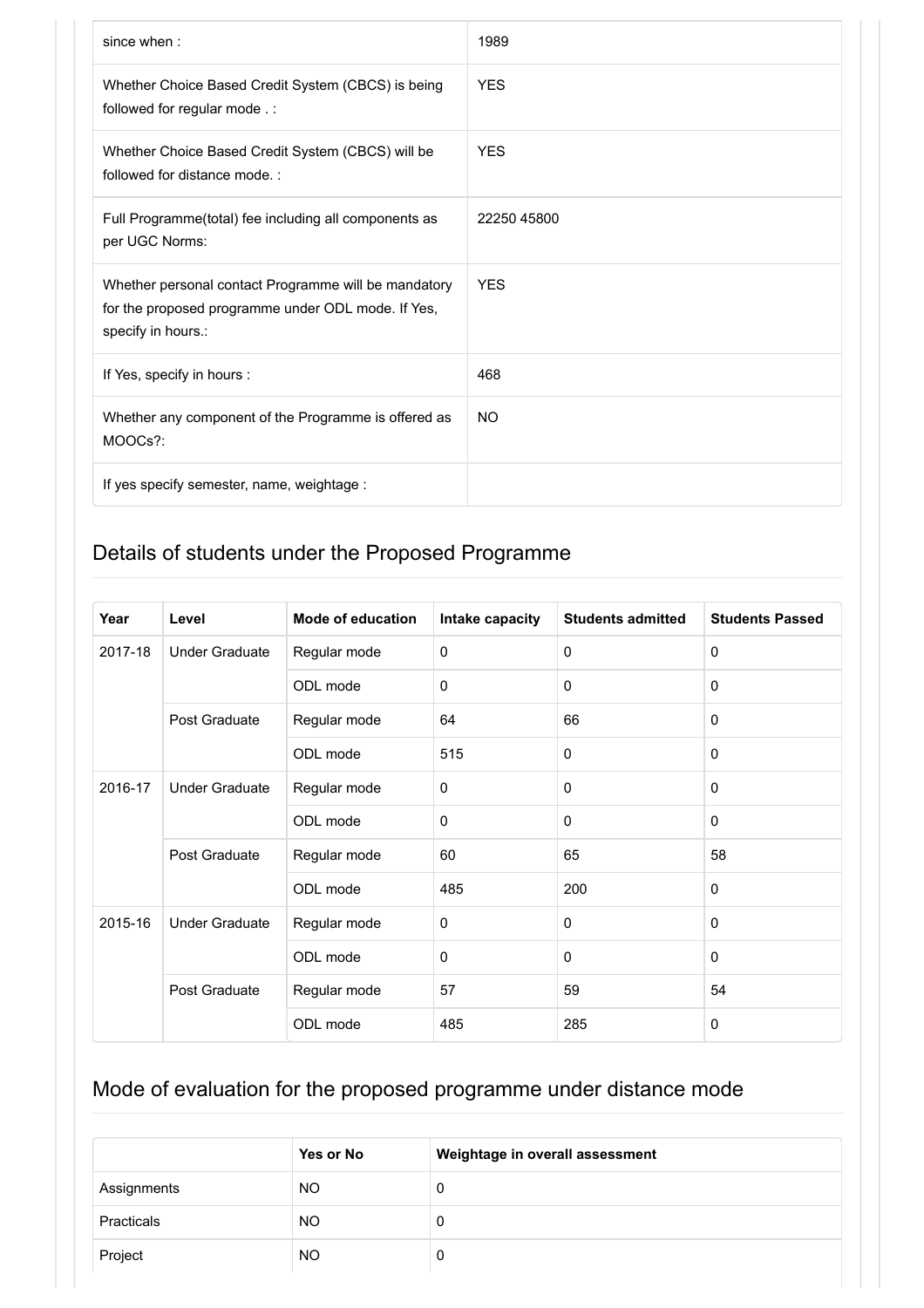| | |
|---|---|
| since when : | 1989 |
| Whether Choice Based Credit System (CBCS) is being followed for regular mode . : | YES |
| Whether Choice Based Credit System (CBCS) will be followed for distance mode. : | YES |
| Full Programme(total) fee including all components as per UGC Norms: | 22250 45800 |
| Whether personal contact Programme will be mandatory for the proposed programme under ODL mode. If Yes, specify in hours.: | YES |
| If Yes, specify in hours : | 468 |
| Whether any component of the Programme is offered as MOOCs?: | NO |
| If yes specify semester, name, weightage : | |

## Details of students under the Proposed Programme

| Year | Level | Mode of education | Intake capacity | Students admitted | Students Passed |
|---|---|---|---|---|---|
| 2017-18 | Under Graduate | Regular mode | 0 | 0 | 0 |
| | | ODL mode | 0 | 0 | 0 |
| | Post Graduate | Regular mode | 64 | 66 | 0 |
| | | ODL mode | 515 | 0 | 0 |
| 2016-17 | Under Graduate | Regular mode | 0 | 0 | 0 |
| | | ODL mode | 0 | 0 | 0 |
| | Post Graduate | Regular mode | 60 | 65 | 58 |
| | | ODL mode | 485 | 200 | 0 |
| 2015-16 | Under Graduate | Regular mode | 0 | 0 | 0 |
| | | ODL mode | 0 | 0 | 0 |
| | Post Graduate | Regular mode | 57 | 59 | 54 |
| | | ODL mode | 485 | 285 | 0 |

## Mode of evaluation for the proposed programme under distance mode

| | Yes or No | Weightage in overall assessment |
|---|---|---|
| Assignments | NO | 0 |
| Practicals | NO | 0 |
| Project | NO | 0 |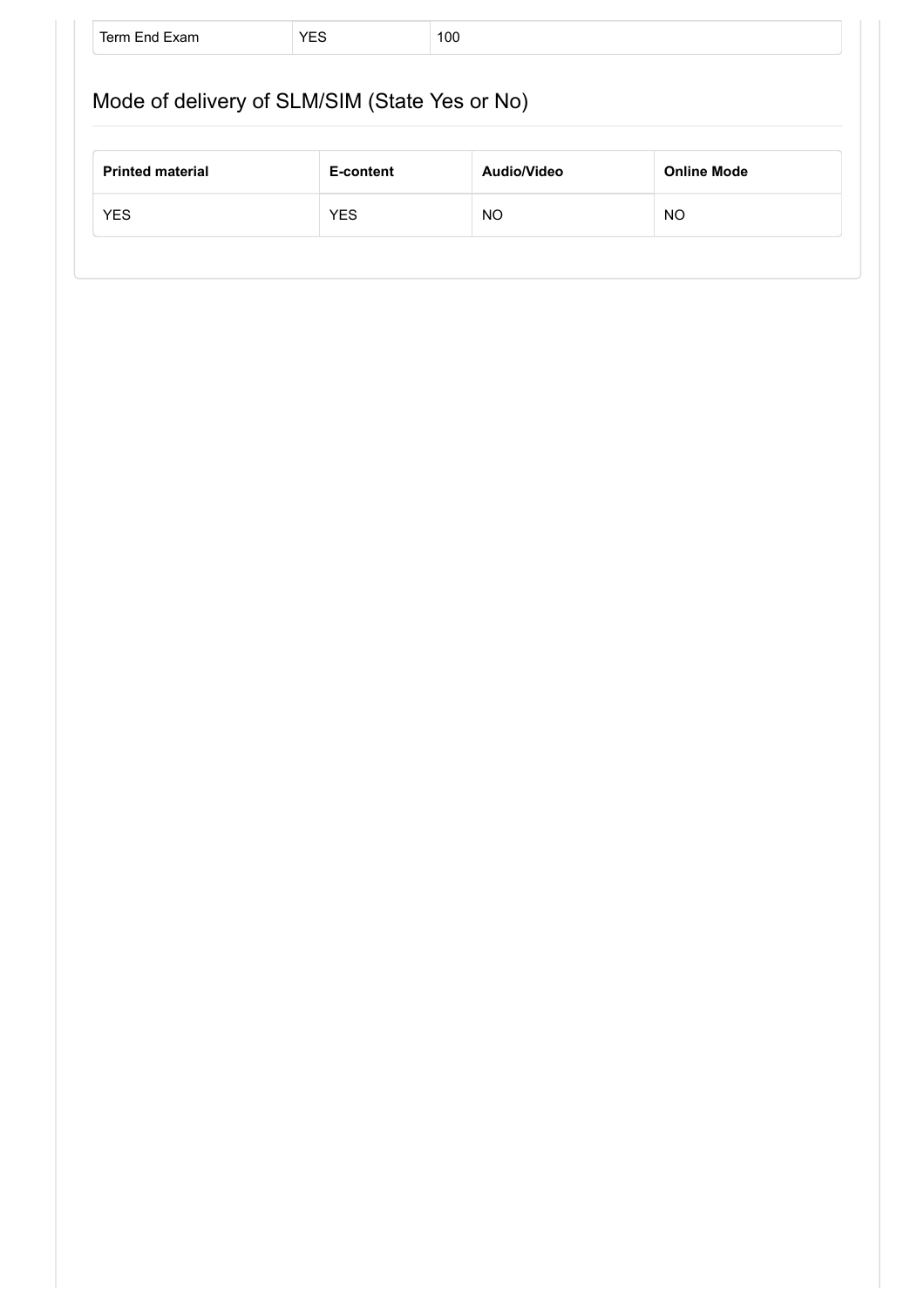| Term End Exam | YES | 100 |
|---|---|---|

## Mode of delivery of SLM/SIM (State Yes or No)

| Printed material | E-content | Audio/Video | Online Mode |
|---|---|---|---|
| YES | YES | NO | NO |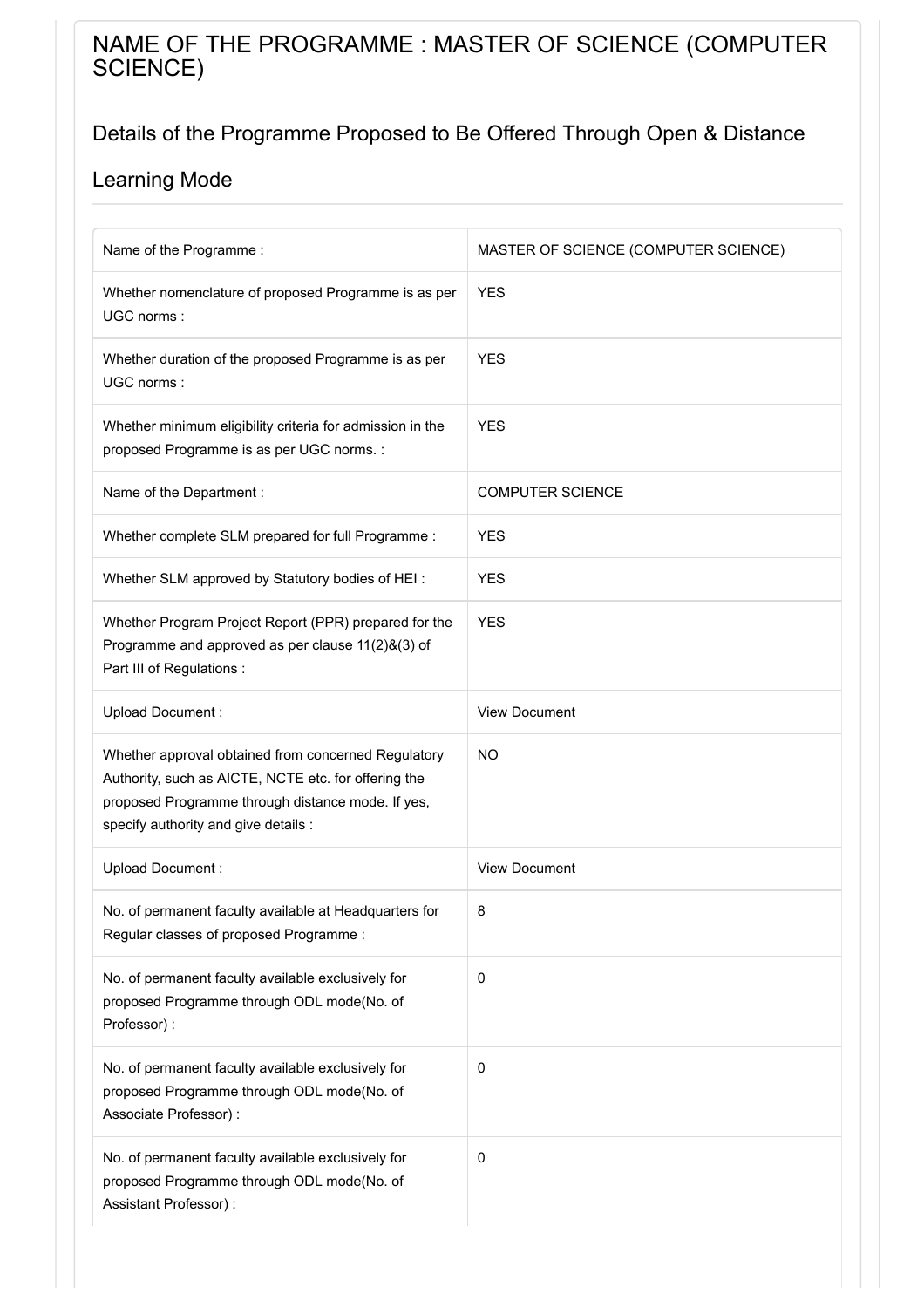# NAME OF THE PROGRAMME : MASTER OF SCIENCE (COMPUTER SCIENCE)

## Details of the Programme Proposed to Be Offered Through Open & Distance Learning Mode

| | |
|---|---|
| Name of the Programme : | MASTER OF SCIENCE (COMPUTER SCIENCE) |
| Whether nomenclature of proposed Programme is as per UGC norms : | YES |
| Whether duration of the proposed Programme is as per UGC norms : | YES |
| Whether minimum eligibility criteria for admission in the proposed Programme is as per UGC norms. : | YES |
| Name of the Department : | COMPUTER SCIENCE |
| Whether complete SLM prepared for full Programme : | YES |
| Whether SLM approved by Statutory bodies of HEI : | YES |
| Whether Program Project Report (PPR) prepared for the Programme and approved as per clause 11(2)&(3) of Part III of Regulations : | YES |
| Upload Document : | View Document |
| Whether approval obtained from concerned Regulatory Authority, such as AICTE, NCTE etc. for offering the proposed Programme through distance mode. If yes, specify authority and give details : | NO |
| Upload Document : | View Document |
| No. of permanent faculty available at Headquarters for Regular classes of proposed Programme : | 8 |
| No. of permanent faculty available exclusively for proposed Programme through ODL mode(No. of Professor) : | 0 |
| No. of permanent faculty available exclusively for proposed Programme through ODL mode(No. of Associate Professor) : | 0 |
| No. of permanent faculty available exclusively for proposed Programme through ODL mode(No. of Assistant Professor) : | 0 |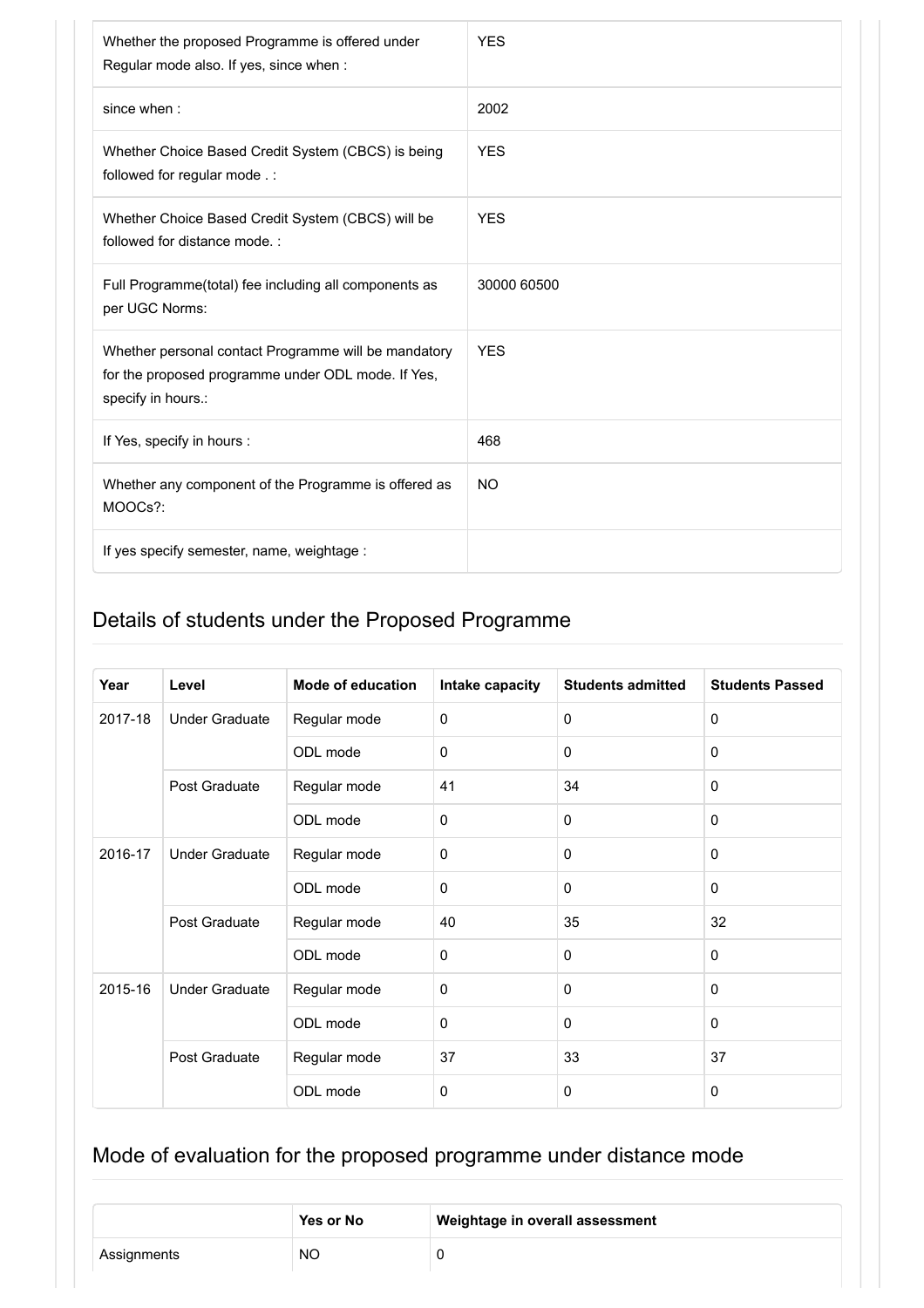| | |
|---|---|
| Whether the proposed Programme is offered under Regular mode also. If yes, since when : | YES |
| since when : | 2002 |
| Whether Choice Based Credit System (CBCS) is being followed for regular mode . : | YES |
| Whether Choice Based Credit System (CBCS) will be followed for distance mode. : | YES |
| Full Programme(total) fee including all components as per UGC Norms: | 30000 60500 |
| Whether personal contact Programme will be mandatory for the proposed programme under ODL mode. If Yes, specify in hours.: | YES |
| If Yes, specify in hours : | 468 |
| Whether any component of the Programme is offered as MOOCs?: | NO |
| If yes specify semester, name, weightage : | |

## Details of students under the Proposed Programme

| Year | Level | Mode of education | Intake capacity | Students admitted | Students Passed |
|---|---|---|---|---|---|
| 2017-18 | Under Graduate | Regular mode | 0 | 0 | 0 |
| | | ODL mode | 0 | 0 | 0 |
| | Post Graduate | Regular mode | 41 | 34 | 0 |
| | | ODL mode | 0 | 0 | 0 |
| 2016-17 | Under Graduate | Regular mode | 0 | 0 | 0 |
| | | ODL mode | 0 | 0 | 0 |
| | Post Graduate | Regular mode | 40 | 35 | 32 |
| | | ODL mode | 0 | 0 | 0 |
| 2015-16 | Under Graduate | Regular mode | 0 | 0 | 0 |
| | | ODL mode | 0 | 0 | 0 |
| | Post Graduate | Regular mode | 37 | 33 | 37 |
| | | ODL mode | 0 | 0 | 0 |

## Mode of evaluation for the proposed programme under distance mode

| | Yes or No | Weightage in overall assessment |
|---|---|---|
| Assignments | NO | 0 |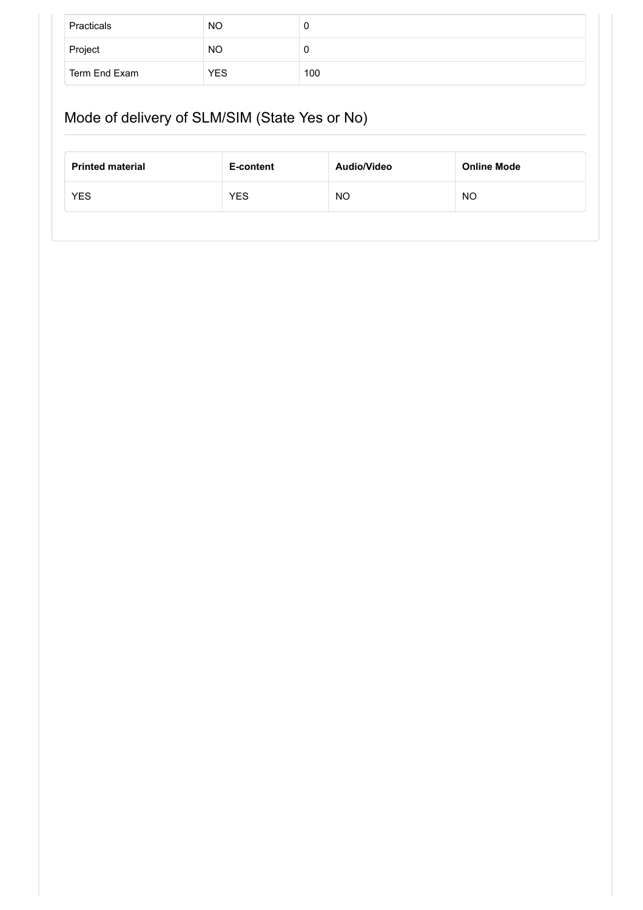| Practicals | NO | 0 |
|---|---|---|
| Project | NO | 0 |
| Term End Exam | YES | 100 |

## Mode of delivery of SLM/SIM (State Yes or No)

| Printed material | E-content | Audio/Video | Online Mode |
|---|---|---|---|
| YES | YES | NO | NO |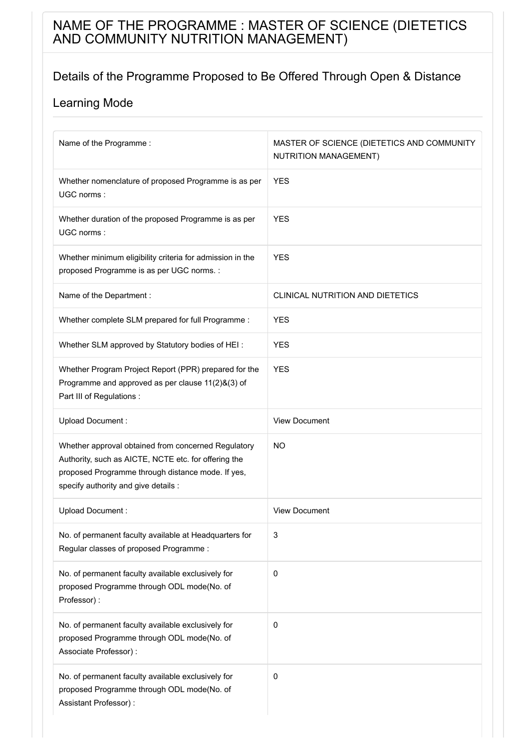# NAME OF THE PROGRAMME : MASTER OF SCIENCE (DIETETICS AND COMMUNITY NUTRITION MANAGEMENT)

## Details of the Programme Proposed to Be Offered Through Open & Distance Learning Mode

| | |
|---|---|
| Name of the Programme : | MASTER OF SCIENCE (DIETETICS AND COMMUNITY NUTRITION MANAGEMENT) |
| Whether nomenclature of proposed Programme is as per UGC norms : | YES |
| Whether duration of the proposed Programme is as per UGC norms : | YES |
| Whether minimum eligibility criteria for admission in the proposed Programme is as per UGC norms. : | YES |
| Name of the Department : | CLINICAL NUTRITION AND DIETETICS |
| Whether complete SLM prepared for full Programme : | YES |
| Whether SLM approved by Statutory bodies of HEI : | YES |
| Whether Program Project Report (PPR) prepared for the Programme and approved as per clause 11(2)&(3) of Part III of Regulations : | YES |
| Upload Document : | View Document |
| Whether approval obtained from concerned Regulatory Authority, such as AICTE, NCTE etc. for offering the proposed Programme through distance mode. If yes, specify authority and give details : | NO |
| Upload Document : | View Document |
| No. of permanent faculty available at Headquarters for Regular classes of proposed Programme : | 3 |
| No. of permanent faculty available exclusively for proposed Programme through ODL mode(No. of Professor) : | 0 |
| No. of permanent faculty available exclusively for proposed Programme through ODL mode(No. of Associate Professor) : | 0 |
| No. of permanent faculty available exclusively for proposed Programme through ODL mode(No. of Assistant Professor) : | 0 |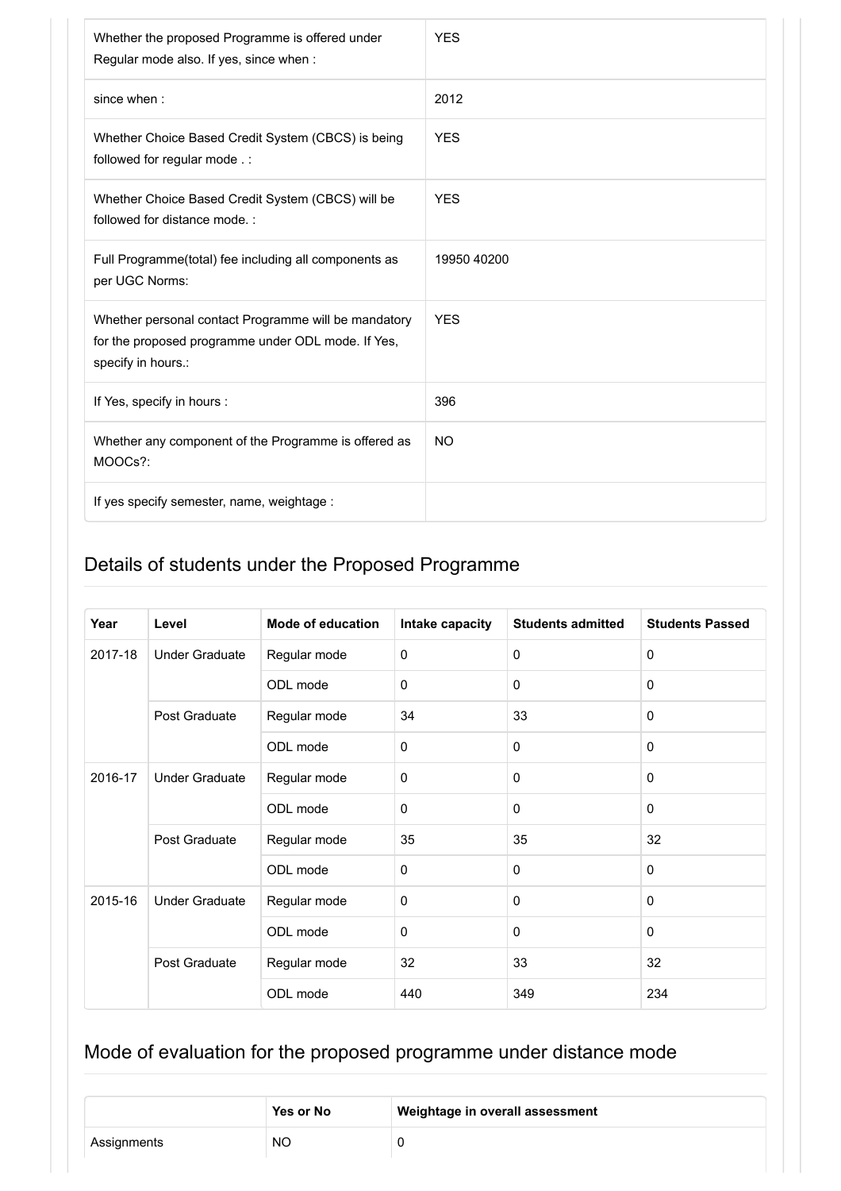| | |
|---|---|
| Whether the proposed Programme is offered under Regular mode also. If yes, since when : | YES |
| since when : | 2012 |
| Whether Choice Based Credit System (CBCS) is being followed for regular mode . : | YES |
| Whether Choice Based Credit System (CBCS) will be followed for distance mode. : | YES |
| Full Programme(total) fee including all components as per UGC Norms: | 19950 40200 |
| Whether personal contact Programme will be mandatory for the proposed programme under ODL mode. If Yes, specify in hours.: | YES |
| If Yes, specify in hours : | 396 |
| Whether any component of the Programme is offered as MOOCs?: | NO |
| If yes specify semester, name, weightage : | |

## Details of students under the Proposed Programme

| Year | Level | Mode of education | Intake capacity | Students admitted | Students Passed |
|---|---|---|---|---|---|
| 2017-18 | Under Graduate | Regular mode | 0 | 0 | 0 |
| | | ODL mode | 0 | 0 | 0 |
| | Post Graduate | Regular mode | 34 | 33 | 0 |
| | | ODL mode | 0 | 0 | 0 |
| 2016-17 | Under Graduate | Regular mode | 0 | 0 | 0 |
| | | ODL mode | 0 | 0 | 0 |
| | Post Graduate | Regular mode | 35 | 35 | 32 |
| | | ODL mode | 0 | 0 | 0 |
| 2015-16 | Under Graduate | Regular mode | 0 | 0 | 0 |
| | | ODL mode | 0 | 0 | 0 |
| | Post Graduate | Regular mode | 32 | 33 | 32 |
| | | ODL mode | 440 | 349 | 234 |

## Mode of evaluation for the proposed programme under distance mode

| | Yes or No | Weightage in overall assessment |
|---|---|---|
| Assignments | NO | 0 |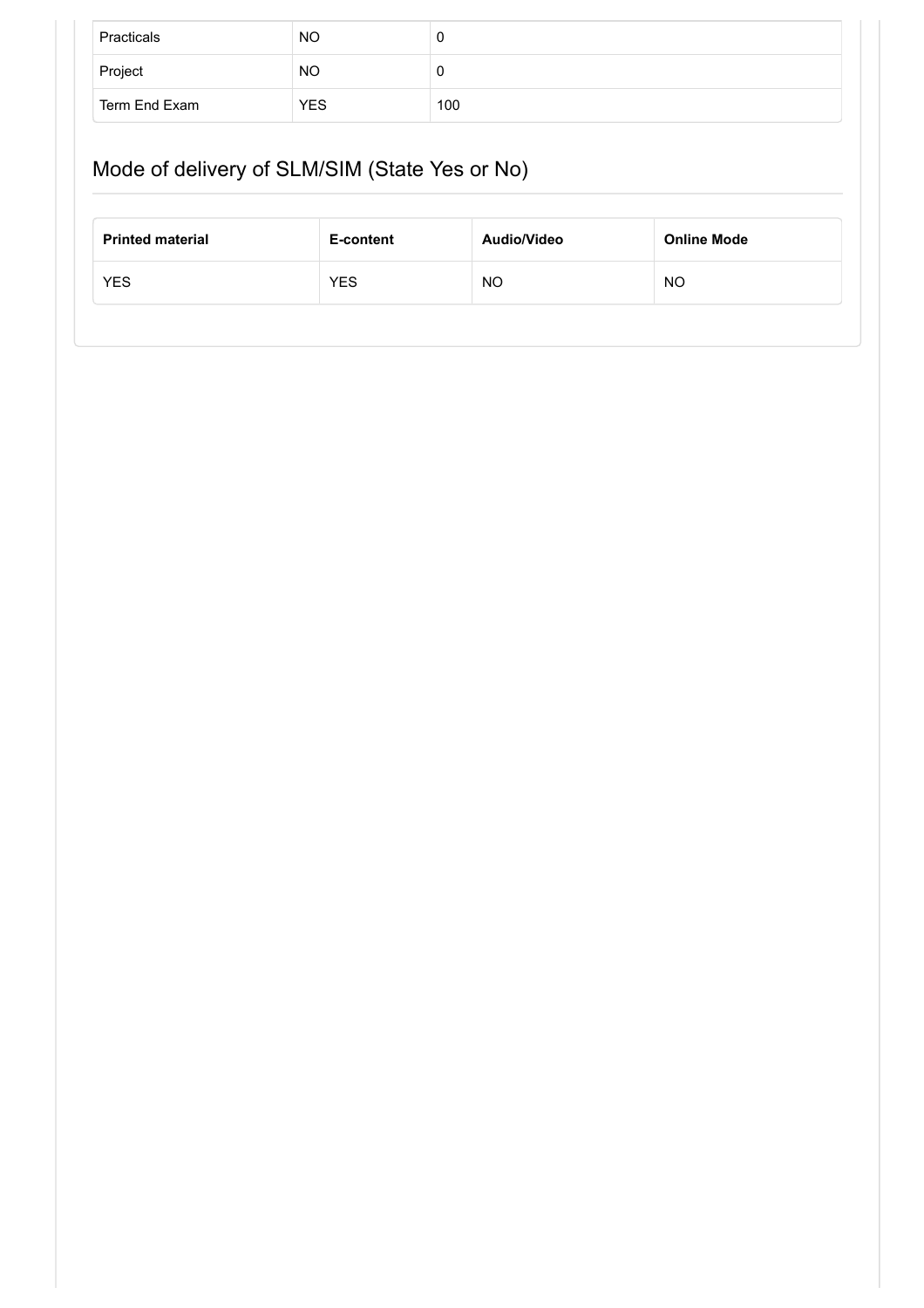| | | |
|---|---|---|
| Practicals | NO | 0 |
| Project | NO | 0 |
| Term End Exam | YES | 100 |

## Mode of delivery of SLM/SIM (State Yes or No)

| Printed material | E-content | Audio/Video | Online Mode |
|---|---|---|---|
| YES | YES | NO | NO |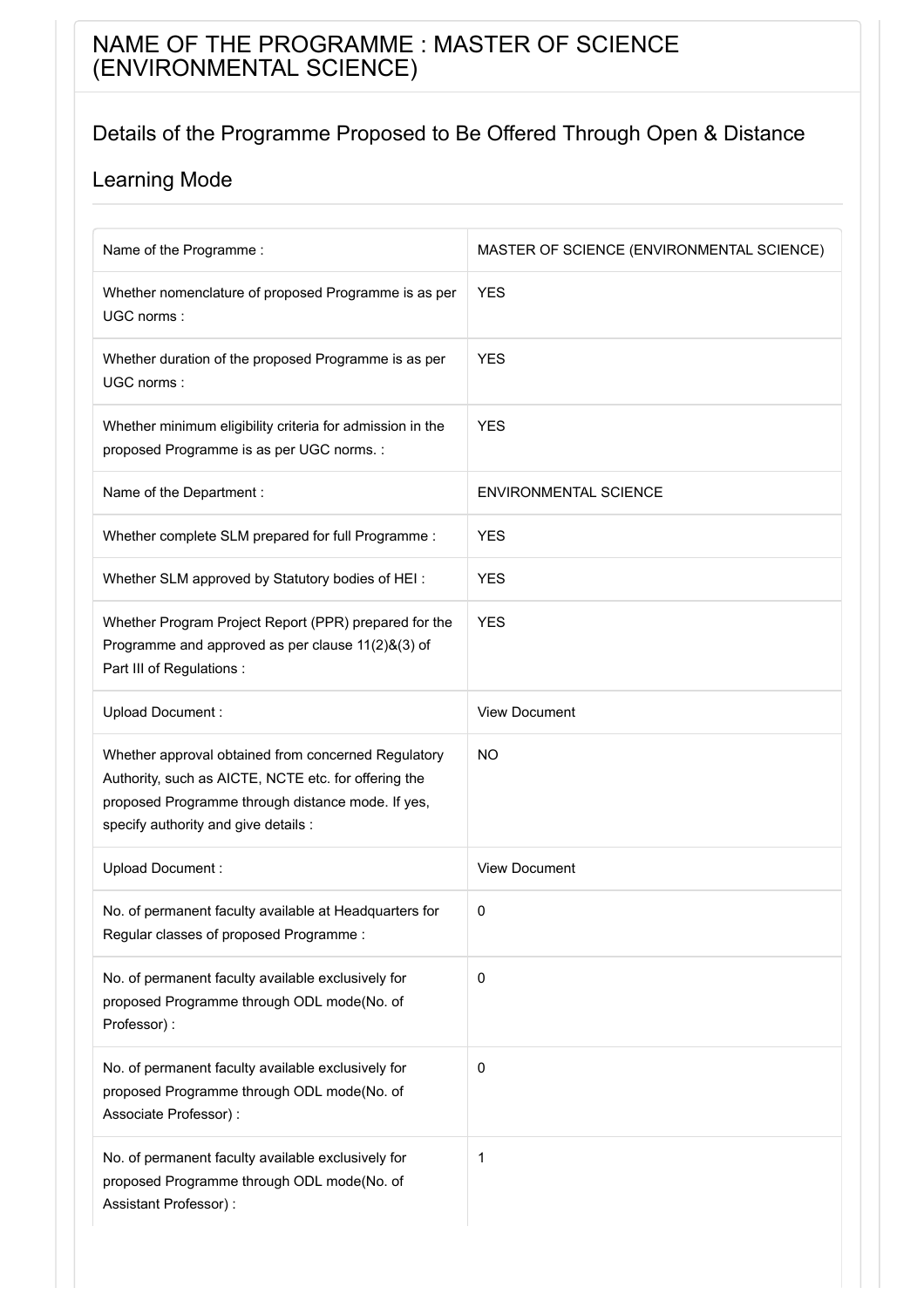# NAME OF THE PROGRAMME : MASTER OF SCIENCE (ENVIRONMENTAL SCIENCE)

## Details of the Programme Proposed to Be Offered Through Open & Distance Learning Mode

| | |
|---|---|
| Name of the Programme : | MASTER OF SCIENCE (ENVIRONMENTAL SCIENCE) |
| Whether nomenclature of proposed Programme is as per UGC norms : | YES |
| Whether duration of the proposed Programme is as per UGC norms : | YES |
| Whether minimum eligibility criteria for admission in the proposed Programme is as per UGC norms. : | YES |
| Name of the Department : | ENVIRONMENTAL SCIENCE |
| Whether complete SLM prepared for full Programme : | YES |
| Whether SLM approved by Statutory bodies of HEI : | YES |
| Whether Program Project Report (PPR) prepared for the Programme and approved as per clause 11(2)&(3) of Part III of Regulations : | YES |
| Upload Document : | View Document |
| Whether approval obtained from concerned Regulatory Authority, such as AICTE, NCTE etc. for offering the proposed Programme through distance mode. If yes, specify authority and give details : | NO |
| Upload Document : | View Document |
| No. of permanent faculty available at Headquarters for Regular classes of proposed Programme : | 0 |
| No. of permanent faculty available exclusively for proposed Programme through ODL mode(No. of Professor) : | 0 |
| No. of permanent faculty available exclusively for proposed Programme through ODL mode(No. of Associate Professor) : | 0 |
| No. of permanent faculty available exclusively for proposed Programme through ODL mode(No. of Assistant Professor) : | 1 |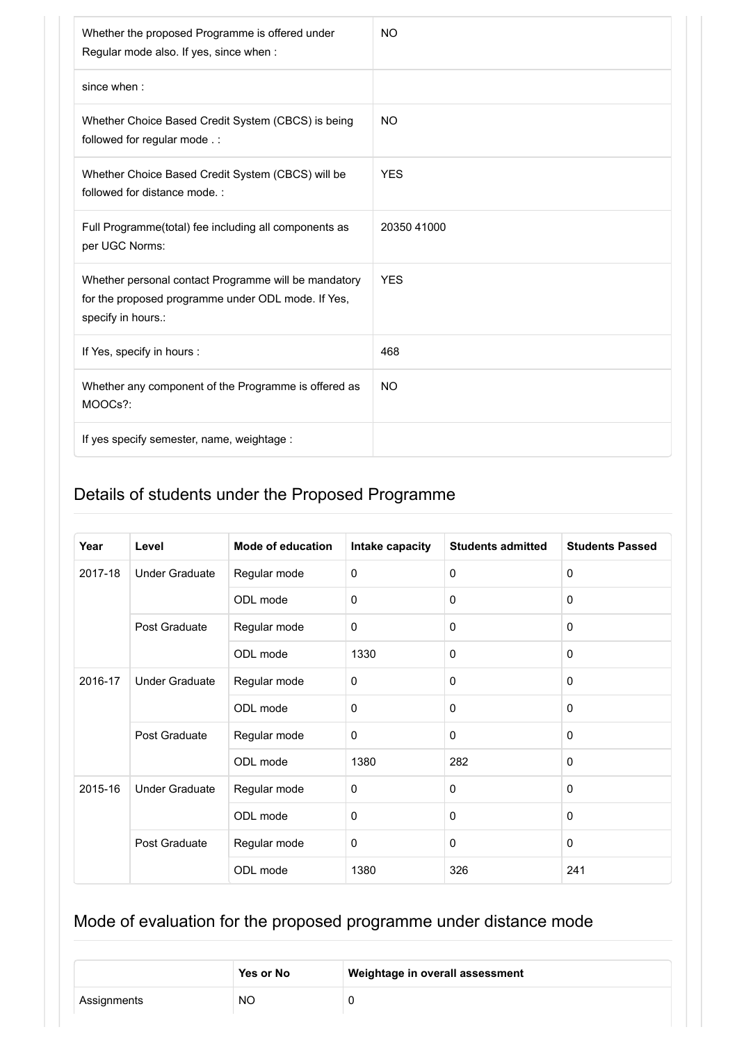| | |
|---|---|
| Whether the proposed Programme is offered under Regular mode also. If yes, since when : | NO |
| since when : | |
| Whether Choice Based Credit System (CBCS) is being followed for regular mode . : | NO |
| Whether Choice Based Credit System (CBCS) will be followed for distance mode. : | YES |
| Full Programme(total) fee including all components as per UGC Norms: | 20350 41000 |
| Whether personal contact Programme will be mandatory for the proposed programme under ODL mode. If Yes, specify in hours.: | YES |
| If Yes, specify in hours : | 468 |
| Whether any component of the Programme is offered as MOOCs?: | NO |
| If yes specify semester, name, weightage : | |

## Details of students under the Proposed Programme

| Year | Level | Mode of education | Intake capacity | Students admitted | Students Passed |
|---|---|---|---|---|---|
| 2017-18 | Under Graduate | Regular mode | 0 | 0 | 0 |
| | | ODL mode | 0 | 0 | 0 |
| | Post Graduate | Regular mode | 0 | 0 | 0 |
| | | ODL mode | 1330 | 0 | 0 |
| 2016-17 | Under Graduate | Regular mode | 0 | 0 | 0 |
| | | ODL mode | 0 | 0 | 0 |
| | Post Graduate | Regular mode | 0 | 0 | 0 |
| | | ODL mode | 1380 | 282 | 0 |
| 2015-16 | Under Graduate | Regular mode | 0 | 0 | 0 |
| | | ODL mode | 0 | 0 | 0 |
| | Post Graduate | Regular mode | 0 | 0 | 0 |
| | | ODL mode | 1380 | 326 | 241 |

## Mode of evaluation for the proposed programme under distance mode

| | Yes or No | Weightage in overall assessment |
|---|---|---|
| Assignments | NO | 0 |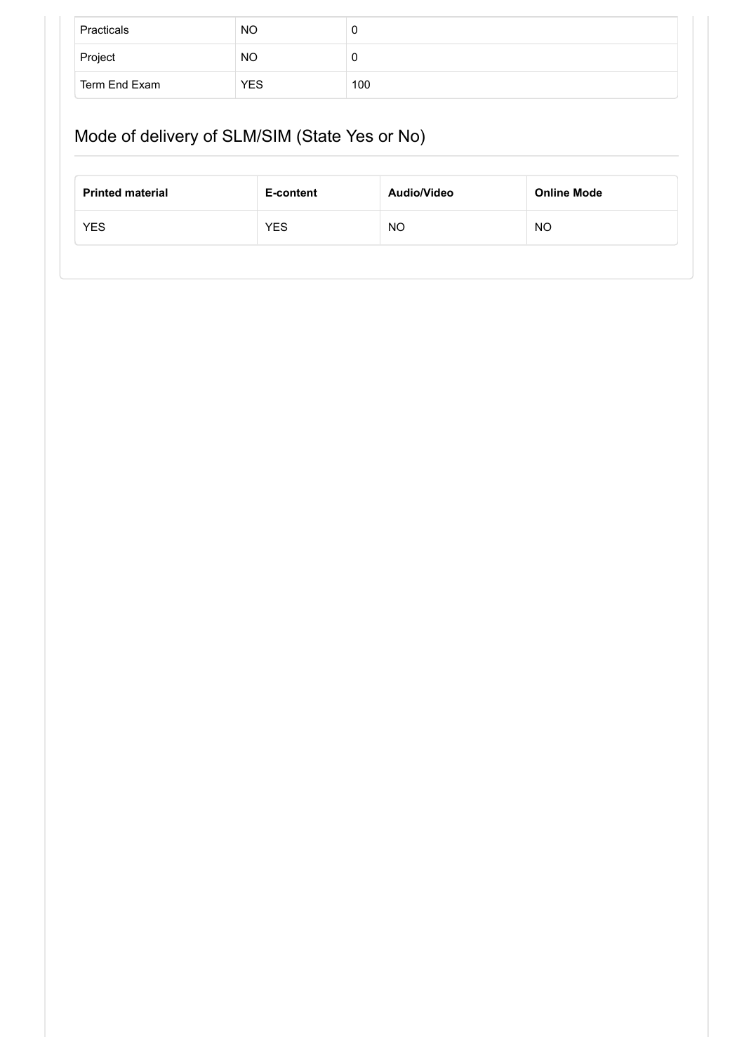| Practicals | NO | 0 |
| --- | --- | --- |
| Project | NO | 0 |
| Term End Exam | YES | 100 |

## Mode of delivery of SLM/SIM (State Yes or No)

| Printed material | E-content | Audio/Video | Online Mode |
| --- | --- | --- | --- |
| YES | YES | NO | NO |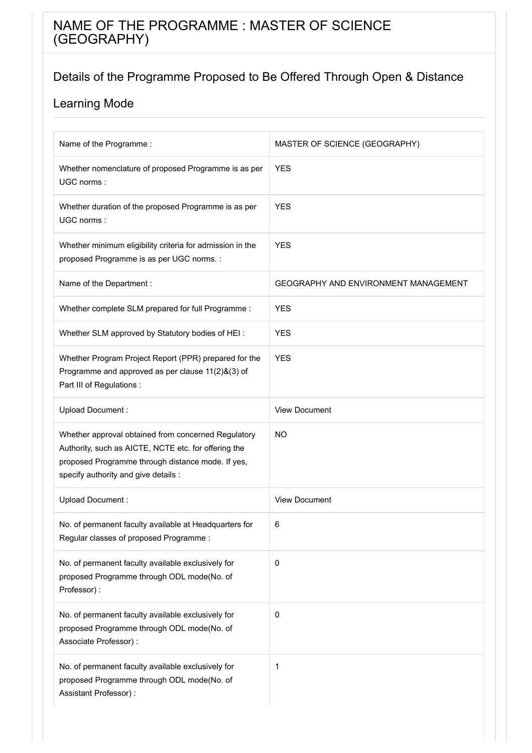# NAME OF THE PROGRAMME : MASTER OF SCIENCE (GEOGRAPHY)

## Details of the Programme Proposed to Be Offered Through Open & Distance Learning Mode

| | |
|---|---|
| Name of the Programme : | MASTER OF SCIENCE (GEOGRAPHY) |
| Whether nomenclature of proposed Programme is as per UGC norms : | YES |
| Whether duration of the proposed Programme is as per UGC norms : | YES |
| Whether minimum eligibility criteria for admission in the proposed Programme is as per UGC norms. : | YES |
| Name of the Department : | GEOGRAPHY AND ENVIRONMENT MANAGEMENT |
| Whether complete SLM prepared for full Programme : | YES |
| Whether SLM approved by Statutory bodies of HEI : | YES |
| Whether Program Project Report (PPR) prepared for the Programme and approved as per clause 11(2)&(3) of Part III of Regulations : | YES |
| Upload Document : | View Document |
| Whether approval obtained from concerned Regulatory Authority, such as AICTE, NCTE etc. for offering the proposed Programme through distance mode. If yes, specify authority and give details : | NO |
| Upload Document : | View Document |
| No. of permanent faculty available at Headquarters for Regular classes of proposed Programme : | 6 |
| No. of permanent faculty available exclusively for proposed Programme through ODL mode(No. of Professor) : | 0 |
| No. of permanent faculty available exclusively for proposed Programme through ODL mode(No. of Associate Professor) : | 0 |
| No. of permanent faculty available exclusively for proposed Programme through ODL mode(No. of Assistant Professor) : | 1 |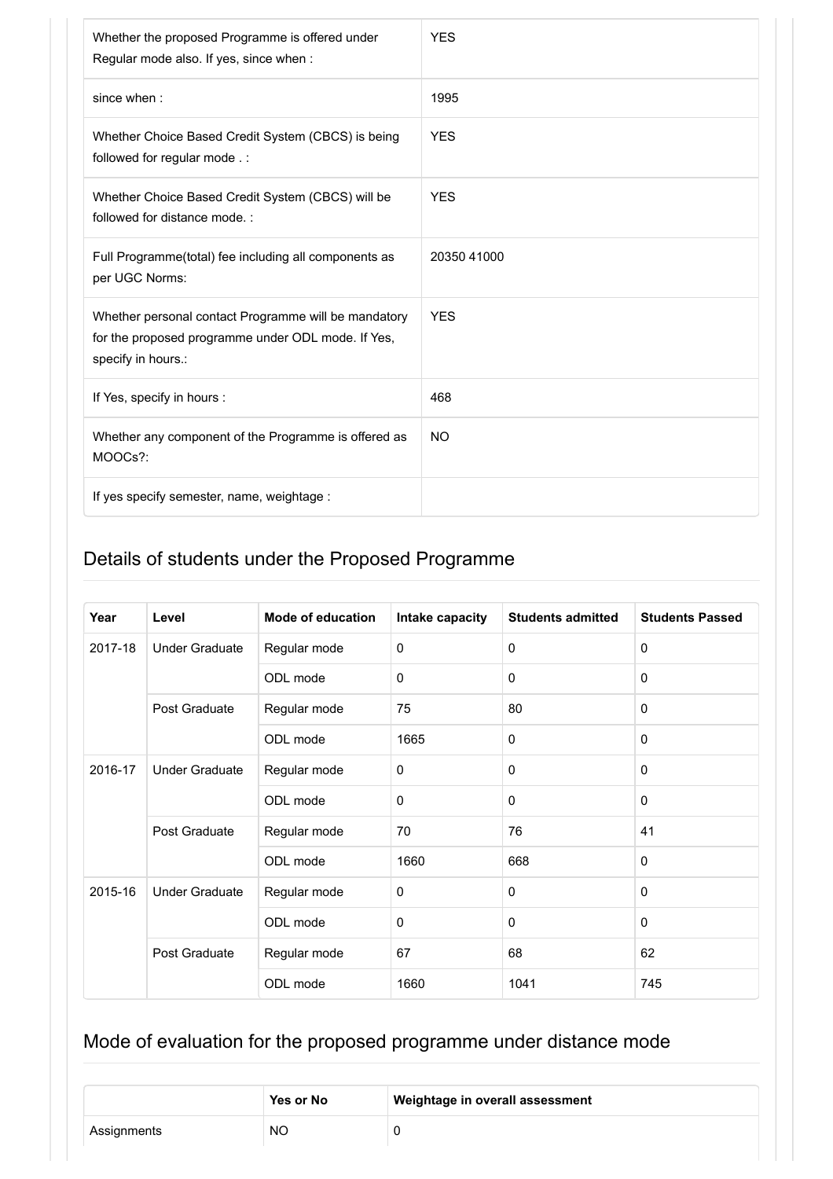| | |
|---|---|
| Whether the proposed Programme is offered under Regular mode also. If yes, since when : | YES |
| since when : | 1995 |
| Whether Choice Based Credit System (CBCS) is being followed for regular mode . : | YES |
| Whether Choice Based Credit System (CBCS) will be followed for distance mode. : | YES |
| Full Programme(total) fee including all components as per UGC Norms: | 20350 41000 |
| Whether personal contact Programme will be mandatory for the proposed programme under ODL mode. If Yes, specify in hours.: | YES |
| If Yes, specify in hours : | 468 |
| Whether any component of the Programme is offered as MOOCs?: | NO |
| If yes specify semester, name, weightage : | |

## Details of students under the Proposed Programme

| Year | Level | Mode of education | Intake capacity | Students admitted | Students Passed |
|---|---|---|---|---|---|
| 2017-18 | Under Graduate | Regular mode | 0 | 0 | 0 |
| | | ODL mode | 0 | 0 | 0 |
| | Post Graduate | Regular mode | 75 | 80 | 0 |
| | | ODL mode | 1665 | 0 | 0 |
| 2016-17 | Under Graduate | Regular mode | 0 | 0 | 0 |
| | | ODL mode | 0 | 0 | 0 |
| | Post Graduate | Regular mode | 70 | 76 | 41 |
| | | ODL mode | 1660 | 668 | 0 |
| 2015-16 | Under Graduate | Regular mode | 0 | 0 | 0 |
| | | ODL mode | 0 | 0 | 0 |
| | Post Graduate | Regular mode | 67 | 68 | 62 |
| | | ODL mode | 1660 | 1041 | 745 |

## Mode of evaluation for the proposed programme under distance mode

| | Yes or No | Weightage in overall assessment |
|---|---|---|
| Assignments | NO | 0 |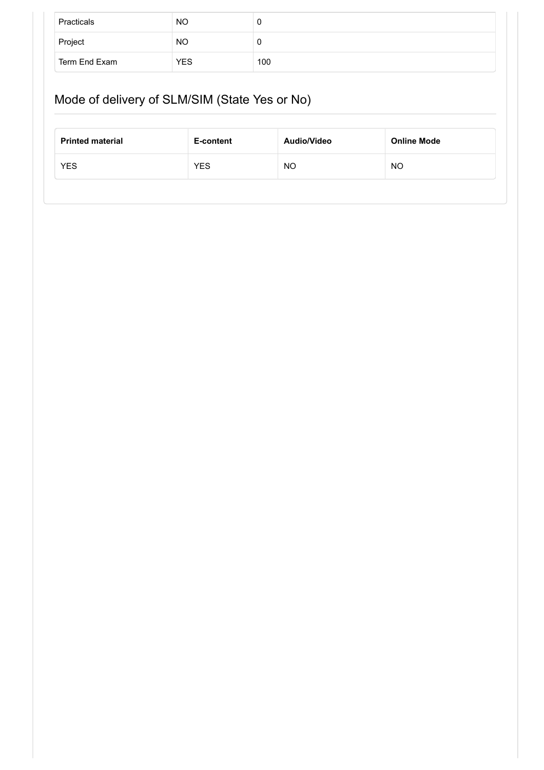| Practicals | NO | 0 |
|---|---|---|
| Project | NO | 0 |
| Term End Exam | YES | 100 |

## Mode of delivery of SLM/SIM (State Yes or No)

| Printed material | E-content | Audio/Video | Online Mode |
|---|---|---|---|
| YES | YES | NO | NO |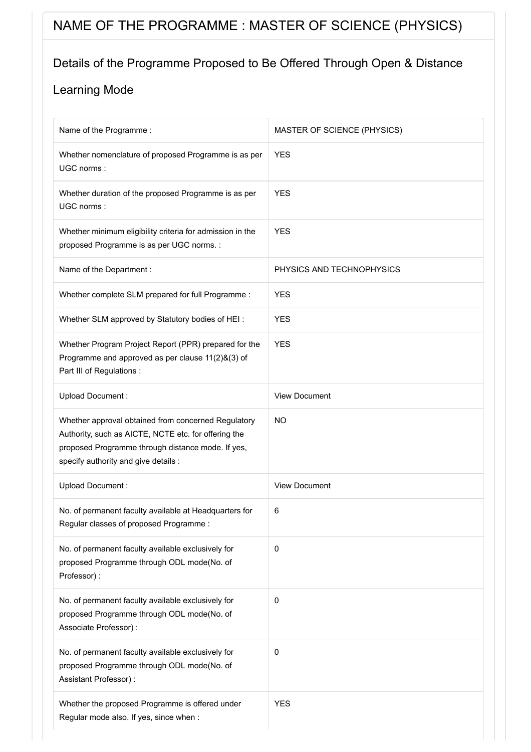# NAME OF THE PROGRAMME : MASTER OF SCIENCE (PHYSICS)

## Details of the Programme Proposed to Be Offered Through Open & Distance Learning Mode

| | |
|---|---|
| Name of the Programme : | MASTER OF SCIENCE (PHYSICS) |
| Whether nomenclature of proposed Programme is as per UGC norms : | YES |
| Whether duration of the proposed Programme is as per UGC norms : | YES |
| Whether minimum eligibility criteria for admission in the proposed Programme is as per UGC norms. : | YES |
| Name of the Department : | PHYSICS AND TECHNOPHYSICS |
| Whether complete SLM prepared for full Programme : | YES |
| Whether SLM approved by Statutory bodies of HEI : | YES |
| Whether Program Project Report (PPR) prepared for the Programme and approved as per clause 11(2)&(3) of Part III of Regulations : | YES |
| Upload Document : | View Document |
| Whether approval obtained from concerned Regulatory Authority, such as AICTE, NCTE etc. for offering the proposed Programme through distance mode. If yes, specify authority and give details : | NO |
| Upload Document : | View Document |
| No. of permanent faculty available at Headquarters for Regular classes of proposed Programme : | 6 |
| No. of permanent faculty available exclusively for proposed Programme through ODL mode(No. of Professor) : | 0 |
| No. of permanent faculty available exclusively for proposed Programme through ODL mode(No. of Associate Professor) : | 0 |
| No. of permanent faculty available exclusively for proposed Programme through ODL mode(No. of Assistant Professor) : | 0 |
| Whether the proposed Programme is offered under Regular mode also. If yes, since when : | YES |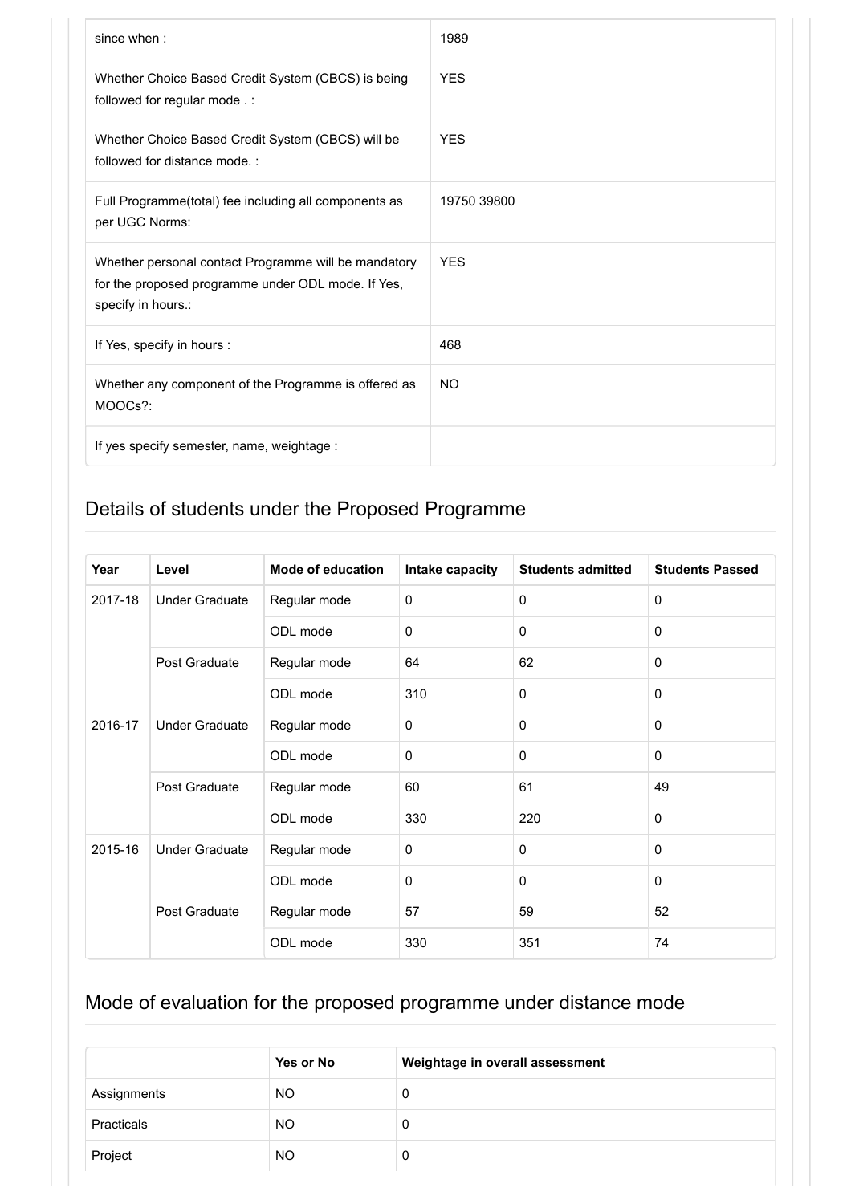| | |
|---|---|
| since when : | 1989 |
| Whether Choice Based Credit System (CBCS) is being followed for regular mode . : | YES |
| Whether Choice Based Credit System (CBCS) will be followed for distance mode. : | YES |
| Full Programme(total) fee including all components as per UGC Norms: | 19750 39800 |
| Whether personal contact Programme will be mandatory for the proposed programme under ODL mode. If Yes, specify in hours.: | YES |
| If Yes, specify in hours : | 468 |
| Whether any component of the Programme is offered as MOOCs?: | NO |
| If yes specify semester, name, weightage : | |

## Details of students under the Proposed Programme

| Year | Level | Mode of education | Intake capacity | Students admitted | Students Passed |
|---|---|---|---|---|---|
| 2017-18 | Under Graduate | Regular mode | 0 | 0 | 0 |
| | | ODL mode | 0 | 0 | 0 |
| | Post Graduate | Regular mode | 64 | 62 | 0 |
| | | ODL mode | 310 | 0 | 0 |
| 2016-17 | Under Graduate | Regular mode | 0 | 0 | 0 |
| | | ODL mode | 0 | 0 | 0 |
| | Post Graduate | Regular mode | 60 | 61 | 49 |
| | | ODL mode | 330 | 220 | 0 |
| 2015-16 | Under Graduate | Regular mode | 0 | 0 | 0 |
| | | ODL mode | 0 | 0 | 0 |
| | Post Graduate | Regular mode | 57 | 59 | 52 |
| | | ODL mode | 330 | 351 | 74 |

## Mode of evaluation for the proposed programme under distance mode

| | Yes or No | Weightage in overall assessment |
|---|---|---|
| Assignments | NO | 0 |
| Practicals | NO | 0 |
| Project | NO | 0 |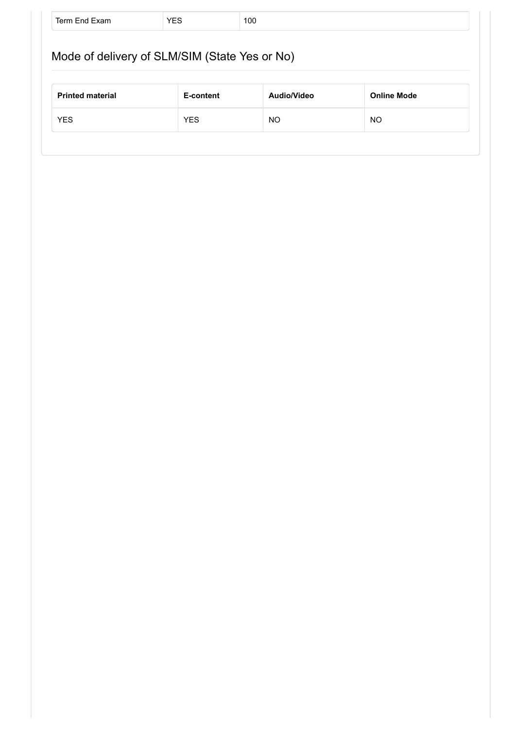| Term End Exam | YES | 100 |
|---|---|---|

## Mode of delivery of SLM/SIM (State Yes or No)

| Printed material | E-content | Audio/Video | Online Mode |
|---|---|---|---|
| YES | YES | NO | NO |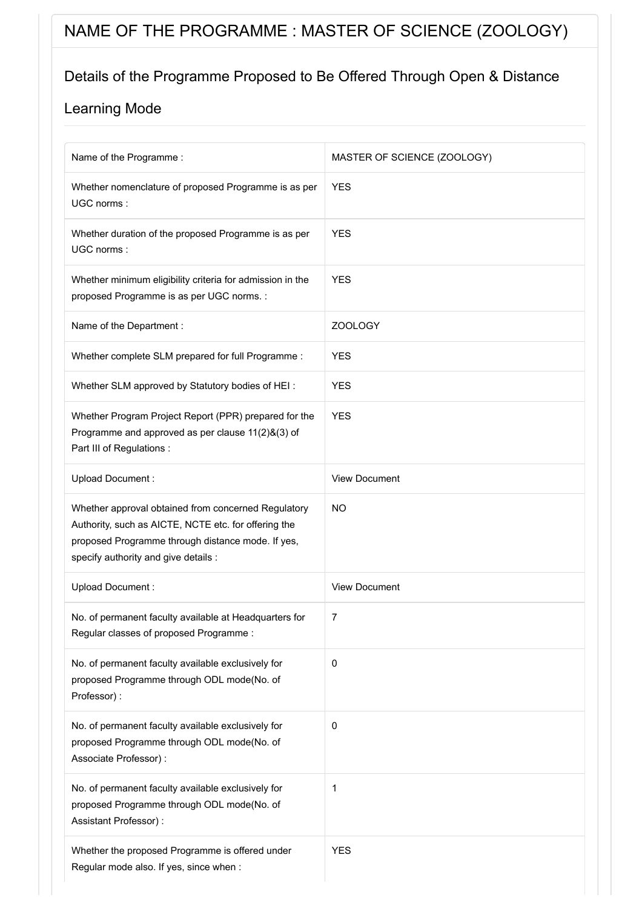# NAME OF THE PROGRAMME : MASTER OF SCIENCE (ZOOLOGY)

## Details of the Programme Proposed to Be Offered Through Open & Distance Learning Mode

| | |
|---|---|
| Name of the Programme : | MASTER OF SCIENCE (ZOOLOGY) |
| Whether nomenclature of proposed Programme is as per UGC norms : | YES |
| Whether duration of the proposed Programme is as per UGC norms : | YES |
| Whether minimum eligibility criteria for admission in the proposed Programme is as per UGC norms. : | YES |
| Name of the Department : | ZOOLOGY |
| Whether complete SLM prepared for full Programme : | YES |
| Whether SLM approved by Statutory bodies of HEI : | YES |
| Whether Program Project Report (PPR) prepared for the Programme and approved as per clause 11(2)&(3) of Part III of Regulations : | YES |
| Upload Document : | View Document |
| Whether approval obtained from concerned Regulatory Authority, such as AICTE, NCTE etc. for offering the proposed Programme through distance mode. If yes, specify authority and give details : | NO |
| Upload Document : | View Document |
| No. of permanent faculty available at Headquarters for Regular classes of proposed Programme : | 7 |
| No. of permanent faculty available exclusively for proposed Programme through ODL mode(No. of Professor) : | 0 |
| No. of permanent faculty available exclusively for proposed Programme through ODL mode(No. of Associate Professor) : | 0 |
| No. of permanent faculty available exclusively for proposed Programme through ODL mode(No. of Assistant Professor) : | 1 |
| Whether the proposed Programme is offered under Regular mode also. If yes, since when : | YES |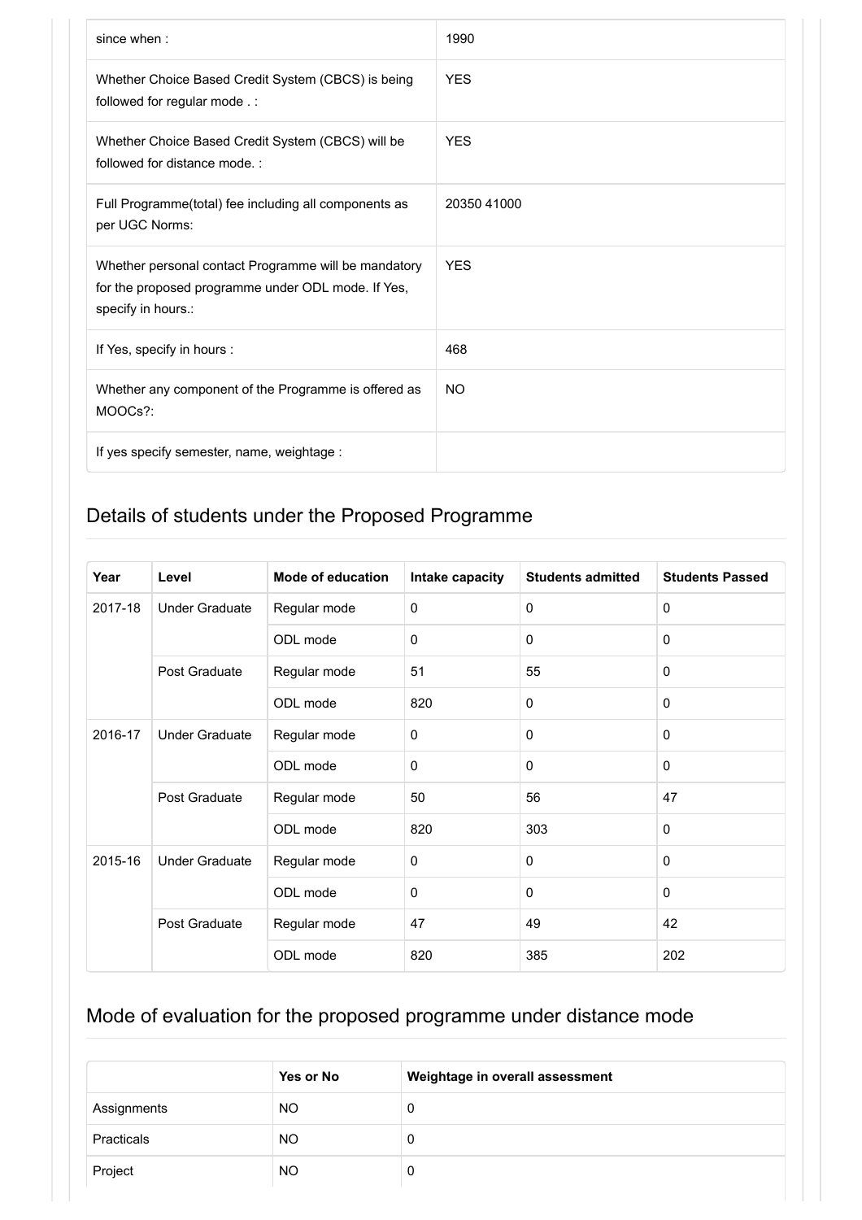| | |
|---|---|
| since when : | 1990 |
| Whether Choice Based Credit System (CBCS) is being followed for regular mode . : | YES |
| Whether Choice Based Credit System (CBCS) will be followed for distance mode. : | YES |
| Full Programme(total) fee including all components as per UGC Norms: | 20350 41000 |
| Whether personal contact Programme will be mandatory for the proposed programme under ODL mode. If Yes, specify in hours.: | YES |
| If Yes, specify in hours : | 468 |
| Whether any component of the Programme is offered as MOOCs?: | NO |
| If yes specify semester, name, weightage : | |

## Details of students under the Proposed Programme

| Year | Level | Mode of education | Intake capacity | Students admitted | Students Passed |
|---|---|---|---|---|---|
| 2017-18 | Under Graduate | Regular mode | 0 | 0 | 0 |
| | | ODL mode | 0 | 0 | 0 |
| | Post Graduate | Regular mode | 51 | 55 | 0 |
| | | ODL mode | 820 | 0 | 0 |
| 2016-17 | Under Graduate | Regular mode | 0 | 0 | 0 |
| | | ODL mode | 0 | 0 | 0 |
| | Post Graduate | Regular mode | 50 | 56 | 47 |
| | | ODL mode | 820 | 303 | 0 |
| 2015-16 | Under Graduate | Regular mode | 0 | 0 | 0 |
| | | ODL mode | 0 | 0 | 0 |
| | Post Graduate | Regular mode | 47 | 49 | 42 |
| | | ODL mode | 820 | 385 | 202 |

## Mode of evaluation for the proposed programme under distance mode

| | Yes or No | Weightage in overall assessment |
|---|---|---|
| Assignments | NO | 0 |
| Practicals | NO | 0 |
| Project | NO | 0 |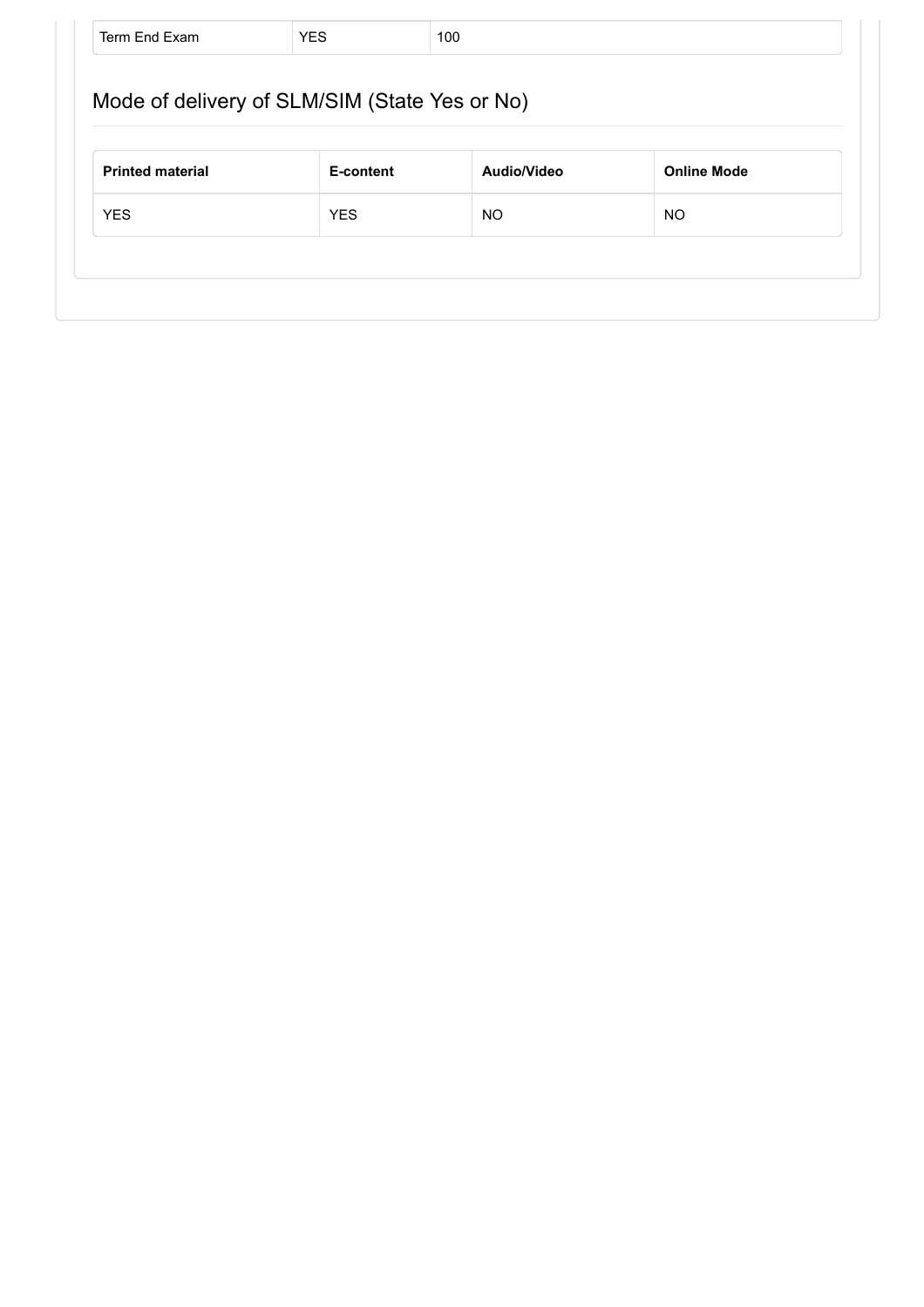| Term End Exam | YES | 100 |
| --- | --- | --- |

## Mode of delivery of SLM/SIM (State Yes or No)

| Printed material | E-content | Audio/Video | Online Mode |
| --- | --- | --- | --- |
| YES | YES | NO | NO |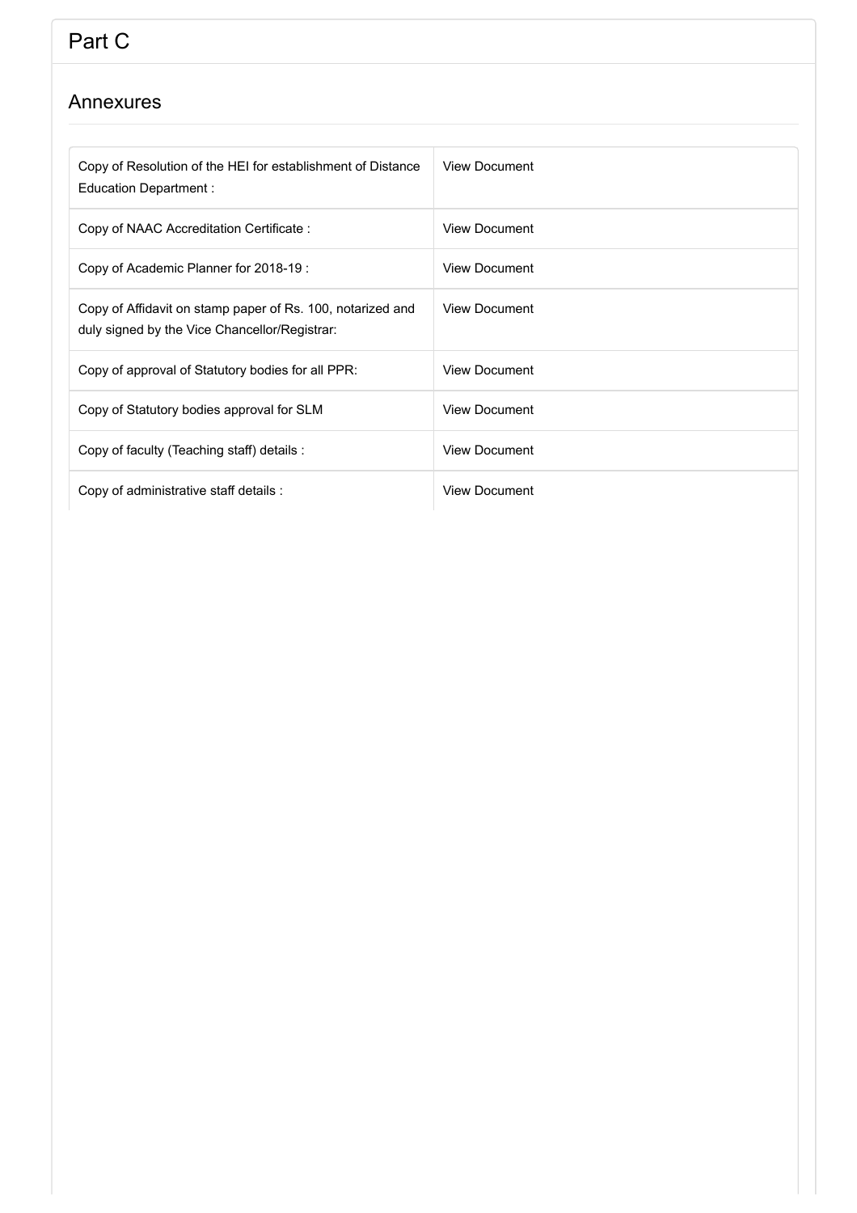# Part C

## Annexures

| | |
|---|---|
| Copy of Resolution of the HEI for establishment of Distance Education Department : | View Document |
| Copy of NAAC Accreditation Certificate : | View Document |
| Copy of Academic Planner for 2018-19 : | View Document |
| Copy of Affidavit on stamp paper of Rs. 100, notarized and duly signed by the Vice Chancellor/Registrar: | View Document |
| Copy of approval of Statutory bodies for all PPR: | View Document |
| Copy of Statutory bodies approval for SLM | View Document |
| Copy of faculty (Teaching staff) details : | View Document |
| Copy of administrative staff details : | View Document |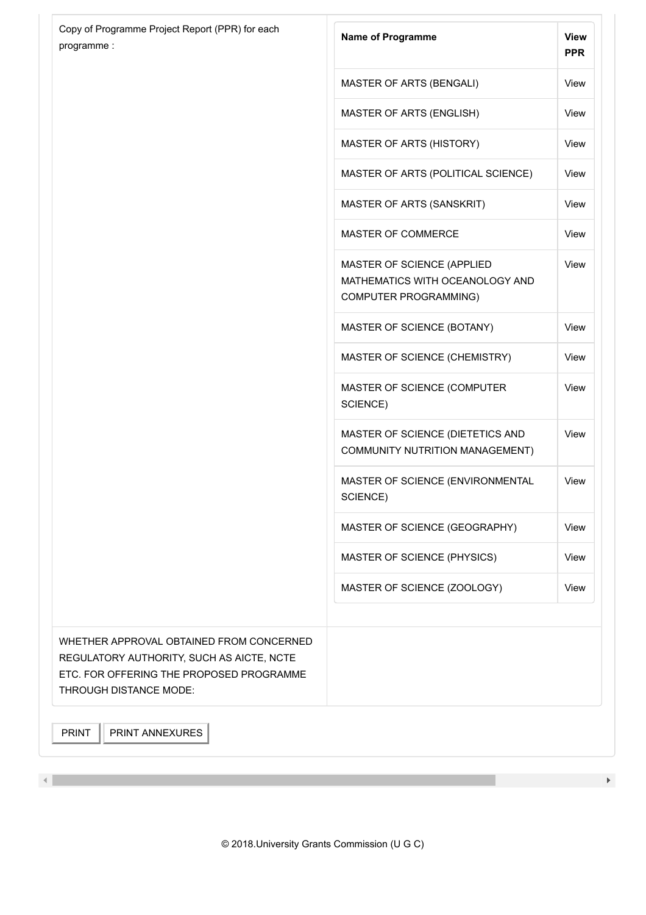| | |
|---|---|
| Copy of Programme Project Report (PPR) for each programme : | |

| Name of Programme | View PPR |
|---|---|
| MASTER OF ARTS (BENGALI) | View |
| MASTER OF ARTS (ENGLISH) | View |
| MASTER OF ARTS (HISTORY) | View |
| MASTER OF ARTS (POLITICAL SCIENCE) | View |
| MASTER OF ARTS (SANSKRIT) | View |
| MASTER OF COMMERCE | View |
| MASTER OF SCIENCE (APPLIED MATHEMATICS WITH OCEANOLOGY AND COMPUTER PROGRAMMING) | View |
| MASTER OF SCIENCE (BOTANY) | View |
| MASTER OF SCIENCE (CHEMISTRY) | View |
| MASTER OF SCIENCE (COMPUTER SCIENCE) | View |
| MASTER OF SCIENCE (DIETETICS AND COMMUNITY NUTRITION MANAGEMENT) | View |
| MASTER OF SCIENCE (ENVIRONMENTAL SCIENCE) | View |
| MASTER OF SCIENCE (GEOGRAPHY) | View |
| MASTER OF SCIENCE (PHYSICS) | View |
| MASTER OF SCIENCE (ZOOLOGY) | View |

| | |
|---|---|
| WHETHER APPROVAL OBTAINED FROM CONCERNED REGULATORY AUTHORITY, SUCH AS AICTE, NCTE ETC. FOR OFFERING THE PROPOSED PROGRAMME THROUGH DISTANCE MODE: | |

PRINT PRINT ANNEXURES

© 2018.University Grants Commission (U G C)